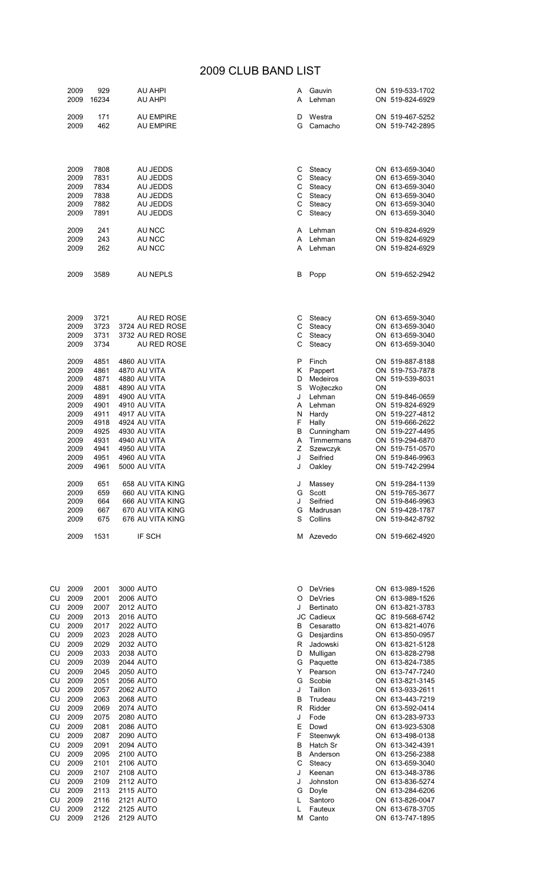# 2009 CLUB BAND LIST

| | Year | Start | End / Club | Init | Name | Prov | Phone |
|---|---|---|---|---|---|---|---|
| | 2009 | 929 | AU AHPI | A | Gauvin | ON | 519-533-1702 |
| | 2009 | 16234 | AU AHPI | A | Lehman | ON | 519-824-6929 |
| | 2009 | 171 | AU EMPIRE | D | Westra | ON | 519-467-5252 |
| | 2009 | 462 | AU EMPIRE | G | Camacho | ON | 519-742-2895 |
| | 2009 | 7808 | AU JEDDS | C | Steacy | ON | 613-659-3040 |
| | 2009 | 7831 | AU JEDDS | C | Steacy | ON | 613-659-3040 |
| | 2009 | 7834 | AU JEDDS | C | Steacy | ON | 613-659-3040 |
| | 2009 | 7838 | AU JEDDS | C | Steacy | ON | 613-659-3040 |
| | 2009 | 7882 | AU JEDDS | C | Steacy | ON | 613-659-3040 |
| | 2009 | 7891 | AU JEDDS | C | Steacy | ON | 613-659-3040 |
| | 2009 | 241 | AU NCC | A | Lehman | ON | 519-824-6929 |
| | 2009 | 243 | AU NCC | A | Lehman | ON | 519-824-6929 |
| | 2009 | 262 | AU NCC | A | Lehman | ON | 519-824-6929 |
| | 2009 | 3589 | AU NEPLS | B | Popp | ON | 519-652-2942 |
| | 2009 | 3721 | AU RED ROSE | C | Steacy | ON | 613-659-3040 |
| | 2009 | 3723 | 3724 AU RED ROSE | C | Steacy | ON | 613-659-3040 |
| | 2009 | 3731 | 3732 AU RED ROSE | C | Steacy | ON | 613-659-3040 |
| | 2009 | 3734 | AU RED ROSE | C | Steacy | ON | 613-659-3040 |
| | 2009 | 4851 | 4860 AU VITA | P | Finch | ON | 519-887-8188 |
| | 2009 | 4861 | 4870 AU VITA | K | Pappert | ON | 519-753-7878 |
| | 2009 | 4871 | 4880 AU VITA | D | Medeiros | ON | 519-539-8031 |
| | 2009 | 4881 | 4890 AU VITA | S | Wojteczko | ON | |
| | 2009 | 4891 | 4900 AU VITA | J | Lehman | ON | 519-846-0659 |
| | 2009 | 4901 | 4910 AU VITA | A | Lehman | ON | 519-824-6929 |
| | 2009 | 4911 | 4917 AU VITA | N | Hardy | ON | 519-227-4812 |
| | 2009 | 4918 | 4924 AU VITA | F | Hally | ON | 519-666-2622 |
| | 2009 | 4925 | 4930 AU VITA | B | Cunningham | ON | 519-227-4495 |
| | 2009 | 4931 | 4940 AU VITA | A | Timmermans | ON | 519-294-6870 |
| | 2009 | 4941 | 4950 AU VITA | Z | Szewczyk | ON | 519-751-0570 |
| | 2009 | 4951 | 4960 AU VITA | J | Seifried | ON | 519-846-9963 |
| | 2009 | 4961 | 5000 AU VITA | J | Oakley | ON | 519-742-2994 |
| | 2009 | 651 | 658 AU VITA KING | J | Massey | ON | 519-284-1139 |
| | 2009 | 659 | 660 AU VITA KING | G | Scott | ON | 519-765-3677 |
| | 2009 | 664 | 666 AU VITA KING | J | Seifried | ON | 519-846-9963 |
| | 2009 | 667 | 670 AU VITA KING | G | Madrusan | ON | 519-428-1787 |
| | 2009 | 675 | 676 AU VITA KING | S | Collins | ON | 519-842-8792 |
| | 2009 | 1531 | IF SCH | M | Azevedo | ON | 519-662-4920 |
| CU | 2009 | 2001 | 3000 AUTO | O | DeVries | ON | 613-989-1526 |
| CU | 2009 | 2001 | 2006 AUTO | O | DeVries | ON | 613-989-1526 |
| CU | 2009 | 2007 | 2012 AUTO | J | Bertinato | ON | 613-821-3783 |
| CU | 2009 | 2013 | 2016 AUTO | JC | Cadieux | QC | 819-568-6742 |
| CU | 2009 | 2017 | 2022 AUTO | B | Cesaratto | ON | 613-821-4076 |
| CU | 2009 | 2023 | 2028 AUTO | G | Desjardins | ON | 613-850-0957 |
| CU | 2009 | 2029 | 2032 AUTO | R | Jadowski | ON | 613-821-5128 |
| CU | 2009 | 2033 | 2038 AUTO | D | Mulligan | ON | 613-828-2798 |
| CU | 2009 | 2039 | 2044 AUTO | G | Paquette | ON | 613-824-7385 |
| CU | 2009 | 2045 | 2050 AUTO | Y | Pearson | ON | 613-747-7240 |
| CU | 2009 | 2051 | 2056 AUTO | G | Scobie | ON | 613-821-3145 |
| CU | 2009 | 2057 | 2062 AUTO | J | Taillon | ON | 613-933-2611 |
| CU | 2009 | 2063 | 2068 AUTO | B | Trudeau | ON | 613-443-7219 |
| CU | 2009 | 2069 | 2074 AUTO | R | Ridder | ON | 613-592-0414 |
| CU | 2009 | 2075 | 2080 AUTO | J | Fode | ON | 613-283-9733 |
| CU | 2009 | 2081 | 2086 AUTO | E | Dowd | ON | 613-923-5308 |
| CU | 2009 | 2087 | 2090 AUTO | F | Steenwyk | ON | 613-498-0138 |
| CU | 2009 | 2091 | 2094 AUTO | B | Hatch Sr | ON | 613-342-4391 |
| CU | 2009 | 2095 | 2100 AUTO | B | Anderson | ON | 613-256-2388 |
| CU | 2009 | 2101 | 2106 AUTO | C | Steacy | ON | 613-659-3040 |
| CU | 2009 | 2107 | 2108 AUTO | J | Keenan | ON | 613-348-3786 |
| CU | 2009 | 2109 | 2112 AUTO | J | Johnston | ON | 613-836-5274 |
| CU | 2009 | 2113 | 2115 AUTO | G | Doyle | ON | 613-284-6206 |
| CU | 2009 | 2116 | 2121 AUTO | L | Santoro | ON | 613-826-0047 |
| CU | 2009 | 2122 | 2125 AUTO | L | Fauteux | ON | 613-678-3705 |
| CU | 2009 | 2126 | 2129 AUTO | M | Canto | ON | 613-747-1895 |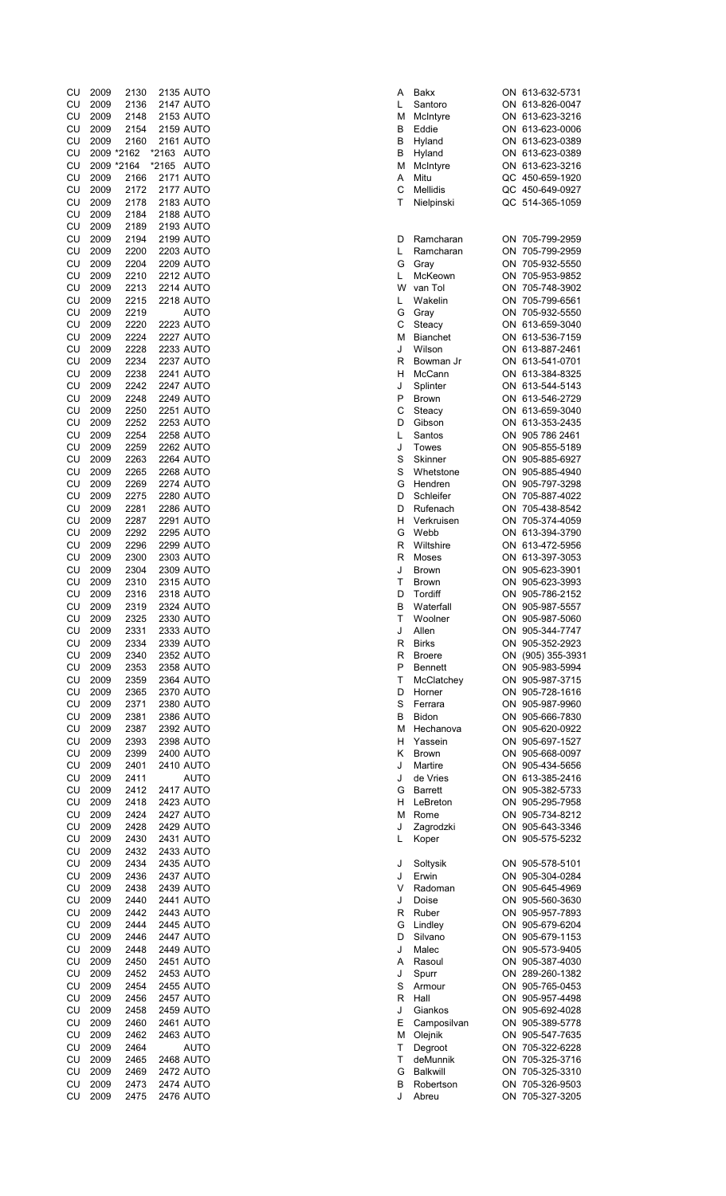| | | | | | | | | |
|---|---|---|---|---|---|---|---|---|
| CU | 2009 | 2130 | 2135 | AUTO | A | Bakx | ON | 613-632-5731 |
| CU | 2009 | 2136 | 2147 | AUTO | L | Santoro | ON | 613-826-0047 |
| CU | 2009 | 2148 | 2153 | AUTO | M | McIntyre | ON | 613-623-3216 |
| CU | 2009 | 2154 | 2159 | AUTO | B | Eddie | ON | 613-623-0006 |
| CU | 2009 | 2160 | 2161 | AUTO | B | Hyland | ON | 613-623-0389 |
| CU | 2009 | *2162 | *2163 | AUTO | B | Hyland | ON | 613-623-0389 |
| CU | 2009 | *2164 | *2165 | AUTO | M | McIntyre | ON | 613-623-3216 |
| CU | 2009 | 2166 | 2171 | AUTO | A | Mitu | QC | 450-659-1920 |
| CU | 2009 | 2172 | 2177 | AUTO | C | Mellidis | QC | 450-649-0927 |
| CU | 2009 | 2178 | 2183 | AUTO | T | Nielpinski | QC | 514-365-1059 |
| CU | 2009 | 2184 | 2188 | AUTO | | | | |
| CU | 2009 | 2189 | 2193 | AUTO | | | | |
| CU | 2009 | 2194 | 2199 | AUTO | D | Ramcharan | ON | 705-799-2959 |
| CU | 2009 | 2200 | 2203 | AUTO | L | Ramcharan | ON | 705-799-2959 |
| CU | 2009 | 2204 | 2209 | AUTO | G | Gray | ON | 705-932-5550 |
| CU | 2009 | 2210 | 2212 | AUTO | L | McKeown | ON | 705-953-9852 |
| CU | 2009 | 2213 | 2214 | AUTO | W | van Tol | ON | 705-748-3902 |
| CU | 2009 | 2215 | 2218 | AUTO | L | Wakelin | ON | 705-799-6561 |
| CU | 2009 | 2219 | | AUTO | G | Gray | ON | 705-932-5550 |
| CU | 2009 | 2220 | 2223 | AUTO | C | Steacy | ON | 613-659-3040 |
| CU | 2009 | 2224 | 2227 | AUTO | M | Bianchet | ON | 613-536-7159 |
| CU | 2009 | 2228 | 2233 | AUTO | J | Wilson | ON | 613-887-2461 |
| CU | 2009 | 2234 | 2237 | AUTO | R | Bowman Jr | ON | 613-541-0701 |
| CU | 2009 | 2238 | 2241 | AUTO | H | McCann | ON | 613-384-8325 |
| CU | 2009 | 2242 | 2247 | AUTO | J | Splinter | ON | 613-544-5143 |
| CU | 2009 | 2248 | 2249 | AUTO | P | Brown | ON | 613-546-2729 |
| CU | 2009 | 2250 | 2251 | AUTO | C | Steacy | ON | 613-659-3040 |
| CU | 2009 | 2252 | 2253 | AUTO | D | Gibson | ON | 613-353-2435 |
| CU | 2009 | 2254 | 2258 | AUTO | L | Santos | ON | 905 786 2461 |
| CU | 2009 | 2259 | 2262 | AUTO | J | Towes | ON | 905-855-5189 |
| CU | 2009 | 2263 | 2264 | AUTO | S | Skinner | ON | 905-885-6927 |
| CU | 2009 | 2265 | 2268 | AUTO | S | Whetstone | ON | 905-885-4940 |
| CU | 2009 | 2269 | 2274 | AUTO | G | Hendren | ON | 905-797-3298 |
| CU | 2009 | 2275 | 2280 | AUTO | D | Schleifer | ON | 705-887-4022 |
| CU | 2009 | 2281 | 2286 | AUTO | D | Rufenach | ON | 705-438-8542 |
| CU | 2009 | 2287 | 2291 | AUTO | H | Verkruisen | ON | 705-374-4059 |
| CU | 2009 | 2292 | 2295 | AUTO | G | Webb | ON | 613-394-3790 |
| CU | 2009 | 2296 | 2299 | AUTO | R | Wiltshire | ON | 613-472-5956 |
| CU | 2009 | 2300 | 2303 | AUTO | R | Moses | ON | 613-397-3053 |
| CU | 2009 | 2304 | 2309 | AUTO | J | Brown | ON | 905-623-3901 |
| CU | 2009 | 2310 | 2315 | AUTO | T | Brown | ON | 905-623-3993 |
| CU | 2009 | 2316 | 2318 | AUTO | D | Tordiff | ON | 905-786-2152 |
| CU | 2009 | 2319 | 2324 | AUTO | B | Waterfall | ON | 905-987-5557 |
| CU | 2009 | 2325 | 2330 | AUTO | T | Woolner | ON | 905-987-5060 |
| CU | 2009 | 2331 | 2333 | AUTO | J | Allen | ON | 905-344-7747 |
| CU | 2009 | 2334 | 2339 | AUTO | R | Birks | ON | 905-352-2923 |
| CU | 2009 | 2340 | 2352 | AUTO | R | Broere | ON | (905) 355-3931 |
| CU | 2009 | 2353 | 2358 | AUTO | P | Bennett | ON | 905-983-5994 |
| CU | 2009 | 2359 | 2364 | AUTO | T | McClatchey | ON | 905-987-3715 |
| CU | 2009 | 2365 | 2370 | AUTO | D | Horner | ON | 905-728-1616 |
| CU | 2009 | 2371 | 2380 | AUTO | S | Ferrara | ON | 905-987-9960 |
| CU | 2009 | 2381 | 2386 | AUTO | B | Bidon | ON | 905-666-7830 |
| CU | 2009 | 2387 | 2392 | AUTO | M | Hechanova | ON | 905-620-0922 |
| CU | 2009 | 2393 | 2398 | AUTO | H | Yassein | ON | 905-697-1527 |
| CU | 2009 | 2399 | 2400 | AUTO | K | Brown | ON | 905-668-0097 |
| CU | 2009 | 2401 | 2410 | AUTO | J | Martire | ON | 905-434-5656 |
| CU | 2009 | 2411 | | AUTO | J | de Vries | ON | 613-385-2416 |
| CU | 2009 | 2412 | 2417 | AUTO | G | Barrett | ON | 905-382-5733 |
| CU | 2009 | 2418 | 2423 | AUTO | H | LeBreton | ON | 905-295-7958 |
| CU | 2009 | 2424 | 2427 | AUTO | M | Rome | ON | 905-734-8212 |
| CU | 2009 | 2428 | 2429 | AUTO | J | Zagrodzki | ON | 905-643-3346 |
| CU | 2009 | 2430 | 2431 | AUTO | L | Koper | ON | 905-575-5232 |
| CU | 2009 | 2432 | 2433 | AUTO | | | | |
| CU | 2009 | 2434 | 2435 | AUTO | J | Soltysik | ON | 905-578-5101 |
| CU | 2009 | 2436 | 2437 | AUTO | J | Erwin | ON | 905-304-0284 |
| CU | 2009 | 2438 | 2439 | AUTO | V | Radoman | ON | 905-645-4969 |
| CU | 2009 | 2440 | 2441 | AUTO | J | Doise | ON | 905-560-3630 |
| CU | 2009 | 2442 | 2443 | AUTO | R | Ruber | ON | 905-957-7893 |
| CU | 2009 | 2444 | 2445 | AUTO | G | Lindley | ON | 905-679-6204 |
| CU | 2009 | 2446 | 2447 | AUTO | D | Silvano | ON | 905-679-1153 |
| CU | 2009 | 2448 | 2449 | AUTO | J | Malec | ON | 905-573-9405 |
| CU | 2009 | 2450 | 2451 | AUTO | A | Rasoul | ON | 905-387-4030 |
| CU | 2009 | 2452 | 2453 | AUTO | J | Spurr | ON | 289-260-1382 |
| CU | 2009 | 2454 | 2455 | AUTO | S | Armour | ON | 905-765-0453 |
| CU | 2009 | 2456 | 2457 | AUTO | R | Hall | ON | 905-957-4498 |
| CU | 2009 | 2458 | 2459 | AUTO | J | Giankos | ON | 905-692-4028 |
| CU | 2009 | 2460 | 2461 | AUTO | E | Camposilvan | ON | 905-389-5778 |
| CU | 2009 | 2462 | 2463 | AUTO | M | Olejnik | ON | 905-547-7635 |
| CU | 2009 | 2464 | | AUTO | T | Degroot | ON | 705-322-6228 |
| CU | 2009 | 2465 | 2468 | AUTO | T | deMunnik | ON | 705-325-3716 |
| CU | 2009 | 2469 | 2472 | AUTO | G | Balkwill | ON | 705-325-3310 |
| CU | 2009 | 2473 | 2474 | AUTO | B | Robertson | ON | 705-326-9503 |
| CU | 2009 | 2475 | 2476 | AUTO | J | Abreu | ON | 705-327-3205 |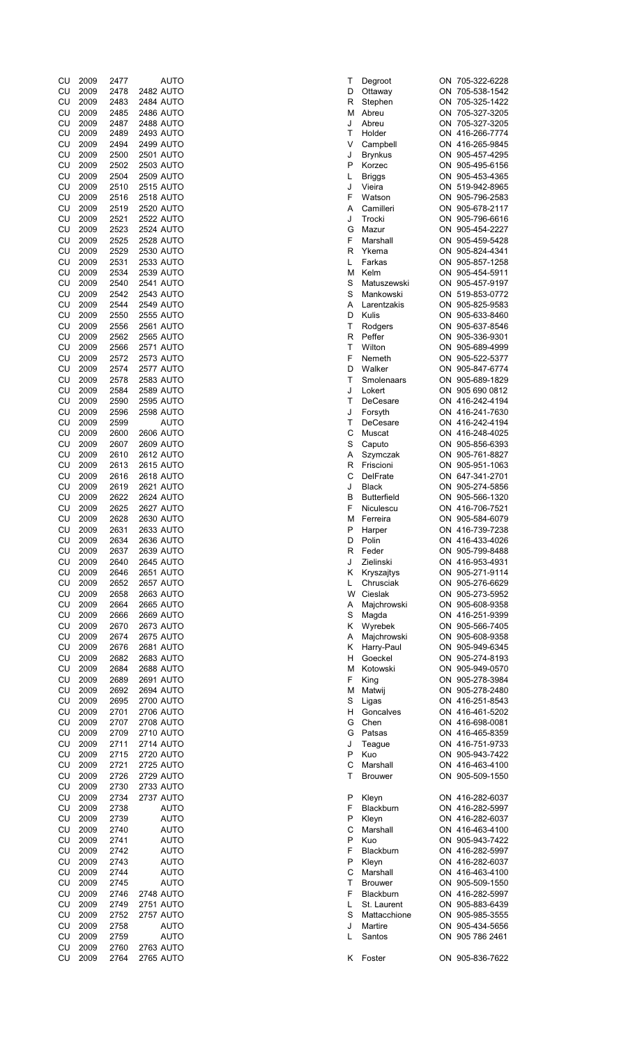| | | | | | | | | |
|---|---|---|---|---|---|---|---|---|
| CU | 2009 | 2477 | | AUTO | T | Degroot | ON | 705-322-6228 |
| CU | 2009 | 2478 | 2482 | AUTO | D | Ottaway | ON | 705-538-1542 |
| CU | 2009 | 2483 | 2484 | AUTO | R | Stephen | ON | 705-325-1422 |
| CU | 2009 | 2485 | 2486 | AUTO | M | Abreu | ON | 705-327-3205 |
| CU | 2009 | 2487 | 2488 | AUTO | J | Abreu | ON | 705-327-3205 |
| CU | 2009 | 2489 | 2493 | AUTO | T | Holder | ON | 416-266-7774 |
| CU | 2009 | 2494 | 2499 | AUTO | V | Campbell | ON | 416-265-9845 |
| CU | 2009 | 2500 | 2501 | AUTO | J | Brynkus | ON | 905-457-4295 |
| CU | 2009 | 2502 | 2503 | AUTO | P | Korzec | ON | 905-495-6156 |
| CU | 2009 | 2504 | 2509 | AUTO | L | Briggs | ON | 905-453-4365 |
| CU | 2009 | 2510 | 2515 | AUTO | J | Vieira | ON | 519-942-8965 |
| CU | 2009 | 2516 | 2518 | AUTO | F | Watson | ON | 905-796-2583 |
| CU | 2009 | 2519 | 2520 | AUTO | A | Camilleri | ON | 905-678-2117 |
| CU | 2009 | 2521 | 2522 | AUTO | J | Trocki | ON | 905-796-6616 |
| CU | 2009 | 2523 | 2524 | AUTO | G | Mazur | ON | 905-454-2227 |
| CU | 2009 | 2525 | 2528 | AUTO | F | Marshall | ON | 905-459-5428 |
| CU | 2009 | 2529 | 2530 | AUTO | R | Ykema | ON | 905-824-4341 |
| CU | 2009 | 2531 | 2533 | AUTO | L | Farkas | ON | 905-857-1258 |
| CU | 2009 | 2534 | 2539 | AUTO | M | Kelm | ON | 905-454-5911 |
| CU | 2009 | 2540 | 2541 | AUTO | S | Matuszewski | ON | 905-457-9197 |
| CU | 2009 | 2542 | 2543 | AUTO | S | Mankowski | ON | 519-853-0772 |
| CU | 2009 | 2544 | 2549 | AUTO | A | Larentzakis | ON | 905-825-9583 |
| CU | 2009 | 2550 | 2555 | AUTO | D | Kulis | ON | 905-633-8460 |
| CU | 2009 | 2556 | 2561 | AUTO | T | Rodgers | ON | 905-637-8546 |
| CU | 2009 | 2562 | 2565 | AUTO | R | Peffer | ON | 905-336-9301 |
| CU | 2009 | 2566 | 2571 | AUTO | T | Wilton | ON | 905-689-4999 |
| CU | 2009 | 2572 | 2573 | AUTO | F | Nemeth | ON | 905-522-5377 |
| CU | 2009 | 2574 | 2577 | AUTO | D | Walker | ON | 905-847-6774 |
| CU | 2009 | 2578 | 2583 | AUTO | T | Smolenaars | ON | 905-689-1829 |
| CU | 2009 | 2584 | 2589 | AUTO | J | Lokert | ON | 905 690 0812 |
| CU | 2009 | 2590 | 2595 | AUTO | T | DeCesare | ON | 416-242-4194 |
| CU | 2009 | 2596 | 2598 | AUTO | J | Forsyth | ON | 416-241-7630 |
| CU | 2009 | 2599 | | AUTO | T | DeCesare | ON | 416-242-4194 |
| CU | 2009 | 2600 | 2606 | AUTO | C | Muscat | ON | 416-248-4025 |
| CU | 2009 | 2607 | 2609 | AUTO | S | Caputo | ON | 905-856-6393 |
| CU | 2009 | 2610 | 2612 | AUTO | A | Szymczak | ON | 905-761-8827 |
| CU | 2009 | 2613 | 2615 | AUTO | R | Friscioni | ON | 905-951-1063 |
| CU | 2009 | 2616 | 2618 | AUTO | C | DelFrate | ON | 647-341-2701 |
| CU | 2009 | 2619 | 2621 | AUTO | J | Black | ON | 905-274-5856 |
| CU | 2009 | 2622 | 2624 | AUTO | B | Butterfield | ON | 905-566-1320 |
| CU | 2009 | 2625 | 2627 | AUTO | F | Niculescu | ON | 416-706-7521 |
| CU | 2009 | 2628 | 2630 | AUTO | M | Ferreira | ON | 905-584-6079 |
| CU | 2009 | 2631 | 2633 | AUTO | P | Harper | ON | 416-739-7238 |
| CU | 2009 | 2634 | 2636 | AUTO | D | Polin | ON | 416-433-4026 |
| CU | 2009 | 2637 | 2639 | AUTO | R | Feder | ON | 905-799-8488 |
| CU | 2009 | 2640 | 2645 | AUTO | J | Zielinski | ON | 416-953-4931 |
| CU | 2009 | 2646 | 2651 | AUTO | K | Kryszajtys | ON | 905-271-9114 |
| CU | 2009 | 2652 | 2657 | AUTO | L | Chrusciak | ON | 905-276-6629 |
| CU | 2009 | 2658 | 2663 | AUTO | W | Cieslak | ON | 905-273-5952 |
| CU | 2009 | 2664 | 2665 | AUTO | A | Majchrowski | ON | 905-608-9358 |
| CU | 2009 | 2666 | 2669 | AUTO | S | Magda | ON | 416-251-9399 |
| CU | 2009 | 2670 | 2673 | AUTO | K | Wyrebek | ON | 905-566-7405 |
| CU | 2009 | 2674 | 2675 | AUTO | A | Majchrowski | ON | 905-608-9358 |
| CU | 2009 | 2676 | 2681 | AUTO | K | Harry-Paul | ON | 905-949-6345 |
| CU | 2009 | 2682 | 2683 | AUTO | H | Goeckel | ON | 905-274-8193 |
| CU | 2009 | 2684 | 2688 | AUTO | M | Kotowski | ON | 905-949-0570 |
| CU | 2009 | 2689 | 2691 | AUTO | F | King | ON | 905-278-3984 |
| CU | 2009 | 2692 | 2694 | AUTO | M | Matwij | ON | 905-278-2480 |
| CU | 2009 | 2695 | 2700 | AUTO | S | Ligas | ON | 416-251-8543 |
| CU | 2009 | 2701 | 2706 | AUTO | H | Goncalves | ON | 416-461-5202 |
| CU | 2009 | 2707 | 2708 | AUTO | G | Chen | ON | 416-698-0081 |
| CU | 2009 | 2709 | 2710 | AUTO | G | Patsas | ON | 416-465-8359 |
| CU | 2009 | 2711 | 2714 | AUTO | J | Teague | ON | 416-751-9733 |
| CU | 2009 | 2715 | 2720 | AUTO | P | Kuo | ON | 905-943-7422 |
| CU | 2009 | 2721 | 2725 | AUTO | C | Marshall | ON | 416-463-4100 |
| CU | 2009 | 2726 | 2729 | AUTO | T | Brouwer | ON | 905-509-1550 |
| CU | 2009 | 2730 | 2733 | AUTO | | | | |
| CU | 2009 | 2734 | 2737 | AUTO | P | Kleyn | ON | 416-282-6037 |
| CU | 2009 | 2738 | | AUTO | F | Blackburn | ON | 416-282-5997 |
| CU | 2009 | 2739 | | AUTO | P | Kleyn | ON | 416-282-6037 |
| CU | 2009 | 2740 | | AUTO | C | Marshall | ON | 416-463-4100 |
| CU | 2009 | 2741 | | AUTO | P | Kuo | ON | 905-943-7422 |
| CU | 2009 | 2742 | | AUTO | F | Blackburn | ON | 416-282-5997 |
| CU | 2009 | 2743 | | AUTO | P | Kleyn | ON | 416-282-6037 |
| CU | 2009 | 2744 | | AUTO | C | Marshall | ON | 416-463-4100 |
| CU | 2009 | 2745 | | AUTO | T | Brouwer | ON | 905-509-1550 |
| CU | 2009 | 2746 | 2748 | AUTO | F | Blackburn | ON | 416-282-5997 |
| CU | 2009 | 2749 | 2751 | AUTO | L | St. Laurent | ON | 905-883-6439 |
| CU | 2009 | 2752 | 2757 | AUTO | S | Mattacchione | ON | 905-985-3555 |
| CU | 2009 | 2758 | | AUTO | J | Martire | ON | 905-434-5656 |
| CU | 2009 | 2759 | | AUTO | L | Santos | ON | 905 786 2461 |
| CU | 2009 | 2760 | 2763 | AUTO | | | | |
| CU | 2009 | 2764 | 2765 | AUTO | K | Foster | ON | 905-836-7622 |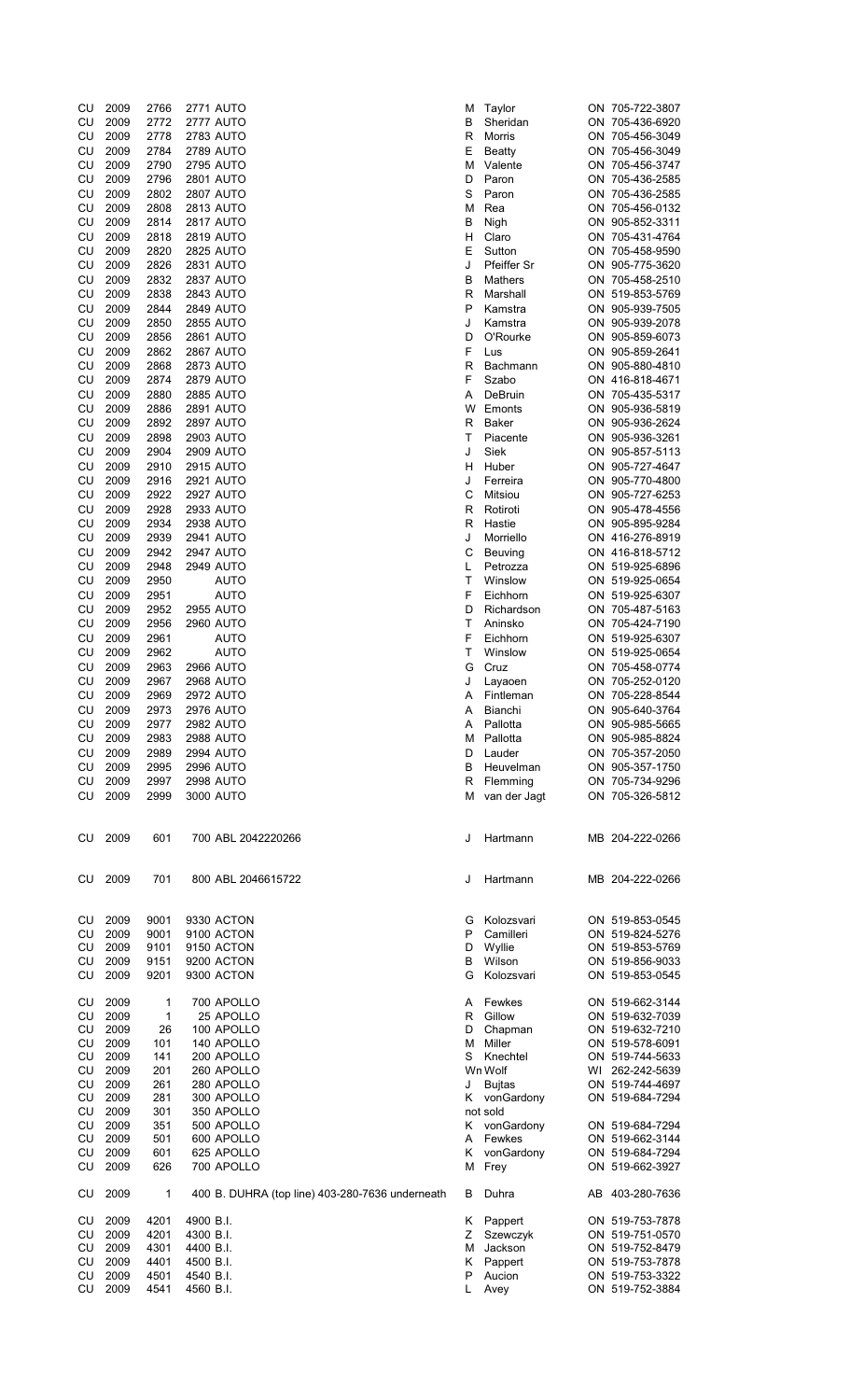| | | | | | | | |
|---|---|---|---|---|---|---|---|
| CU | 2009 | 2766 | 2771 AUTO | M | Taylor | ON | 705-722-3807 |
| CU | 2009 | 2772 | 2777 AUTO | B | Sheridan | ON | 705-436-6920 |
| CU | 2009 | 2778 | 2783 AUTO | R | Morris | ON | 705-456-3049 |
| CU | 2009 | 2784 | 2789 AUTO | E | Beatty | ON | 705-456-3049 |
| CU | 2009 | 2790 | 2795 AUTO | M | Valente | ON | 705-456-3747 |
| CU | 2009 | 2796 | 2801 AUTO | D | Paron | ON | 705-436-2585 |
| CU | 2009 | 2802 | 2807 AUTO | S | Paron | ON | 705-436-2585 |
| CU | 2009 | 2808 | 2813 AUTO | M | Rea | ON | 705-456-0132 |
| CU | 2009 | 2814 | 2817 AUTO | B | Nigh | ON | 905-852-3311 |
| CU | 2009 | 2818 | 2819 AUTO | H | Claro | ON | 705-431-4764 |
| CU | 2009 | 2820 | 2825 AUTO | E | Sutton | ON | 705-458-9590 |
| CU | 2009 | 2826 | 2831 AUTO | J | Pfeiffer Sr | ON | 905-775-3620 |
| CU | 2009 | 2832 | 2837 AUTO | B | Mathers | ON | 705-458-2510 |
| CU | 2009 | 2838 | 2843 AUTO | R | Marshall | ON | 519-853-5769 |
| CU | 2009 | 2844 | 2849 AUTO | P | Kamstra | ON | 905-939-7505 |
| CU | 2009 | 2850 | 2855 AUTO | J | Kamstra | ON | 905-939-2078 |
| CU | 2009 | 2856 | 2861 AUTO | D | O'Rourke | ON | 905-859-6073 |
| CU | 2009 | 2862 | 2867 AUTO | F | Lus | ON | 905-859-2641 |
| CU | 2009 | 2868 | 2873 AUTO | R | Bachmann | ON | 905-880-4810 |
| CU | 2009 | 2874 | 2879 AUTO | F | Szabo | ON | 416-818-4671 |
| CU | 2009 | 2880 | 2885 AUTO | A | DeBruin | ON | 705-435-5317 |
| CU | 2009 | 2886 | 2891 AUTO | W | Emonts | ON | 905-936-5819 |
| CU | 2009 | 2892 | 2897 AUTO | R | Baker | ON | 905-936-2624 |
| CU | 2009 | 2898 | 2903 AUTO | T | Piacente | ON | 905-936-3261 |
| CU | 2009 | 2904 | 2909 AUTO | J | Siek | ON | 905-857-5113 |
| CU | 2009 | 2910 | 2915 AUTO | H | Huber | ON | 905-727-4647 |
| CU | 2009 | 2916 | 2921 AUTO | J | Ferreira | ON | 905-770-4800 |
| CU | 2009 | 2922 | 2927 AUTO | C | Mitsiou | ON | 905-727-6253 |
| CU | 2009 | 2928 | 2933 AUTO | R | Rotiroti | ON | 905-478-4556 |
| CU | 2009 | 2934 | 2938 AUTO | R | Hastie | ON | 905-895-9284 |
| CU | 2009 | 2939 | 2941 AUTO | J | Morriello | ON | 416-276-8919 |
| CU | 2009 | 2942 | 2947 AUTO | C | Beuving | ON | 416-818-5712 |
| CU | 2009 | 2948 | 2949 AUTO | L | Petrozza | ON | 519-925-6896 |
| CU | 2009 | 2950 | AUTO | T | Winslow | ON | 519-925-0654 |
| CU | 2009 | 2951 | AUTO | F | Eichhorn | ON | 519-925-6307 |
| CU | 2009 | 2952 | 2955 AUTO | D | Richardson | ON | 705-487-5163 |
| CU | 2009 | 2956 | 2960 AUTO | T | Aninsko | ON | 705-424-7190 |
| CU | 2009 | 2961 | AUTO | F | Eichhorn | ON | 519-925-6307 |
| CU | 2009 | 2962 | AUTO | T | Winslow | ON | 519-925-0654 |
| CU | 2009 | 2963 | 2966 AUTO | G | Cruz | ON | 705-458-0774 |
| CU | 2009 | 2967 | 2968 AUTO | J | Layaoen | ON | 705-252-0120 |
| CU | 2009 | 2969 | 2972 AUTO | A | Fintleman | ON | 705-228-8544 |
| CU | 2009 | 2973 | 2976 AUTO | A | Bianchi | ON | 905-640-3764 |
| CU | 2009 | 2977 | 2982 AUTO | A | Pallotta | ON | 905-985-5665 |
| CU | 2009 | 2983 | 2988 AUTO | M | Pallotta | ON | 905-985-8824 |
| CU | 2009 | 2989 | 2994 AUTO | D | Lauder | ON | 705-357-2050 |
| CU | 2009 | 2995 | 2996 AUTO | B | Heuvelman | ON | 905-357-1750 |
| CU | 2009 | 2997 | 2998 AUTO | R | Flemming | ON | 705-734-9296 |
| CU | 2009 | 2999 | 3000 AUTO | M | van der Jagt | ON | 705-326-5812 |
| CU | 2009 | 601 | 700 ABL 2042220266 | J | Hartmann | MB | 204-222-0266 |
| CU | 2009 | 701 | 800 ABL 2046615722 | J | Hartmann | MB | 204-222-0266 |
| CU | 2009 | 9001 | 9330 ACTON | G | Kolozsvari | ON | 519-853-0545 |
| CU | 2009 | 9001 | 9100 ACTON | P | Camilleri | ON | 519-824-5276 |
| CU | 2009 | 9101 | 9150 ACTON | D | Wyllie | ON | 519-853-5769 |
| CU | 2009 | 9151 | 9200 ACTON | B | Wilson | ON | 519-856-9033 |
| CU | 2009 | 9201 | 9300 ACTON | G | Kolozsvari | ON | 519-853-0545 |
| CU | 2009 | 1 | 700 APOLLO | A | Fewkes | ON | 519-662-3144 |
| CU | 2009 | 1 | 25 APOLLO | R | Gillow | ON | 519-632-7039 |
| CU | 2009 | 26 | 100 APOLLO | D | Chapman | ON | 519-632-7210 |
| CU | 2009 | 101 | 140 APOLLO | M | Miller | ON | 519-578-6091 |
| CU | 2009 | 141 | 200 APOLLO | S | Knechtel | ON | 519-744-5633 |
| CU | 2009 | 201 | 260 APOLLO | Wn | Wolf | WI | 262-242-5639 |
| CU | 2009 | 261 | 280 APOLLO | J | Bujtas | ON | 519-744-4697 |
| CU | 2009 | 281 | 300 APOLLO | K | vonGardony | ON | 519-684-7294 |
| CU | 2009 | 301 | 350 APOLLO | | not sold | | |
| CU | 2009 | 351 | 500 APOLLO | K | vonGardony | ON | 519-684-7294 |
| CU | 2009 | 501 | 600 APOLLO | A | Fewkes | ON | 519-662-3144 |
| CU | 2009 | 601 | 625 APOLLO | K | vonGardony | ON | 519-684-7294 |
| CU | 2009 | 626 | 700 APOLLO | M | Frey | ON | 519-662-3927 |
| CU | 2009 | 1 | 400 B. DUHRA (top line) 403-280-7636 underneath | B | Duhra | AB | 403-280-7636 |
| CU | 2009 | 4201 | 4900 B.I. | K | Pappert | ON | 519-753-7878 |
| CU | 2009 | 4201 | 4300 B.I. | Z | Szewczyk | ON | 519-751-0570 |
| CU | 2009 | 4301 | 4400 B.I. | M | Jackson | ON | 519-752-8479 |
| CU | 2009 | 4401 | 4500 B.I. | K | Pappert | ON | 519-753-7878 |
| CU | 2009 | 4501 | 4540 B.I. | P | Aucion | ON | 519-753-3322 |
| CU | 2009 | 4541 | 4560 B.I. | L | Avey | ON | 519-752-3884 |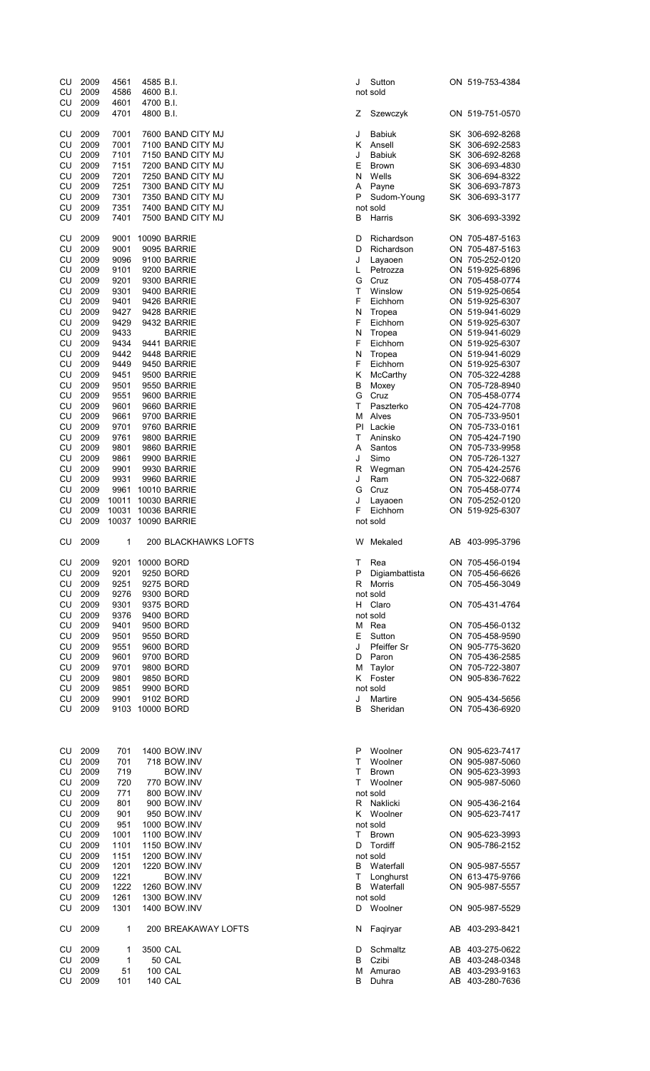| | | | | | | | |
|---|---|---|---|---|---|---|---|
| CU | 2009 | 4561 | 4585 B.I. | J | Sutton | ON | 519-753-4384 |
| CU | 2009 | 4586 | 4600 B.I. | not sold | | | |
| CU | 2009 | 4601 | 4700 B.I. | | | | |
| CU | 2009 | 4701 | 4800 B.I. | Z | Szewczyk | ON | 519-751-0570 |
| | | | | | | | |
| CU | 2009 | 7001 | 7600 BAND CITY MJ | J | Babiuk | SK | 306-692-8268 |
| CU | 2009 | 7001 | 7100 BAND CITY MJ | K | Ansell | SK | 306-692-2583 |
| CU | 2009 | 7101 | 7150 BAND CITY MJ | J | Babiuk | SK | 306-692-8268 |
| CU | 2009 | 7151 | 7200 BAND CITY MJ | E | Brown | SK | 306-693-4830 |
| CU | 2009 | 7201 | 7250 BAND CITY MJ | N | Wells | SK | 306-694-8322 |
| CU | 2009 | 7251 | 7300 BAND CITY MJ | A | Payne | SK | 306-693-7873 |
| CU | 2009 | 7301 | 7350 BAND CITY MJ | P | Sudom-Young | SK | 306-693-3177 |
| CU | 2009 | 7351 | 7400 BAND CITY MJ | not sold | | | |
| CU | 2009 | 7401 | 7500 BAND CITY MJ | B | Harris | SK | 306-693-3392 |
| | | | | | | | |
| CU | 2009 | 9001 | 10090 BARRIE | D | Richardson | ON | 705-487-5163 |
| CU | 2009 | 9001 | 9095 BARRIE | D | Richardson | ON | 705-487-5163 |
| CU | 2009 | 9096 | 9100 BARRIE | J | Layaoen | ON | 705-252-0120 |
| CU | 2009 | 9101 | 9200 BARRIE | L | Petrozza | ON | 519-925-6896 |
| CU | 2009 | 9201 | 9300 BARRIE | G | Cruz | ON | 705-458-0774 |
| CU | 2009 | 9301 | 9400 BARRIE | T | Winslow | ON | 519-925-0654 |
| CU | 2009 | 9401 | 9426 BARRIE | F | Eichhorn | ON | 519-925-6307 |
| CU | 2009 | 9427 | 9428 BARRIE | N | Tropea | ON | 519-941-6029 |
| CU | 2009 | 9429 | 9432 BARRIE | F | Eichhorn | ON | 519-925-6307 |
| CU | 2009 | 9433 | BARRIE | N | Tropea | ON | 519-941-6029 |
| CU | 2009 | 9434 | 9441 BARRIE | F | Eichhorn | ON | 519-925-6307 |
| CU | 2009 | 9442 | 9448 BARRIE | N | Tropea | ON | 519-941-6029 |
| CU | 2009 | 9449 | 9450 BARRIE | F | Eichhorn | ON | 519-925-6307 |
| CU | 2009 | 9451 | 9500 BARRIE | K | McCarthy | ON | 705-322-4288 |
| CU | 2009 | 9501 | 9550 BARRIE | B | Moxey | ON | 705-728-8940 |
| CU | 2009 | 9551 | 9600 BARRIE | G | Cruz | ON | 705-458-0774 |
| CU | 2009 | 9601 | 9660 BARRIE | T | Paszterko | ON | 705-424-7708 |
| CU | 2009 | 9661 | 9700 BARRIE | M | Alves | ON | 705-733-9501 |
| CU | 2009 | 9701 | 9760 BARRIE | Pl | Lackie | ON | 705-733-0161 |
| CU | 2009 | 9761 | 9800 BARRIE | T | Aninsko | ON | 705-424-7190 |
| CU | 2009 | 9801 | 9860 BARRIE | A | Santos | ON | 705-733-9958 |
| CU | 2009 | 9861 | 9900 BARRIE | J | Simo | ON | 705-726-1327 |
| CU | 2009 | 9901 | 9930 BARRIE | R | Wegman | ON | 705-424-2576 |
| CU | 2009 | 9931 | 9960 BARRIE | J | Ram | ON | 705-322-0687 |
| CU | 2009 | 9961 | 10010 BARRIE | G | Cruz | ON | 705-458-0774 |
| CU | 2009 | 10011 | 10030 BARRIE | J | Layaoen | ON | 705-252-0120 |
| CU | 2009 | 10031 | 10036 BARRIE | F | Eichhorn | ON | 519-925-6307 |
| CU | 2009 | 10037 | 10090 BARRIE | not sold | | | |
| | | | | | | | |
| CU | 2009 | 1 | 200 BLACKHAWKS LOFTS | W | Mekaled | AB | 403-995-3796 |
| | | | | | | | |
| CU | 2009 | 9201 | 10000 BORD | T | Rea | ON | 705-456-0194 |
| CU | 2009 | 9201 | 9250 BORD | P | Digiambattista | ON | 705-456-6626 |
| CU | 2009 | 9251 | 9275 BORD | R | Morris | ON | 705-456-3049 |
| CU | 2009 | 9276 | 9300 BORD | not sold | | | |
| CU | 2009 | 9301 | 9375 BORD | H | Claro | ON | 705-431-4764 |
| CU | 2009 | 9376 | 9400 BORD | not sold | | | |
| CU | 2009 | 9401 | 9500 BORD | M | Rea | ON | 705-456-0132 |
| CU | 2009 | 9501 | 9550 BORD | E | Sutton | ON | 705-458-9590 |
| CU | 2009 | 9551 | 9600 BORD | J | Pfeiffer Sr | ON | 905-775-3620 |
| CU | 2009 | 9601 | 9700 BORD | D | Paron | ON | 705-436-2585 |
| CU | 2009 | 9701 | 9800 BORD | M | Taylor | ON | 705-722-3807 |
| CU | 2009 | 9801 | 9850 BORD | K | Foster | ON | 905-836-7622 |
| CU | 2009 | 9851 | 9900 BORD | not sold | | | |
| CU | 2009 | 9901 | 9102 BORD | J | Martire | ON | 905-434-5656 |
| CU | 2009 | 9103 | 10000 BORD | B | Sheridan | ON | 705-436-6920 |
| | | | | | | | |
| CU | 2009 | 701 | 1400 BOW.INV | P | Woolner | ON | 905-623-7417 |
| CU | 2009 | 701 | 718 BOW.INV | T | Woolner | ON | 905-987-5060 |
| CU | 2009 | 719 | BOW.INV | T | Brown | ON | 905-623-3993 |
| CU | 2009 | 720 | 770 BOW.INV | T | Woolner | ON | 905-987-5060 |
| CU | 2009 | 771 | 800 BOW.INV | not sold | | | |
| CU | 2009 | 801 | 900 BOW.INV | R | Naklicki | ON | 905-436-2164 |
| CU | 2009 | 901 | 950 BOW.INV | K | Woolner | ON | 905-623-7417 |
| CU | 2009 | 951 | 1000 BOW.INV | not sold | | | |
| CU | 2009 | 1001 | 1100 BOW.INV | T | Brown | ON | 905-623-3993 |
| CU | 2009 | 1101 | 1150 BOW.INV | D | Tordiff | ON | 905-786-2152 |
| CU | 2009 | 1151 | 1200 BOW.INV | not sold | | | |
| CU | 2009 | 1201 | 1220 BOW.INV | B | Waterfall | ON | 905-987-5557 |
| CU | 2009 | 1221 | BOW.INV | T | Longhurst | ON | 613-475-9766 |
| CU | 2009 | 1222 | 1260 BOW.INV | B | Waterfall | ON | 905-987-5557 |
| CU | 2009 | 1261 | 1300 BOW.INV | not sold | | | |
| CU | 2009 | 1301 | 1400 BOW.INV | D | Woolner | ON | 905-987-5529 |
| | | | | | | | |
| CU | 2009 | 1 | 200 BREAKAWAY LOFTS | N | Faqiryar | AB | 403-293-8421 |
| | | | | | | | |
| CU | 2009 | 1 | 3500 CAL | D | Schmaltz | AB | 403-275-0622 |
| CU | 2009 | 1 | 50 CAL | B | Czibi | AB | 403-248-0348 |
| CU | 2009 | 51 | 100 CAL | M | Amurao | AB | 403-293-9163 |
| CU | 2009 | 101 | 140 CAL | B | Duhra | AB | 403-280-7636 |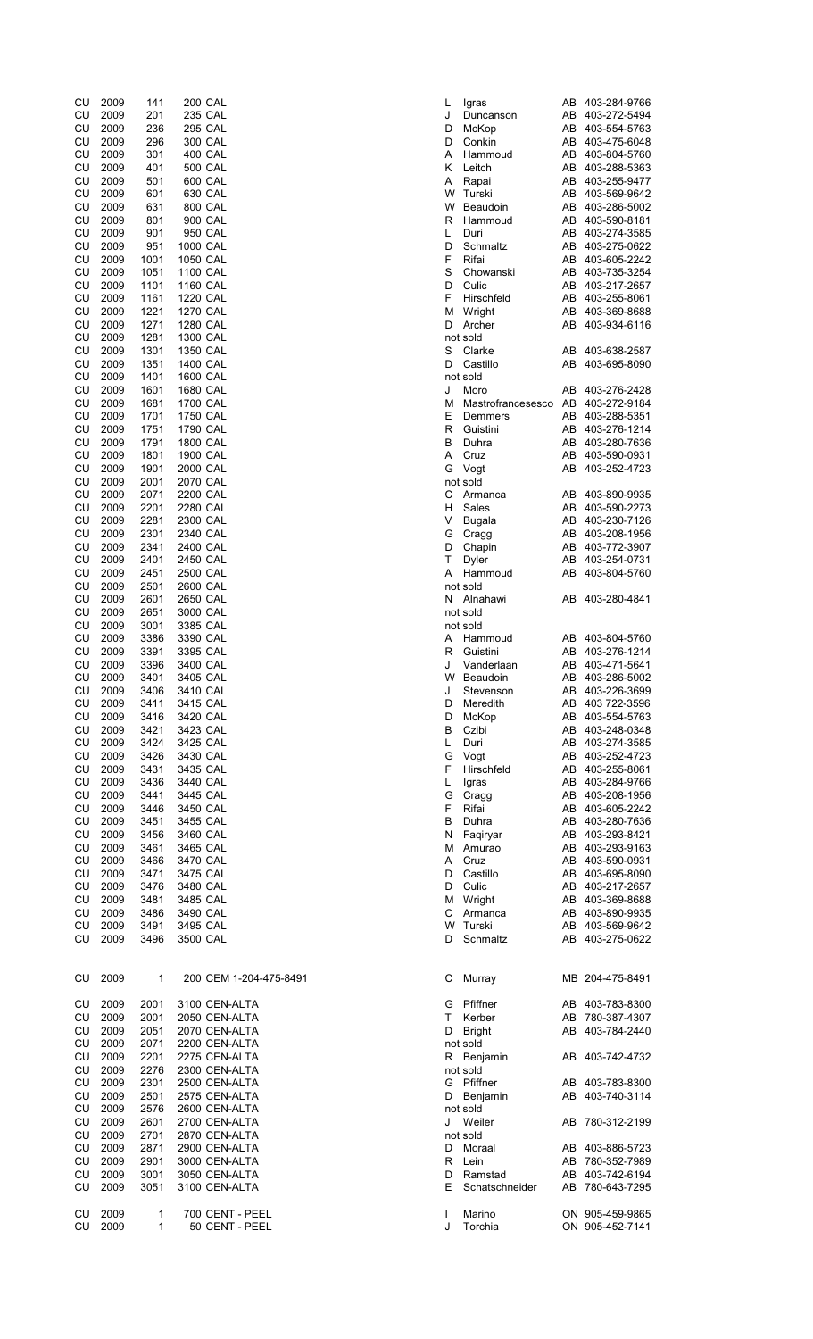| | | | | | | | |
|---|---|---|---|---|---|---|---|
| CU | 2009 | 141 | 200 CAL | L | Igras | AB | 403-284-9766 |
| CU | 2009 | 201 | 235 CAL | J | Duncanson | AB | 403-272-5494 |
| CU | 2009 | 236 | 295 CAL | D | McKop | AB | 403-554-5763 |
| CU | 2009 | 296 | 300 CAL | D | Conkin | AB | 403-475-6048 |
| CU | 2009 | 301 | 400 CAL | A | Hammoud | AB | 403-804-5760 |
| CU | 2009 | 401 | 500 CAL | K | Leitch | AB | 403-288-5363 |
| CU | 2009 | 501 | 600 CAL | A | Rapai | AB | 403-255-9477 |
| CU | 2009 | 601 | 630 CAL | W | Turski | AB | 403-569-9642 |
| CU | 2009 | 631 | 800 CAL | W | Beaudoin | AB | 403-286-5002 |
| CU | 2009 | 801 | 900 CAL | R | Hammoud | AB | 403-590-8181 |
| CU | 2009 | 901 | 950 CAL | L | Duri | AB | 403-274-3585 |
| CU | 2009 | 951 | 1000 CAL | D | Schmaltz | AB | 403-275-0622 |
| CU | 2009 | 1001 | 1050 CAL | F | Rifai | AB | 403-605-2242 |
| CU | 2009 | 1051 | 1100 CAL | S | Chowanski | AB | 403-735-3254 |
| CU | 2009 | 1101 | 1160 CAL | D | Culic | AB | 403-217-2657 |
| CU | 2009 | 1161 | 1220 CAL | F | Hirschfeld | AB | 403-255-8061 |
| CU | 2009 | 1221 | 1270 CAL | M | Wright | AB | 403-369-8688 |
| CU | 2009 | 1271 | 1280 CAL | D | Archer | AB | 403-934-6116 |
| CU | 2009 | 1281 | 1300 CAL | | not sold | | |
| CU | 2009 | 1301 | 1350 CAL | S | Clarke | AB | 403-638-2587 |
| CU | 2009 | 1351 | 1400 CAL | D | Castillo | AB | 403-695-8090 |
| CU | 2009 | 1401 | 1600 CAL | | not sold | | |
| CU | 2009 | 1601 | 1680 CAL | J | Moro | AB | 403-276-2428 |
| CU | 2009 | 1681 | 1700 CAL | M | Mastrofrancesco | AB | 403-272-9184 |
| CU | 2009 | 1701 | 1750 CAL | E | Demmers | AB | 403-288-5351 |
| CU | 2009 | 1751 | 1790 CAL | R | Guistini | AB | 403-276-1214 |
| CU | 2009 | 1791 | 1800 CAL | B | Duhra | AB | 403-280-7636 |
| CU | 2009 | 1801 | 1900 CAL | A | Cruz | AB | 403-590-0931 |
| CU | 2009 | 1901 | 2000 CAL | G | Vogt | AB | 403-252-4723 |
| CU | 2009 | 2001 | 2070 CAL | | not sold | | |
| CU | 2009 | 2071 | 2200 CAL | C | Armanca | AB | 403-890-9935 |
| CU | 2009 | 2201 | 2280 CAL | H | Sales | AB | 403-590-2273 |
| CU | 2009 | 2281 | 2300 CAL | V | Bugala | AB | 403-230-7126 |
| CU | 2009 | 2301 | 2340 CAL | G | Cragg | AB | 403-208-1956 |
| CU | 2009 | 2341 | 2400 CAL | D | Chapin | AB | 403-772-3907 |
| CU | 2009 | 2401 | 2450 CAL | T | Dyler | AB | 403-254-0731 |
| CU | 2009 | 2451 | 2500 CAL | A | Hammoud | AB | 403-804-5760 |
| CU | 2009 | 2501 | 2600 CAL | | not sold | | |
| CU | 2009 | 2601 | 2650 CAL | N | Alnahawi | AB | 403-280-4841 |
| CU | 2009 | 2651 | 3000 CAL | | not sold | | |
| CU | 2009 | 3001 | 3385 CAL | | not sold | | |
| CU | 2009 | 3386 | 3390 CAL | A | Hammoud | AB | 403-804-5760 |
| CU | 2009 | 3391 | 3395 CAL | R | Guistini | AB | 403-276-1214 |
| CU | 2009 | 3396 | 3400 CAL | J | Vanderlaan | AB | 403-471-5641 |
| CU | 2009 | 3401 | 3405 CAL | W | Beaudoin | AB | 403-286-5002 |
| CU | 2009 | 3406 | 3410 CAL | J | Stevenson | AB | 403-226-3699 |
| CU | 2009 | 3411 | 3415 CAL | D | Meredith | AB | 403 722-3596 |
| CU | 2009 | 3416 | 3420 CAL | D | McKop | AB | 403-554-5763 |
| CU | 2009 | 3421 | 3423 CAL | B | Czibi | AB | 403-248-0348 |
| CU | 2009 | 3424 | 3425 CAL | L | Duri | AB | 403-274-3585 |
| CU | 2009 | 3426 | 3430 CAL | G | Vogt | AB | 403-252-4723 |
| CU | 2009 | 3431 | 3435 CAL | F | Hirschfeld | AB | 403-255-8061 |
| CU | 2009 | 3436 | 3440 CAL | L | Igras | AB | 403-284-9766 |
| CU | 2009 | 3441 | 3445 CAL | G | Cragg | AB | 403-208-1956 |
| CU | 2009 | 3446 | 3450 CAL | F | Rifai | AB | 403-605-2242 |
| CU | 2009 | 3451 | 3455 CAL | B | Duhra | AB | 403-280-7636 |
| CU | 2009 | 3456 | 3460 CAL | N | Faqiryar | AB | 403-293-8421 |
| CU | 2009 | 3461 | 3465 CAL | M | Amurao | AB | 403-293-9163 |
| CU | 2009 | 3466 | 3470 CAL | A | Cruz | AB | 403-590-0931 |
| CU | 2009 | 3471 | 3475 CAL | D | Castillo | AB | 403-695-8090 |
| CU | 2009 | 3476 | 3480 CAL | D | Culic | AB | 403-217-2657 |
| CU | 2009 | 3481 | 3485 CAL | M | Wright | AB | 403-369-8688 |
| CU | 2009 | 3486 | 3490 CAL | C | Armanca | AB | 403-890-9935 |
| CU | 2009 | 3491 | 3495 CAL | W | Turski | AB | 403-569-9642 |
| CU | 2009 | 3496 | 3500 CAL | D | Schmaltz | AB | 403-275-0622 |
| CU | 2009 | 1 | 200 CEM 1-204-475-8491 | C | Murray | MB | 204-475-8491 |
| CU | 2009 | 2001 | 3100 CEN-ALTA | G | Pfiffner | AB | 403-783-8300 |
| CU | 2009 | 2001 | 2050 CEN-ALTA | T | Kerber | AB | 780-387-4307 |
| CU | 2009 | 2051 | 2070 CEN-ALTA | D | Bright | AB | 403-784-2440 |
| CU | 2009 | 2071 | 2200 CEN-ALTA | | not sold | | |
| CU | 2009 | 2201 | 2275 CEN-ALTA | R | Benjamin | AB | 403-742-4732 |
| CU | 2009 | 2276 | 2300 CEN-ALTA | | not sold | | |
| CU | 2009 | 2301 | 2500 CEN-ALTA | G | Pfiffner | AB | 403-783-8300 |
| CU | 2009 | 2501 | 2575 CEN-ALTA | D | Benjamin | AB | 403-740-3114 |
| CU | 2009 | 2576 | 2600 CEN-ALTA | | not sold | | |
| CU | 2009 | 2601 | 2700 CEN-ALTA | J | Weiler | AB | 780-312-2199 |
| CU | 2009 | 2701 | 2870 CEN-ALTA | | not sold | | |
| CU | 2009 | 2871 | 2900 CEN-ALTA | D | Moraal | AB | 403-886-5723 |
| CU | 2009 | 2901 | 3000 CEN-ALTA | R | Lein | AB | 780-352-7989 |
| CU | 2009 | 3001 | 3050 CEN-ALTA | D | Ramstad | AB | 403-742-6194 |
| CU | 2009 | 3051 | 3100 CEN-ALTA | E | Schatschneider | AB | 780-643-7295 |
| CU | 2009 | 1 | 700 CENT - PEEL | I | Marino | ON | 905-459-9865 |
| CU | 2009 | 1 | 50 CENT - PEEL | J | Torchia | ON | 905-452-7141 |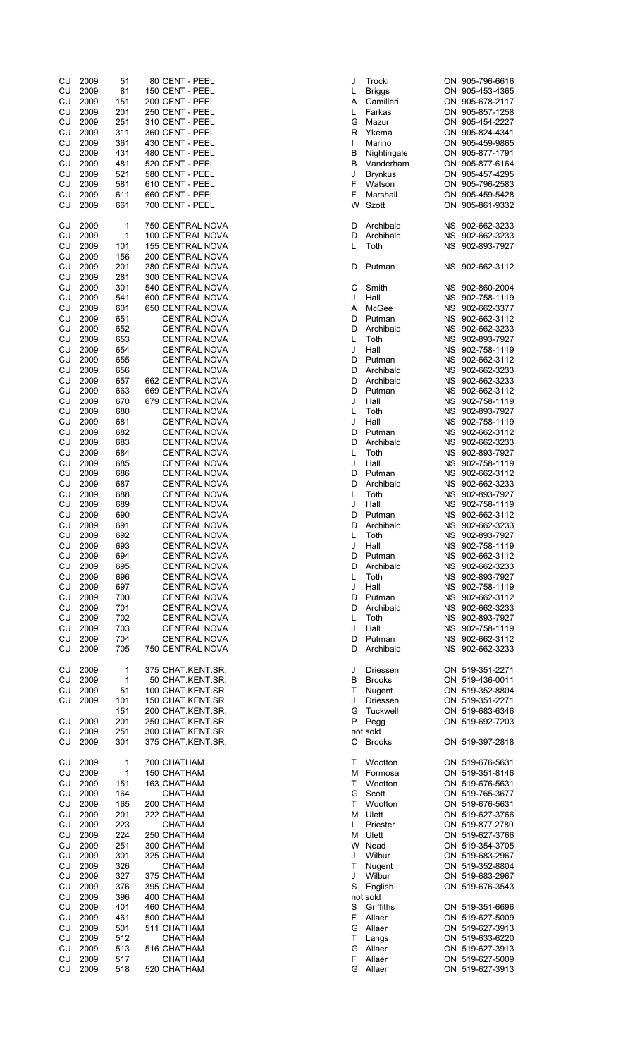| | | | | | | | |
|---|---|---|---|---|---|---|---|
| CU | 2009 | 51 | 80 CENT - PEEL | J | Trocki | ON | 905-796-6616 |
| CU | 2009 | 81 | 150 CENT - PEEL | L | Briggs | ON | 905-453-4365 |
| CU | 2009 | 151 | 200 CENT - PEEL | A | Camilleri | ON | 905-678-2117 |
| CU | 2009 | 201 | 250 CENT - PEEL | L | Farkas | ON | 905-857-1258 |
| CU | 2009 | 251 | 310 CENT - PEEL | G | Mazur | ON | 905-454-2227 |
| CU | 2009 | 311 | 360 CENT - PEEL | R | Ykema | ON | 905-824-4341 |
| CU | 2009 | 361 | 430 CENT - PEEL | I | Marino | ON | 905-459-9865 |
| CU | 2009 | 431 | 480 CENT - PEEL | B | Nightingale | ON | 905-877-1791 |
| CU | 2009 | 481 | 520 CENT - PEEL | B | Vanderham | ON | 905-877-6164 |
| CU | 2009 | 521 | 580 CENT - PEEL | J | Brynkus | ON | 905-457-4295 |
| CU | 2009 | 581 | 610 CENT - PEEL | F | Watson | ON | 905-796-2583 |
| CU | 2009 | 611 | 660 CENT - PEEL | F | Marshall | ON | 905-459-5428 |
| CU | 2009 | 661 | 700 CENT - PEEL | W | Szott | ON | 905-861-9332 |
| | | | | | | | |
| CU | 2009 | 1 | 750 CENTRAL NOVA | D | Archibald | NS | 902-662-3233 |
| CU | 2009 | 1 | 100 CENTRAL NOVA | D | Archibald | NS | 902-662-3233 |
| CU | 2009 | 101 | 155 CENTRAL NOVA | L | Toth | NS | 902-893-7927 |
| CU | 2009 | 156 | 200 CENTRAL NOVA | | | | |
| CU | 2009 | 201 | 280 CENTRAL NOVA | D | Putman | NS | 902-662-3112 |
| CU | 2009 | 281 | 300 CENTRAL NOVA | | | | |
| CU | 2009 | 301 | 540 CENTRAL NOVA | C | Smith | NS | 902-860-2004 |
| CU | 2009 | 541 | 600 CENTRAL NOVA | J | Hall | NS | 902-758-1119 |
| CU | 2009 | 601 | 650 CENTRAL NOVA | A | McGee | NS | 902-662-3377 |
| CU | 2009 | 651 | CENTRAL NOVA | D | Putman | NS | 902-662-3112 |
| CU | 2009 | 652 | CENTRAL NOVA | D | Archibald | NS | 902-662-3233 |
| CU | 2009 | 653 | CENTRAL NOVA | L | Toth | NS | 902-893-7927 |
| CU | 2009 | 654 | CENTRAL NOVA | J | Hall | NS | 902-758-1119 |
| CU | 2009 | 655 | CENTRAL NOVA | D | Putman | NS | 902-662-3112 |
| CU | 2009 | 656 | CENTRAL NOVA | D | Archibald | NS | 902-662-3233 |
| CU | 2009 | 657 | 662 CENTRAL NOVA | D | Archibald | NS | 902-662-3233 |
| CU | 2009 | 663 | 669 CENTRAL NOVA | D | Putman | NS | 902-662-3112 |
| CU | 2009 | 670 | 679 CENTRAL NOVA | J | Hall | NS | 902-758-1119 |
| CU | 2009 | 680 | CENTRAL NOVA | L | Toth | NS | 902-893-7927 |
| CU | 2009 | 681 | CENTRAL NOVA | J | Hall | NS | 902-758-1119 |
| CU | 2009 | 682 | CENTRAL NOVA | D | Putman | NS | 902-662-3112 |
| CU | 2009 | 683 | CENTRAL NOVA | D | Archibald | NS | 902-662-3233 |
| CU | 2009 | 684 | CENTRAL NOVA | L | Toth | NS | 902-893-7927 |
| CU | 2009 | 685 | CENTRAL NOVA | J | Hall | NS | 902-758-1119 |
| CU | 2009 | 686 | CENTRAL NOVA | D | Putman | NS | 902-662-3112 |
| CU | 2009 | 687 | CENTRAL NOVA | D | Archibald | NS | 902-662-3233 |
| CU | 2009 | 688 | CENTRAL NOVA | L | Toth | NS | 902-893-7927 |
| CU | 2009 | 689 | CENTRAL NOVA | J | Hall | NS | 902-758-1119 |
| CU | 2009 | 690 | CENTRAL NOVA | D | Putman | NS | 902-662-3112 |
| CU | 2009 | 691 | CENTRAL NOVA | D | Archibald | NS | 902-662-3233 |
| CU | 2009 | 692 | CENTRAL NOVA | L | Toth | NS | 902-893-7927 |
| CU | 2009 | 693 | CENTRAL NOVA | J | Hall | NS | 902-758-1119 |
| CU | 2009 | 694 | CENTRAL NOVA | D | Putman | NS | 902-662-3112 |
| CU | 2009 | 695 | CENTRAL NOVA | D | Archibald | NS | 902-662-3233 |
| CU | 2009 | 696 | CENTRAL NOVA | L | Toth | NS | 902-893-7927 |
| CU | 2009 | 697 | CENTRAL NOVA | J | Hall | NS | 902-758-1119 |
| CU | 2009 | 700 | CENTRAL NOVA | D | Putman | NS | 902-662-3112 |
| CU | 2009 | 701 | CENTRAL NOVA | D | Archibald | NS | 902-662-3233 |
| CU | 2009 | 702 | CENTRAL NOVA | L | Toth | NS | 902-893-7927 |
| CU | 2009 | 703 | CENTRAL NOVA | J | Hall | NS | 902-758-1119 |
| CU | 2009 | 704 | CENTRAL NOVA | D | Putman | NS | 902-662-3112 |
| CU | 2009 | 705 | 750 CENTRAL NOVA | D | Archibald | NS | 902-662-3233 |
| | | | | | | | |
| CU | 2009 | 1 | 375 CHAT.KENT.SR. | J | Driessen | ON | 519-351-2271 |
| CU | 2009 | 1 | 50 CHAT.KENT.SR. | B | Brooks | ON | 519-436-0011 |
| CU | 2009 | 51 | 100 CHAT.KENT.SR. | T | Nugent | ON | 519-352-8804 |
| CU | 2009 | 101 | 150 CHAT.KENT.SR. | J | Driessen | ON | 519-351-2271 |
| | | 151 | 200 CHAT.KENT.SR. | G | Tuckwell | ON | 519-683-6346 |
| CU | 2009 | 201 | 250 CHAT.KENT.SR. | P | Pegg | ON | 519-692-7203 |
| CU | 2009 | 251 | 300 CHAT.KENT.SR. | | not sold | | |
| CU | 2009 | 301 | 375 CHAT.KENT.SR. | C | Brooks | ON | 519-397-2818 |
| | | | | | | | |
| CU | 2009 | 1 | 700 CHATHAM | T | Wootton | ON | 519-676-5631 |
| CU | 2009 | 1 | 150 CHATHAM | M | Formosa | ON | 519-351-8146 |
| CU | 2009 | 151 | 163 CHATHAM | T | Wootton | ON | 519-676-5631 |
| CU | 2009 | 164 | CHATHAM | G | Scott | ON | 519-765-3677 |
| CU | 2009 | 165 | 200 CHATHAM | T | Wootton | ON | 519-676-5631 |
| CU | 2009 | 201 | 222 CHATHAM | M | Ulett | ON | 519-627-3766 |
| CU | 2009 | 223 | CHATHAM | I | Priester | ON | 519.877.2780 |
| CU | 2009 | 224 | 250 CHATHAM | M | Ulett | ON | 519-627-3766 |
| CU | 2009 | 251 | 300 CHATHAM | W | Nead | ON | 519-354-3705 |
| CU | 2009 | 301 | 325 CHATHAM | J | Wilbur | ON | 519-683-2967 |
| CU | 2009 | 326 | CHATHAM | T | Nugent | ON | 519-352-8804 |
| CU | 2009 | 327 | 375 CHATHAM | J | Wilbur | ON | 519-683-2967 |
| CU | 2009 | 376 | 395 CHATHAM | S | English | ON | 519-676-3543 |
| CU | 2009 | 396 | 400 CHATHAM | | not sold | | |
| CU | 2009 | 401 | 460 CHATHAM | S | Griffiths | ON | 519-351-6696 |
| CU | 2009 | 461 | 500 CHATHAM | F | Allaer | ON | 519-627-5009 |
| CU | 2009 | 501 | 511 CHATHAM | G | Allaer | ON | 519-627-3913 |
| CU | 2009 | 512 | CHATHAM | T | Langs | ON | 519-633-6220 |
| CU | 2009 | 513 | 516 CHATHAM | G | Allaer | ON | 519-627-3913 |
| CU | 2009 | 517 | CHATHAM | F | Allaer | ON | 519-627-5009 |
| CU | 2009 | 518 | 520 CHATHAM | G | Allaer | ON | 519-627-3913 |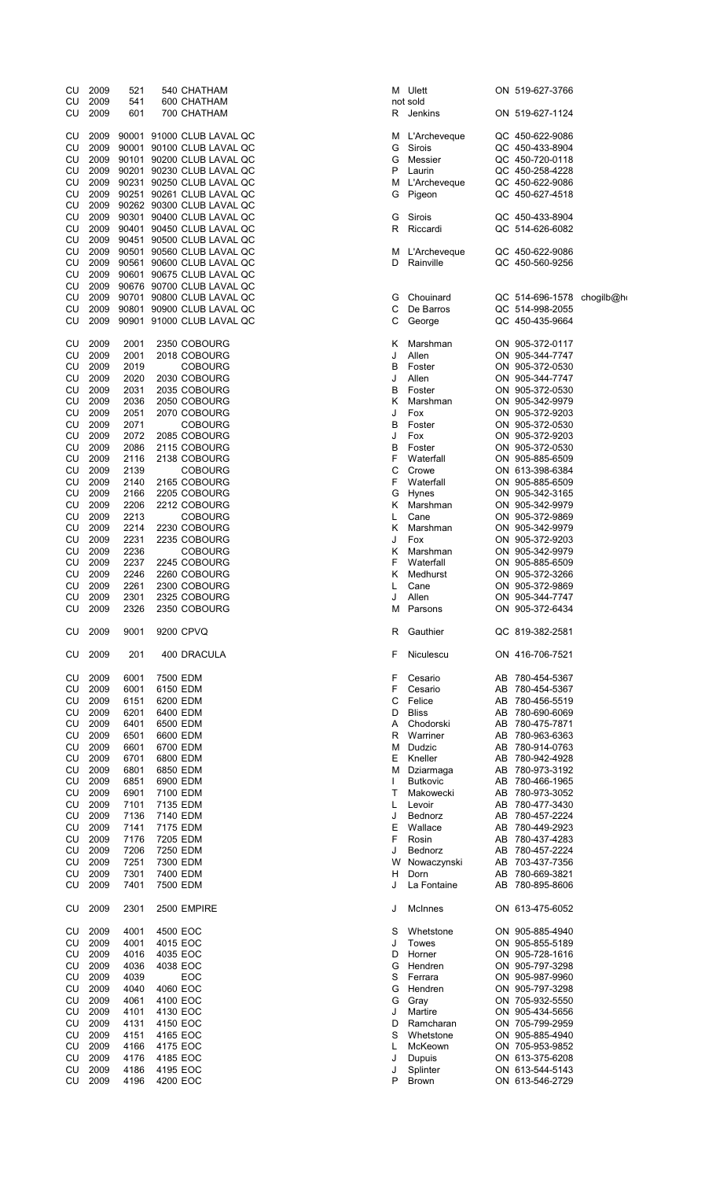| | | | | | | | | |
|---|---|---|---|---|---|---|---|---|
| CU | 2009 | 521 | 540 | CHATHAM | M | Ulett | ON | 519-627-3766 |
| CU | 2009 | 541 | 600 | CHATHAM | | not sold | | |
| CU | 2009 | 601 | 700 | CHATHAM | R | Jenkins | ON | 519-627-1124 |
| | | | | | | | | |
| CU | 2009 | 90001 | 91000 | CLUB LAVAL QC | M | L'Archeveque | QC | 450-622-9086 |
| CU | 2009 | 90001 | 90100 | CLUB LAVAL QC | G | Sirois | QC | 450-433-8904 |
| CU | 2009 | 90101 | 90200 | CLUB LAVAL QC | G | Messier | QC | 450-720-0118 |
| CU | 2009 | 90201 | 90230 | CLUB LAVAL QC | P | Laurin | QC | 450-258-4228 |
| CU | 2009 | 90231 | 90250 | CLUB LAVAL QC | M | L'Archeveque | QC | 450-622-9086 |
| CU | 2009 | 90251 | 90261 | CLUB LAVAL QC | G | Pigeon | QC | 450-627-4518 |
| CU | 2009 | 90262 | 90300 | CLUB LAVAL QC | | | | |
| CU | 2009 | 90301 | 90400 | CLUB LAVAL QC | G | Sirois | QC | 450-433-8904 |
| CU | 2009 | 90401 | 90450 | CLUB LAVAL QC | R | Riccardi | QC | 514-626-6082 |
| CU | 2009 | 90451 | 90500 | CLUB LAVAL QC | | | | |
| CU | 2009 | 90501 | 90560 | CLUB LAVAL QC | M | L'Archeveque | QC | 450-622-9086 |
| CU | 2009 | 90561 | 90600 | CLUB LAVAL QC | D | Rainville | QC | 450-560-9256 |
| CU | 2009 | 90601 | 90675 | CLUB LAVAL QC | | | | |
| CU | 2009 | 90676 | 90700 | CLUB LAVAL QC | | | | |
| CU | 2009 | 90701 | 90800 | CLUB LAVAL QC | G | Chouinard | QC | 514-696-1578 chogilb@h |
| CU | 2009 | 90801 | 90900 | CLUB LAVAL QC | C | De Barros | QC | 514-998-2055 |
| CU | 2009 | 90901 | 91000 | CLUB LAVAL QC | C | George | QC | 450-435-9664 |
| | | | | | | | | |
| CU | 2009 | 2001 | 2350 | COBOURG | K | Marshman | ON | 905-372-0117 |
| CU | 2009 | 2001 | 2018 | COBOURG | J | Allen | ON | 905-344-7747 |
| CU | 2009 | 2019 | | COBOURG | B | Foster | ON | 905-372-0530 |
| CU | 2009 | 2020 | 2030 | COBOURG | J | Allen | ON | 905-344-7747 |
| CU | 2009 | 2031 | 2035 | COBOURG | B | Foster | ON | 905-372-0530 |
| CU | 2009 | 2036 | 2050 | COBOURG | K | Marshman | ON | 905-342-9979 |
| CU | 2009 | 2051 | 2070 | COBOURG | J | Fox | ON | 905-372-9203 |
| CU | 2009 | 2071 | | COBOURG | B | Foster | ON | 905-372-0530 |
| CU | 2009 | 2072 | 2085 | COBOURG | J | Fox | ON | 905-372-9203 |
| CU | 2009 | 2086 | 2115 | COBOURG | B | Foster | ON | 905-372-0530 |
| CU | 2009 | 2116 | 2138 | COBOURG | F | Waterfall | ON | 905-885-6509 |
| CU | 2009 | 2139 | | COBOURG | C | Crowe | ON | 613-398-6384 |
| CU | 2009 | 2140 | 2165 | COBOURG | F | Waterfall | ON | 905-885-6509 |
| CU | 2009 | 2166 | 2205 | COBOURG | G | Hynes | ON | 905-342-3165 |
| CU | 2009 | 2206 | 2212 | COBOURG | K | Marshman | ON | 905-342-9979 |
| CU | 2009 | 2213 | | COBOURG | L | Cane | ON | 905-372-9869 |
| CU | 2009 | 2214 | 2230 | COBOURG | K | Marshman | ON | 905-342-9979 |
| CU | 2009 | 2231 | 2235 | COBOURG | J | Fox | ON | 905-372-9203 |
| CU | 2009 | 2236 | | COBOURG | K | Marshman | ON | 905-342-9979 |
| CU | 2009 | 2237 | 2245 | COBOURG | F | Waterfall | ON | 905-885-6509 |
| CU | 2009 | 2246 | 2260 | COBOURG | K | Medhurst | ON | 905-372-3266 |
| CU | 2009 | 2261 | 2300 | COBOURG | L | Cane | ON | 905-372-9869 |
| CU | 2009 | 2301 | 2325 | COBOURG | J | Allen | ON | 905-344-7747 |
| CU | 2009 | 2326 | 2350 | COBOURG | M | Parsons | ON | 905-372-6434 |
| | | | | | | | | |
| CU | 2009 | 9001 | 9200 | CPVQ | R | Gauthier | QC | 819-382-2581 |
| | | | | | | | | |
| CU | 2009 | 201 | 400 | DRACULA | F | Niculescu | ON | 416-706-7521 |
| | | | | | | | | |
| CU | 2009 | 6001 | 7500 | EDM | F | Cesario | AB | 780-454-5367 |
| CU | 2009 | 6001 | 6150 | EDM | F | Cesario | AB | 780-454-5367 |
| CU | 2009 | 6151 | 6200 | EDM | C | Felice | AB | 780-456-5519 |
| CU | 2009 | 6201 | 6400 | EDM | D | Bliss | AB | 780-690-6069 |
| CU | 2009 | 6401 | 6500 | EDM | A | Chodorski | AB | 780-475-7871 |
| CU | 2009 | 6501 | 6600 | EDM | R | Warriner | AB | 780-963-6363 |
| CU | 2009 | 6601 | 6700 | EDM | M | Dudzic | AB | 780-914-0763 |
| CU | 2009 | 6701 | 6800 | EDM | E | Kneller | AB | 780-942-4928 |
| CU | 2009 | 6801 | 6850 | EDM | M | Dziarmaga | AB | 780-973-3192 |
| CU | 2009 | 6851 | 6900 | EDM | I | Butkovic | AB | 780-466-1965 |
| CU | 2009 | 6901 | 7100 | EDM | T | Makowecki | AB | 780-973-3052 |
| CU | 2009 | 7101 | 7135 | EDM | L | Levoir | AB | 780-477-3430 |
| CU | 2009 | 7136 | 7140 | EDM | J | Bednorz | AB | 780-457-2224 |
| CU | 2009 | 7141 | 7175 | EDM | E | Wallace | AB | 780-449-2923 |
| CU | 2009 | 7176 | 7205 | EDM | F | Rosin | AB | 780-437-4283 |
| CU | 2009 | 7206 | 7250 | EDM | J | Bednorz | AB | 780-457-2224 |
| CU | 2009 | 7251 | 7300 | EDM | W | Nowaczynski | AB | 703-437-7356 |
| CU | 2009 | 7301 | 7400 | EDM | H | Dorn | AB | 780-669-3821 |
| CU | 2009 | 7401 | 7500 | EDM | J | La Fontaine | AB | 780-895-8606 |
| | | | | | | | | |
| CU | 2009 | 2301 | 2500 | EMPIRE | J | McInnes | ON | 613-475-6052 |
| | | | | | | | | |
| CU | 2009 | 4001 | 4500 | EOC | S | Whetstone | ON | 905-885-4940 |
| CU | 2009 | 4001 | 4015 | EOC | J | Towes | ON | 905-855-5189 |
| CU | 2009 | 4016 | 4035 | EOC | D | Horner | ON | 905-728-1616 |
| CU | 2009 | 4036 | 4038 | EOC | G | Hendren | ON | 905-797-3298 |
| CU | 2009 | 4039 | | EOC | S | Ferrara | ON | 905-987-9960 |
| CU | 2009 | 4040 | 4060 | EOC | G | Hendren | ON | 905-797-3298 |
| CU | 2009 | 4061 | 4100 | EOC | G | Gray | ON | 705-932-5550 |
| CU | 2009 | 4101 | 4130 | EOC | J | Martire | ON | 905-434-5656 |
| CU | 2009 | 4131 | 4150 | EOC | D | Ramcharan | ON | 705-799-2959 |
| CU | 2009 | 4151 | 4165 | EOC | S | Whetstone | ON | 905-885-4940 |
| CU | 2009 | 4166 | 4175 | EOC | L | McKeown | ON | 705-953-9852 |
| CU | 2009 | 4176 | 4185 | EOC | J | Dupuis | ON | 613-375-6208 |
| CU | 2009 | 4186 | 4195 | EOC | J | Splinter | ON | 613-544-5143 |
| CU | 2009 | 4196 | 4200 | EOC | P | Brown | ON | 613-546-2729 |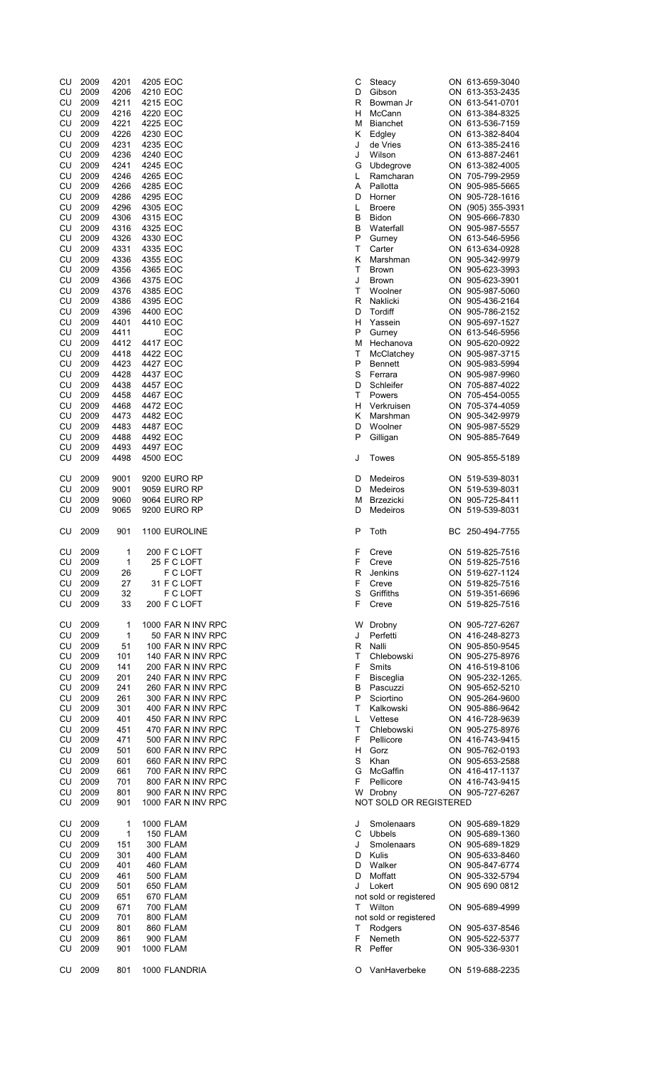| | | | | | | | |
|---|---|---|---|---|---|---|---|
| CU | 2009 | 4201 | 4205 EOC | C | Steacy | ON | 613-659-3040 |
| CU | 2009 | 4206 | 4210 EOC | D | Gibson | ON | 613-353-2435 |
| CU | 2009 | 4211 | 4215 EOC | R | Bowman Jr | ON | 613-541-0701 |
| CU | 2009 | 4216 | 4220 EOC | H | McCann | ON | 613-384-8325 |
| CU | 2009 | 4221 | 4225 EOC | M | Bianchet | ON | 613-536-7159 |
| CU | 2009 | 4226 | 4230 EOC | K | Edgley | ON | 613-382-8404 |
| CU | 2009 | 4231 | 4235 EOC | J | de Vries | ON | 613-385-2416 |
| CU | 2009 | 4236 | 4240 EOC | J | Wilson | ON | 613-887-2461 |
| CU | 2009 | 4241 | 4245 EOC | G | Ubdegrove | ON | 613-382-4005 |
| CU | 2009 | 4246 | 4265 EOC | L | Ramcharan | ON | 705-799-2959 |
| CU | 2009 | 4266 | 4285 EOC | A | Pallotta | ON | 905-985-5665 |
| CU | 2009 | 4286 | 4295 EOC | D | Horner | ON | 905-728-1616 |
| CU | 2009 | 4296 | 4305 EOC | L | Broere | ON | (905) 355-3931 |
| CU | 2009 | 4306 | 4315 EOC | B | Bidon | ON | 905-666-7830 |
| CU | 2009 | 4316 | 4325 EOC | B | Waterfall | ON | 905-987-5557 |
| CU | 2009 | 4326 | 4330 EOC | P | Gurney | ON | 613-546-5956 |
| CU | 2009 | 4331 | 4335 EOC | T | Carter | ON | 613-634-0928 |
| CU | 2009 | 4336 | 4355 EOC | K | Marshman | ON | 905-342-9979 |
| CU | 2009 | 4356 | 4365 EOC | T | Brown | ON | 905-623-3993 |
| CU | 2009 | 4366 | 4375 EOC | J | Brown | ON | 905-623-3901 |
| CU | 2009 | 4376 | 4385 EOC | T | Woolner | ON | 905-987-5060 |
| CU | 2009 | 4386 | 4395 EOC | R | Naklicki | ON | 905-436-2164 |
| CU | 2009 | 4396 | 4400 EOC | D | Tordiff | ON | 905-786-2152 |
| CU | 2009 | 4401 | 4410 EOC | H | Yassein | ON | 905-697-1527 |
| CU | 2009 | 4411 | EOC | P | Gurney | ON | 613-546-5956 |
| CU | 2009 | 4412 | 4417 EOC | M | Hechanova | ON | 905-620-0922 |
| CU | 2009 | 4418 | 4422 EOC | T | McClatchey | ON | 905-987-3715 |
| CU | 2009 | 4423 | 4427 EOC | P | Bennett | ON | 905-983-5994 |
| CU | 2009 | 4428 | 4437 EOC | S | Ferrara | ON | 905-987-9960 |
| CU | 2009 | 4438 | 4457 EOC | D | Schleifer | ON | 705-887-4022 |
| CU | 2009 | 4458 | 4467 EOC | T | Powers | ON | 705-454-0055 |
| CU | 2009 | 4468 | 4472 EOC | H | Verkruisen | ON | 705-374-4059 |
| CU | 2009 | 4473 | 4482 EOC | K | Marshman | ON | 905-342-9979 |
| CU | 2009 | 4483 | 4487 EOC | D | Woolner | ON | 905-987-5529 |
| CU | 2009 | 4488 | 4492 EOC | P | Gilligan | ON | 905-885-7649 |
| CU | 2009 | 4493 | 4497 EOC | | | | |
| CU | 2009 | 4498 | 4500 EOC | J | Towes | ON | 905-855-5189 |
| CU | 2009 | 9001 | 9200 EURO RP | D | Medeiros | ON | 519-539-8031 |
| CU | 2009 | 9001 | 9059 EURO RP | D | Medeiros | ON | 519-539-8031 |
| CU | 2009 | 9060 | 9064 EURO RP | M | Brzezicki | ON | 905-725-8411 |
| CU | 2009 | 9065 | 9200 EURO RP | D | Medeiros | ON | 519-539-8031 |
| CU | 2009 | 901 | 1100 EUROLINE | P | Toth | BC | 250-494-7755 |
| CU | 2009 | 1 | 200 F C LOFT | F | Creve | ON | 519-825-7516 |
| CU | 2009 | 1 | 25 F C LOFT | F | Creve | ON | 519-825-7516 |
| CU | 2009 | 26 | F C LOFT | R | Jenkins | ON | 519-627-1124 |
| CU | 2009 | 27 | 31 F C LOFT | F | Creve | ON | 519-825-7516 |
| CU | 2009 | 32 | F C LOFT | S | Griffiths | ON | 519-351-6696 |
| CU | 2009 | 33 | 200 F C LOFT | F | Creve | ON | 519-825-7516 |
| CU | 2009 | 1 | 1000 FAR N INV RPC | W | Drobny | ON | 905-727-6267 |
| CU | 2009 | 1 | 50 FAR N INV RPC | J | Perfetti | ON | 416-248-8273 |
| CU | 2009 | 51 | 100 FAR N INV RPC | R | Nalli | ON | 905-850-9545 |
| CU | 2009 | 101 | 140 FAR N INV RPC | T | Chlebowski | ON | 905-275-8976 |
| CU | 2009 | 141 | 200 FAR N INV RPC | F | Smits | ON | 416-519-8106 |
| CU | 2009 | 201 | 240 FAR N INV RPC | F | Bisceglia | ON | 905-232-1265. |
| CU | 2009 | 241 | 260 FAR N INV RPC | B | Pascuzzi | ON | 905-652-5210 |
| CU | 2009 | 261 | 300 FAR N INV RPC | P | Sciortino | ON | 905-264-9600 |
| CU | 2009 | 301 | 400 FAR N INV RPC | T | Kalkowski | ON | 905-886-9642 |
| CU | 2009 | 401 | 450 FAR N INV RPC | L | Vettese | ON | 416-728-9639 |
| CU | 2009 | 451 | 470 FAR N INV RPC | T | Chlebowski | ON | 905-275-8976 |
| CU | 2009 | 471 | 500 FAR N INV RPC | F | Pellicore | ON | 416-743-9415 |
| CU | 2009 | 501 | 600 FAR N INV RPC | H | Gorz | ON | 905-762-0193 |
| CU | 2009 | 601 | 660 FAR N INV RPC | S | Khan | ON | 905-653-2588 |
| CU | 2009 | 661 | 700 FAR N INV RPC | G | McGaffin | ON | 416-417-1137 |
| CU | 2009 | 701 | 800 FAR N INV RPC | F | Pellicore | ON | 416-743-9415 |
| CU | 2009 | 801 | 900 FAR N INV RPC | W | Drobny | ON | 905-727-6267 |
| CU | 2009 | 901 | 1000 FAR N INV RPC | NOT SOLD OR REGISTERED | | | |
| CU | 2009 | 1 | 1000 FLAM | J | Smolenaars | ON | 905-689-1829 |
| CU | 2009 | 1 | 150 FLAM | C | Ubbels | ON | 905-689-1360 |
| CU | 2009 | 151 | 300 FLAM | J | Smolenaars | ON | 905-689-1829 |
| CU | 2009 | 301 | 400 FLAM | D | Kulis | ON | 905-633-8460 |
| CU | 2009 | 401 | 460 FLAM | D | Walker | ON | 905-847-6774 |
| CU | 2009 | 461 | 500 FLAM | D | Moffatt | ON | 905-332-5794 |
| CU | 2009 | 501 | 650 FLAM | J | Lokert | ON | 905 690 0812 |
| CU | 2009 | 651 | 670 FLAM | not sold or registered | | | |
| CU | 2009 | 671 | 700 FLAM | T | Wilton | ON | 905-689-4999 |
| CU | 2009 | 701 | 800 FLAM | not sold or registered | | | |
| CU | 2009 | 801 | 860 FLAM | T | Rodgers | ON | 905-637-8546 |
| CU | 2009 | 861 | 900 FLAM | F | Nemeth | ON | 905-522-5377 |
| CU | 2009 | 901 | 1000 FLAM | R | Peffer | ON | 905-336-9301 |
| CU | 2009 | 801 | 1000 FLANDRIA | O | VanHaverbeke | ON | 519-688-2235 |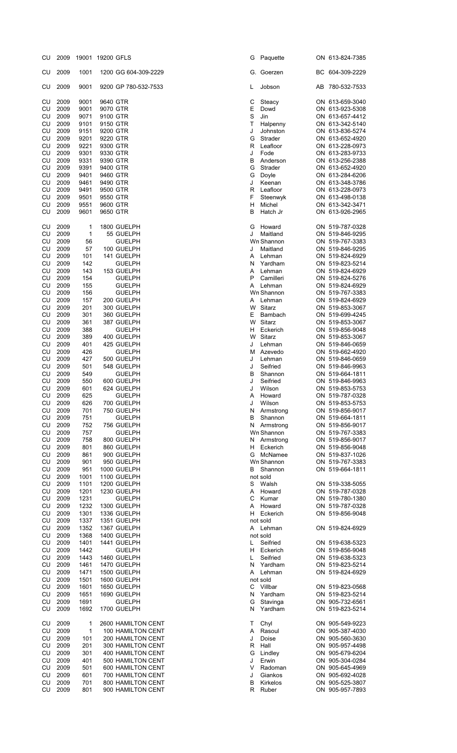| | | | | | | | |
|---|---|---|---|---|---|---|---|
| CU | 2009 | 19001 | 19200 GFLS | G | Paquette | ON | 613-824-7385 |
| CU | 2009 | 1001 | 1200 GG 604-309-2229 | G. | Goerzen | BC | 604-309-2229 |
| CU | 2009 | 9001 | 9200 GP 780-532-7533 | L | Jobson | AB | 780-532-7533 |
| CU | 2009 | 9001 | 9640 GTR | C | Steacy | ON | 613-659-3040 |
| CU | 2009 | 9001 | 9070 GTR | E | Dowd | ON | 613-923-5308 |
| CU | 2009 | 9071 | 9100 GTR | S | Jin | ON | 613-657-4412 |
| CU | 2009 | 9101 | 9150 GTR | T | Halpenny | ON | 613-342-5140 |
| CU | 2009 | 9151 | 9200 GTR | J | Johnston | ON | 613-836-5274 |
| CU | 2009 | 9201 | 9220 GTR | G | Strader | ON | 613-652-4920 |
| CU | 2009 | 9221 | 9300 GTR | R | Leafloor | ON | 613-228-0973 |
| CU | 2009 | 9301 | 9330 GTR | J | Fode | ON | 613-283-9733 |
| CU | 2009 | 9331 | 9390 GTR | B | Anderson | ON | 613-256-2388 |
| CU | 2009 | 9391 | 9400 GTR | G | Strader | ON | 613-652-4920 |
| CU | 2009 | 9401 | 9460 GTR | G | Doyle | ON | 613-284-6206 |
| CU | 2009 | 9461 | 9490 GTR | J | Keenan | ON | 613-348-3786 |
| CU | 2009 | 9491 | 9500 GTR | R | Leafloor | ON | 613-228-0973 |
| CU | 2009 | 9501 | 9550 GTR | F | Steenwyk | ON | 613-498-0138 |
| CU | 2009 | 9551 | 9600 GTR | H | Michel | ON | 613-342-3471 |
| CU | 2009 | 9601 | 9650 GTR | B | Hatch Jr | ON | 613-926-2965 |
| CU | 2009 | 1 | 1800 GUELPH | G | Howard | ON | 519-787-0328 |
| CU | 2009 | 1 | 55 GUELPH | J | Maitland | ON | 519-846-9295 |
| CU | 2009 | 56 | GUELPH | Wn | Shannon | ON | 519-767-3383 |
| CU | 2009 | 57 | 100 GUELPH | J | Maitland | ON | 519-846-9295 |
| CU | 2009 | 101 | 141 GUELPH | A | Lehman | ON | 519-824-6929 |
| CU | 2009 | 142 | GUELPH | N | Yardham | ON | 519-823-5214 |
| CU | 2009 | 143 | 153 GUELPH | A | Lehman | ON | 519-824-6929 |
| CU | 2009 | 154 | GUELPH | P | Camilleri | ON | 519-824-5276 |
| CU | 2009 | 155 | GUELPH | A | Lehman | ON | 519-824-6929 |
| CU | 2009 | 156 | GUELPH | Wn | Shannon | ON | 519-767-3383 |
| CU | 2009 | 157 | 200 GUELPH | A | Lehman | ON | 519-824-6929 |
| CU | 2009 | 201 | 300 GUELPH | W | Sitarz | ON | 519-853-3067 |
| CU | 2009 | 301 | 360 GUELPH | E | Bambach | ON | 519-699-4245 |
| CU | 2009 | 361 | 387 GUELPH | W | Sitarz | ON | 519-853-3067 |
| CU | 2009 | 388 | GUELPH | H | Eckerich | ON | 519-856-9048 |
| CU | 2009 | 389 | 400 GUELPH | W | Sitarz | ON | 519-853-3067 |
| CU | 2009 | 401 | 425 GUELPH | J | Lehman | ON | 519-846-0659 |
| CU | 2009 | 426 | GUELPH | M | Azevedo | ON | 519-662-4920 |
| CU | 2009 | 427 | 500 GUELPH | J | Lehman | ON | 519-846-0659 |
| CU | 2009 | 501 | 548 GUELPH | J | Seifried | ON | 519-846-9963 |
| CU | 2009 | 549 | GUELPH | B | Shannon | ON | 519-664-1811 |
| CU | 2009 | 550 | 600 GUELPH | J | Seifried | ON | 519-846-9963 |
| CU | 2009 | 601 | 624 GUELPH | J | Wilson | ON | 519-853-5753 |
| CU | 2009 | 625 | GUELPH | A | Howard | ON | 519-787-0328 |
| CU | 2009 | 626 | 700 GUELPH | J | Wilson | ON | 519-853-5753 |
| CU | 2009 | 701 | 750 GUELPH | N | Armstrong | ON | 519-856-9017 |
| CU | 2009 | 751 | GUELPH | B | Shannon | ON | 519-664-1811 |
| CU | 2009 | 752 | 756 GUELPH | N | Armstrong | ON | 519-856-9017 |
| CU | 2009 | 757 | GUELPH | Wn | Shannon | ON | 519-767-3383 |
| CU | 2009 | 758 | 800 GUELPH | N | Armstrong | ON | 519-856-9017 |
| CU | 2009 | 801 | 860 GUELPH | H | Eckerich | ON | 519-856-9048 |
| CU | 2009 | 861 | 900 GUELPH | G | McNamee | ON | 519-837-1026 |
| CU | 2009 | 901 | 950 GUELPH | Wn | Shannon | ON | 519-767-3383 |
| CU | 2009 | 951 | 1000 GUELPH | B | Shannon | ON | 519-664-1811 |
| CU | 2009 | 1001 | 1100 GUELPH | | not sold | | |
| CU | 2009 | 1101 | 1200 GUELPH | S | Walsh | ON | 519-338-5055 |
| CU | 2009 | 1201 | 1230 GUELPH | A | Howard | ON | 519-787-0328 |
| CU | 2009 | 1231 | GUELPH | C | Kumar | ON | 519-780-1380 |
| CU | 2009 | 1232 | 1300 GUELPH | A | Howard | ON | 519-787-0328 |
| CU | 2009 | 1301 | 1336 GUELPH | H | Eckerich | ON | 519-856-9048 |
| CU | 2009 | 1337 | 1351 GUELPH | | not sold | | |
| CU | 2009 | 1352 | 1367 GUELPH | A | Lehman | ON | 519-824-6929 |
| CU | 2009 | 1368 | 1400 GUELPH | | not sold | | |
| CU | 2009 | 1401 | 1441 GUELPH | L | Seifried | ON | 519-638-5323 |
| CU | 2009 | 1442 | GUELPH | H | Eckerich | ON | 519-856-9048 |
| CU | 2009 | 1443 | 1460 GUELPH | L | Seifried | ON | 519-638-5323 |
| CU | 2009 | 1461 | 1470 GUELPH | N | Yardham | ON | 519-823-5214 |
| CU | 2009 | 1471 | 1500 GUELPH | A | Lehman | ON | 519-824-6929 |
| CU | 2009 | 1501 | 1600 GUELPH | | not sold | | |
| CU | 2009 | 1601 | 1650 GUELPH | C | Villbar | ON | 519-823-0568 |
| CU | 2009 | 1651 | 1690 GUELPH | N | Yardham | ON | 519-823-5214 |
| CU | 2009 | 1691 | GUELPH | G | Stavinga | ON | 905-732-6561 |
| CU | 2009 | 1692 | 1700 GUELPH | N | Yardham | ON | 519-823-5214 |
| CU | 2009 | 1 | 2600 HAMILTON CENT | T | Chyl | ON | 905-549-9223 |
| CU | 2009 | 1 | 100 HAMILTON CENT | A | Rasoul | ON | 905-387-4030 |
| CU | 2009 | 101 | 200 HAMILTON CENT | J | Doise | ON | 905-560-3630 |
| CU | 2009 | 201 | 300 HAMILTON CENT | R | Hall | ON | 905-957-4498 |
| CU | 2009 | 301 | 400 HAMILTON CENT | G | Lindley | ON | 905-679-6204 |
| CU | 2009 | 401 | 500 HAMILTON CENT | J | Erwin | ON | 905-304-0284 |
| CU | 2009 | 501 | 600 HAMILTON CENT | V | Radoman | ON | 905-645-4969 |
| CU | 2009 | 601 | 700 HAMILTON CENT | J | Giankos | ON | 905-692-4028 |
| CU | 2009 | 701 | 800 HAMILTON CENT | B | Kirkelos | ON | 905-525-3807 |
| CU | 2009 | 801 | 900 HAMILTON CENT | R | Ruber | ON | 905-957-7893 |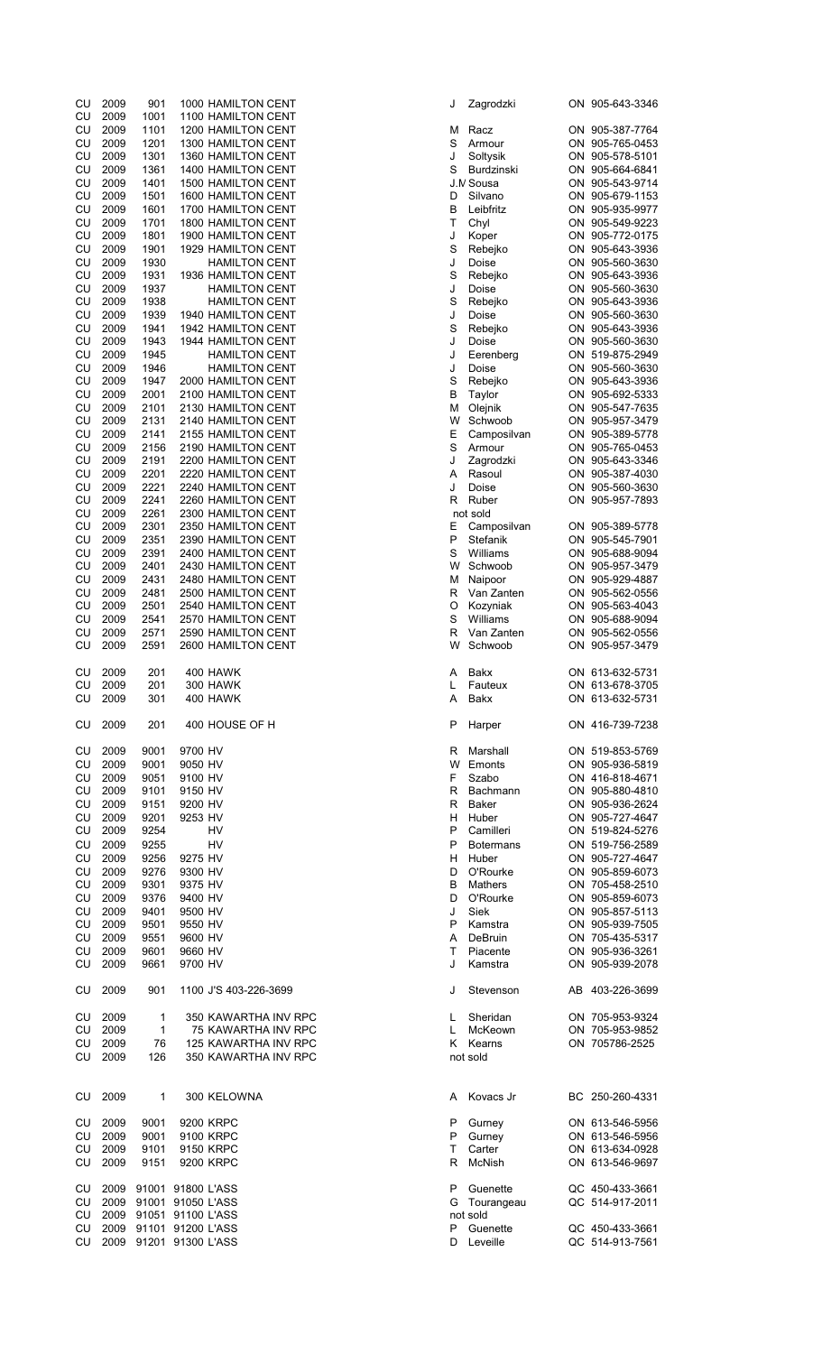| | | | | | | | |
|---|---|---|---|---|---|---|---|
| CU | 2009 | 901 | 1000 HAMILTON CENT | J | Zagrodzki | ON | 905-643-3346 |
| CU | 2009 | 1001 | 1100 HAMILTON CENT | | | | |
| CU | 2009 | 1101 | 1200 HAMILTON CENT | M | Racz | ON | 905-387-7764 |
| CU | 2009 | 1201 | 1300 HAMILTON CENT | S | Armour | ON | 905-765-0453 |
| CU | 2009 | 1301 | 1360 HAMILTON CENT | J | Soltysik | ON | 905-578-5101 |
| CU | 2009 | 1361 | 1400 HAMILTON CENT | S | Burdzinski | ON | 905-664-6841 |
| CU | 2009 | 1401 | 1500 HAMILTON CENT | J.M | Sousa | ON | 905-543-9714 |
| CU | 2009 | 1501 | 1600 HAMILTON CENT | D | Silvano | ON | 905-679-1153 |
| CU | 2009 | 1601 | 1700 HAMILTON CENT | B | Leibfritz | ON | 905-935-9977 |
| CU | 2009 | 1701 | 1800 HAMILTON CENT | T | Chyl | ON | 905-549-9223 |
| CU | 2009 | 1801 | 1900 HAMILTON CENT | J | Koper | ON | 905-772-0175 |
| CU | 2009 | 1901 | 1929 HAMILTON CENT | S | Rebejko | ON | 905-643-3936 |
| CU | 2009 | 1930 | HAMILTON CENT | J | Doise | ON | 905-560-3630 |
| CU | 2009 | 1931 | 1936 HAMILTON CENT | S | Rebejko | ON | 905-643-3936 |
| CU | 2009 | 1937 | HAMILTON CENT | J | Doise | ON | 905-560-3630 |
| CU | 2009 | 1938 | HAMILTON CENT | S | Rebejko | ON | 905-643-3936 |
| CU | 2009 | 1939 | 1940 HAMILTON CENT | J | Doise | ON | 905-560-3630 |
| CU | 2009 | 1941 | 1942 HAMILTON CENT | S | Rebejko | ON | 905-643-3936 |
| CU | 2009 | 1943 | 1944 HAMILTON CENT | J | Doise | ON | 905-560-3630 |
| CU | 2009 | 1945 | HAMILTON CENT | J | Eerenberg | ON | 519-875-2949 |
| CU | 2009 | 1946 | HAMILTON CENT | J | Doise | ON | 905-560-3630 |
| CU | 2009 | 1947 | 2000 HAMILTON CENT | S | Rebejko | ON | 905-643-3936 |
| CU | 2009 | 2001 | 2100 HAMILTON CENT | B | Taylor | ON | 905-692-5333 |
| CU | 2009 | 2101 | 2130 HAMILTON CENT | M | Olejnik | ON | 905-547-7635 |
| CU | 2009 | 2131 | 2140 HAMILTON CENT | W | Schwoob | ON | 905-957-3479 |
| CU | 2009 | 2141 | 2155 HAMILTON CENT | E | Camposilvan | ON | 905-389-5778 |
| CU | 2009 | 2156 | 2190 HAMILTON CENT | S | Armour | ON | 905-765-0453 |
| CU | 2009 | 2191 | 2200 HAMILTON CENT | J | Zagrodzki | ON | 905-643-3346 |
| CU | 2009 | 2201 | 2220 HAMILTON CENT | A | Rasoul | ON | 905-387-4030 |
| CU | 2009 | 2221 | 2240 HAMILTON CENT | J | Doise | ON | 905-560-3630 |
| CU | 2009 | 2241 | 2260 HAMILTON CENT | R | Ruber | ON | 905-957-7893 |
| CU | 2009 | 2261 | 2300 HAMILTON CENT | | not sold | | |
| CU | 2009 | 2301 | 2350 HAMILTON CENT | E | Camposilvan | ON | 905-389-5778 |
| CU | 2009 | 2351 | 2390 HAMILTON CENT | P | Stefanik | ON | 905-545-7901 |
| CU | 2009 | 2391 | 2400 HAMILTON CENT | S | Williams | ON | 905-688-9094 |
| CU | 2009 | 2401 | 2430 HAMILTON CENT | W | Schwoob | ON | 905-957-3479 |
| CU | 2009 | 2431 | 2480 HAMILTON CENT | M | Naipoor | ON | 905-929-4887 |
| CU | 2009 | 2481 | 2500 HAMILTON CENT | R | Van Zanten | ON | 905-562-0556 |
| CU | 2009 | 2501 | 2540 HAMILTON CENT | O | Kozyniak | ON | 905-563-4043 |
| CU | 2009 | 2541 | 2570 HAMILTON CENT | S | Williams | ON | 905-688-9094 |
| CU | 2009 | 2571 | 2590 HAMILTON CENT | R | Van Zanten | ON | 905-562-0556 |
| CU | 2009 | 2591 | 2600 HAMILTON CENT | W | Schwoob | ON | 905-957-3479 |
| CU | 2009 | 201 | 400 HAWK | A | Bakx | ON | 613-632-5731 |
| CU | 2009 | 201 | 300 HAWK | L | Fauteux | ON | 613-678-3705 |
| CU | 2009 | 301 | 400 HAWK | A | Bakx | ON | 613-632-5731 |
| CU | 2009 | 201 | 400 HOUSE OF H | P | Harper | ON | 416-739-7238 |
| CU | 2009 | 9001 | 9700 HV | R | Marshall | ON | 519-853-5769 |
| CU | 2009 | 9001 | 9050 HV | W | Emonts | ON | 905-936-5819 |
| CU | 2009 | 9051 | 9100 HV | F | Szabo | ON | 416-818-4671 |
| CU | 2009 | 9101 | 9150 HV | R | Bachmann | ON | 905-880-4810 |
| CU | 2009 | 9151 | 9200 HV | R | Baker | ON | 905-936-2624 |
| CU | 2009 | 9201 | 9253 HV | H | Huber | ON | 905-727-4647 |
| CU | 2009 | 9254 | HV | P | Camilleri | ON | 519-824-5276 |
| CU | 2009 | 9255 | HV | P | Botermans | ON | 519-756-2589 |
| CU | 2009 | 9256 | 9275 HV | H | Huber | ON | 905-727-4647 |
| CU | 2009 | 9276 | 9300 HV | D | O'Rourke | ON | 905-859-6073 |
| CU | 2009 | 9301 | 9375 HV | B | Mathers | ON | 705-458-2510 |
| CU | 2009 | 9376 | 9400 HV | D | O'Rourke | ON | 905-859-6073 |
| CU | 2009 | 9401 | 9500 HV | J | Siek | ON | 905-857-5113 |
| CU | 2009 | 9501 | 9550 HV | P | Kamstra | ON | 905-939-7505 |
| CU | 2009 | 9551 | 9600 HV | A | DeBruin | ON | 705-435-5317 |
| CU | 2009 | 9601 | 9660 HV | T | Piacente | ON | 905-936-3261 |
| CU | 2009 | 9661 | 9700 HV | J | Kamstra | ON | 905-939-2078 |
| CU | 2009 | 901 | 1100 J'S 403-226-3699 | J | Stevenson | AB | 403-226-3699 |
| CU | 2009 | 1 | 350 KAWARTHA INV RPC | L | Sheridan | ON | 705-953-9324 |
| CU | 2009 | 1 | 75 KAWARTHA INV RPC | L | McKeown | ON | 705-953-9852 |
| CU | 2009 | 76 | 125 KAWARTHA INV RPC | K | Kearns | ON | 705786-2525 |
| CU | 2009 | 126 | 350 KAWARTHA INV RPC | | not sold | | |
| CU | 2009 | 1 | 300 KELOWNA | A | Kovacs Jr | BC | 250-260-4331 |
| CU | 2009 | 9001 | 9200 KRPC | P | Gurney | ON | 613-546-5956 |
| CU | 2009 | 9001 | 9100 KRPC | P | Gurney | ON | 613-546-5956 |
| CU | 2009 | 9101 | 9150 KRPC | T | Carter | ON | 613-634-0928 |
| CU | 2009 | 9151 | 9200 KRPC | R | McNish | ON | 613-546-9697 |
| CU | 2009 | 91001 | 91800 L'ASS | P | Guenette | QC | 450-433-3661 |
| CU | 2009 | 91001 | 91050 L'ASS | G | Tourangeau | QC | 514-917-2011 |
| CU | 2009 | 91051 | 91100 L'ASS | | not sold | | |
| CU | 2009 | 91101 | 91200 L'ASS | P | Guenette | QC | 450-433-3661 |
| CU | 2009 | 91201 | 91300 L'ASS | D | Leveille | QC | 514-913-7561 |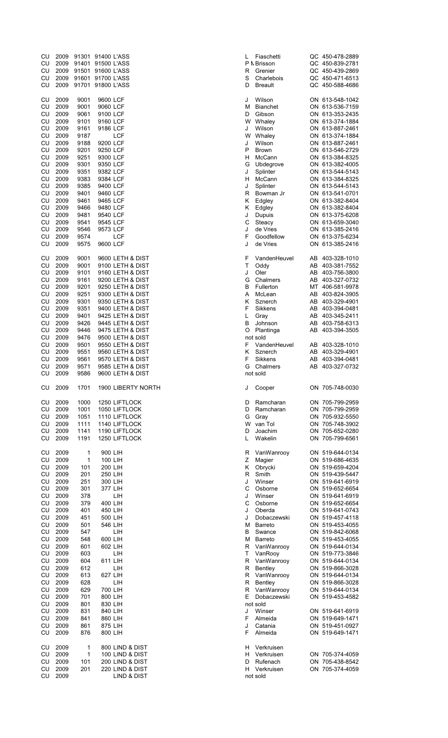| | | | | | | | | |
|---|---|---|---|---|---|---|---|---|
| CU | 2009 | 91301 | 91400 | L'ASS | L | Fiaschetti | QC | 450-478-2889 |
| CU | 2009 | 91401 | 91500 | L'ASS | P M | Brisson | QC | 450-839-2781 |
| CU | 2009 | 91501 | 91600 | L'ASS | R | Grenier | QC | 450-439-2869 |
| CU | 2009 | 91601 | 91700 | L'ASS | S | Charlebois | QC | 450-471-6513 |
| CU | 2009 | 91701 | 91800 | L'ASS | D | Breault | QC | 450-588-4686 |
| | | | | | | | | |
| CU | 2009 | 9001 | 9600 | LCF | J | Wilson | ON | 613-548-1042 |
| CU | 2009 | 9001 | 9060 | LCF | M | Bianchet | ON | 613-536-7159 |
| CU | 2009 | 9061 | 9100 | LCF | D | Gibson | ON | 613-353-2435 |
| CU | 2009 | 9101 | 9160 | LCF | W | Whaley | ON | 613-374-1884 |
| CU | 2009 | 9161 | 9186 | LCF | J | Wilson | ON | 613-887-2461 |
| CU | 2009 | 9187 | | LCF | W | Whaley | ON | 613-374-1884 |
| CU | 2009 | 9188 | 9200 | LCF | J | Wilson | ON | 613-887-2461 |
| CU | 2009 | 9201 | 9250 | LCF | P | Brown | ON | 613-546-2729 |
| CU | 2009 | 9251 | 9300 | LCF | H | McCann | ON | 613-384-8325 |
| CU | 2009 | 9301 | 9350 | LCF | G | Ubdegrove | ON | 613-382-4005 |
| CU | 2009 | 9351 | 9382 | LCF | J | Splinter | ON | 613-544-5143 |
| CU | 2009 | 9383 | 9384 | LCF | H | McCann | ON | 613-384-8325 |
| CU | 2009 | 9385 | 9400 | LCF | J | Splinter | ON | 613-544-5143 |
| CU | 2009 | 9401 | 9460 | LCF | R | Bowman Jr | ON | 613-541-0701 |
| CU | 2009 | 9461 | 9465 | LCF | K | Edgley | ON | 613-382-8404 |
| CU | 2009 | 9466 | 9480 | LCF | K | Edgley | ON | 613-382-8404 |
| CU | 2009 | 9481 | 9540 | LCF | J | Dupuis | ON | 613-375-6208 |
| CU | 2009 | 9541 | 9545 | LCF | C | Steacy | ON | 613-659-3040 |
| CU | 2009 | 9546 | 9573 | LCF | J | de Vries | ON | 613-385-2416 |
| CU | 2009 | 9574 | | LCF | F | Goodfellow | ON | 613-375-6234 |
| CU | 2009 | 9575 | 9600 | LCF | J | de Vries | ON | 613-385-2416 |
| | | | | | | | | |
| CU | 2009 | 9001 | 9600 | LETH & DIST | F | VandenHeuvel | AB | 403-328-1010 |
| CU | 2009 | 9001 | 9100 | LETH & DIST | T | Oddy | AB | 403-381-7552 |
| CU | 2009 | 9101 | 9160 | LETH & DIST | J | Oler | AB | 403-756-3800 |
| CU | 2009 | 9161 | 9200 | LETH & DIST | G | Chalmers | AB | 403-327-0732 |
| CU | 2009 | 9201 | 9250 | LETH & DIST | B | Fullerton | MT | 406-581-9978 |
| CU | 2009 | 9251 | 9300 | LETH & DIST | A | McLean | AB | 403-824-3905 |
| CU | 2009 | 9301 | 9350 | LETH & DIST | K | Sznerch | AB | 403-329-4901 |
| CU | 2009 | 9351 | 9400 | LETH & DIST | F | Sikkens | AB | 403-394-0481 |
| CU | 2009 | 9401 | 9425 | LETH & DIST | L | Gray | AB | 403-345-2411 |
| CU | 2009 | 9426 | 9445 | LETH & DIST | B | Johnson | AB | 403-758-6313 |
| CU | 2009 | 9446 | 9475 | LETH & DIST | O | Plantinga | AB | 403-394-3505 |
| CU | 2009 | 9476 | 9500 | LETH & DIST | | not sold | | |
| CU | 2009 | 9501 | 9550 | LETH & DIST | F | VandenHeuvel | AB | 403-328-1010 |
| CU | 2009 | 9551 | 9560 | LETH & DIST | K | Sznerch | AB | 403-329-4901 |
| CU | 2009 | 9561 | 9570 | LETH & DIST | F | Sikkens | AB | 403-394-0481 |
| CU | 2009 | 9571 | 9585 | LETH & DIST | G | Chalmers | AB | 403-327-0732 |
| CU | 2009 | 9586 | 9600 | LETH & DIST | | not sold | | |
| | | | | | | | | |
| CU | 2009 | 1701 | 1900 | LIBERTY NORTH | J | Cooper | ON | 705-748-0030 |
| | | | | | | | | |
| CU | 2009 | 1000 | 1250 | LIFTLOCK | D | Ramcharan | ON | 705-799-2959 |
| CU | 2009 | 1001 | 1050 | LIFTLOCK | D | Ramcharan | ON | 705-799-2959 |
| CU | 2009 | 1051 | 1110 | LIFTLOCK | G | Gray | ON | 705-932-5550 |
| CU | 2009 | 1111 | 1140 | LIFTLOCK | W | van Tol | ON | 705-748-3902 |
| CU | 2009 | 1141 | 1190 | LIFTLOCK | D | Joachim | ON | 705-652-0280 |
| CU | 2009 | 1191 | 1250 | LIFTLOCK | L | Wakelin | ON | 705-799-6561 |
| | | | | | | | | |
| CU | 2009 | 1 | 900 | LIH | R | VanWanrooy | ON | 519-644-0134 |
| CU | 2009 | 1 | 100 | LIH | Z | Magier | ON | 519-686-4635 |
| CU | 2009 | 101 | 200 | LIH | K | Obrycki | ON | 519-659-4204 |
| CU | 2009 | 201 | 250 | LIH | R | Smith | ON | 519-439-5447 |
| CU | 2009 | 251 | 300 | LIH | J | Winser | ON | 519-641-6919 |
| CU | 2009 | 301 | 377 | LIH | C | Osborne | ON | 519-652-6654 |
| CU | 2009 | 378 | | LIH | J | Winser | ON | 519-641-6919 |
| CU | 2009 | 379 | 400 | LIH | C | Osborne | ON | 519-652-6654 |
| CU | 2009 | 401 | 450 | LIH | J | Oberda | ON | 519-641-0743 |
| CU | 2009 | 451 | 500 | LIH | J | Dobaczewski | ON | 519-457-4118 |
| CU | 2009 | 501 | 546 | LIH | M | Barreto | ON | 519-453-4055 |
| CU | 2009 | 547 | | LIH | B | Swance | ON | 519-842-6068 |
| CU | 2009 | 548 | 600 | LIH | M | Barreto | ON | 519-453-4055 |
| CU | 2009 | 601 | 602 | LIH | R | VanWanrooy | ON | 519-644-0134 |
| CU | 2009 | 603 | | LIH | T | VanRooy | ON | 519-773-3846 |
| CU | 2009 | 604 | 611 | LIH | R | VanWanrooy | ON | 519-644-0134 |
| CU | 2009 | 612 | | LIH | R | Bentley | ON | 519-866-3028 |
| CU | 2009 | 613 | 627 | LIH | R | VanWanrooy | ON | 519-644-0134 |
| CU | 2009 | 628 | | LIH | R | Bentley | ON | 519-866-3028 |
| CU | 2009 | 629 | 700 | LIH | R | VanWanrooy | ON | 519-644-0134 |
| CU | 2009 | 701 | 800 | LIH | E | Dobaczewski | ON | 519-453-4582 |
| CU | 2009 | 801 | 830 | LIH | | not sold | | |
| CU | 2009 | 831 | 840 | LIH | J | Winser | ON | 519-641-6919 |
| CU | 2009 | 841 | 860 | LIH | F | Almeida | ON | 519-649-1471 |
| CU | 2009 | 861 | 875 | LIH | J | Catania | ON | 519-451-0927 |
| CU | 2009 | 876 | 800 | LIH | F | Almeida | ON | 519-649-1471 |
| | | | | | | | | |
| CU | 2009 | 1 | 800 | LIND & DIST | H | Verkruisen | | |
| CU | 2009 | 1 | 100 | LIND & DIST | H | Verkruisen | ON | 705-374-4059 |
| CU | 2009 | 101 | 200 | LIND & DIST | D | Rufenach | ON | 705-438-8542 |
| CU | 2009 | 201 | 220 | LIND & DIST | H | Verkruisen | ON | 705-374-4059 |
| CU | 2009 | | | LIND & DIST | | not sold | | |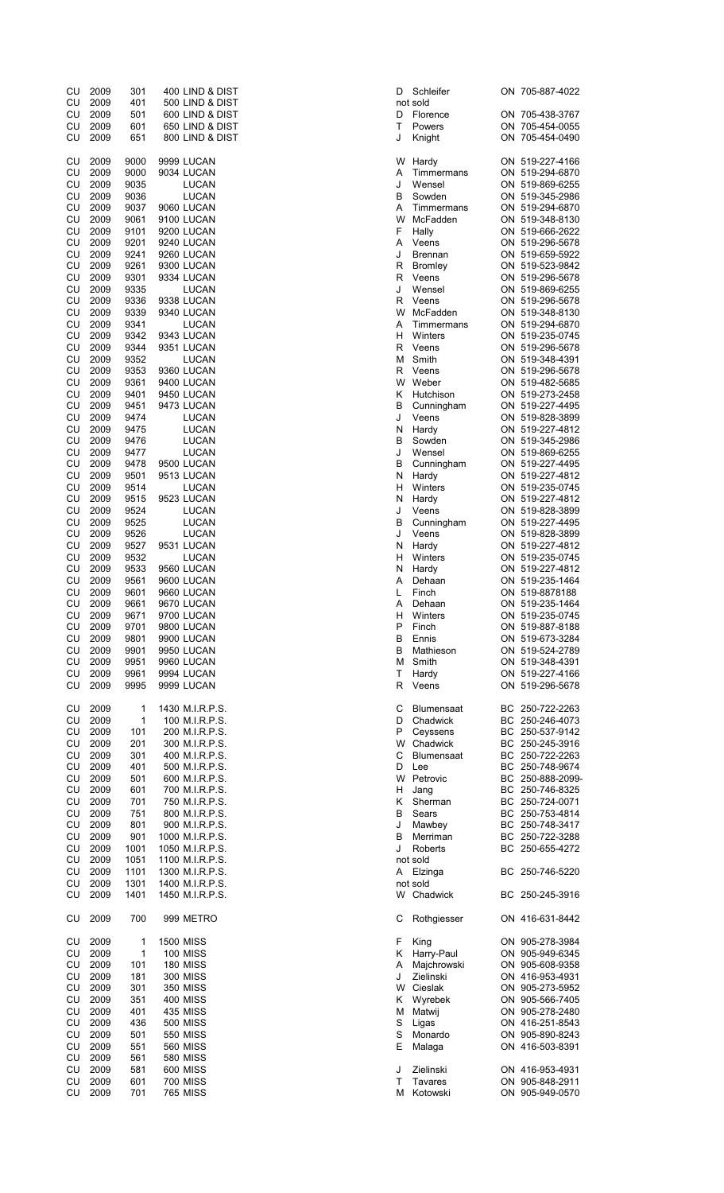| | | | | | | | |
|---|---|---|---|---|---|---|---|
| CU | 2009 | 301 | 400 LIND & DIST | D | Schleifer | ON | 705-887-4022 |
| CU | 2009 | 401 | 500 LIND & DIST | | not sold | | |
| CU | 2009 | 501 | 600 LIND & DIST | D | Florence | ON | 705-438-3767 |
| CU | 2009 | 601 | 650 LIND & DIST | T | Powers | ON | 705-454-0055 |
| CU | 2009 | 651 | 800 LIND & DIST | J | Knight | ON | 705-454-0490 |
| CU | 2009 | 9000 | 9999 LUCAN | W | Hardy | ON | 519-227-4166 |
| CU | 2009 | 9000 | 9034 LUCAN | A | Timmermans | ON | 519-294-6870 |
| CU | 2009 | 9035 | LUCAN | J | Wensel | ON | 519-869-6255 |
| CU | 2009 | 9036 | LUCAN | B | Sowden | ON | 519-345-2986 |
| CU | 2009 | 9037 | 9060 LUCAN | A | Timmermans | ON | 519-294-6870 |
| CU | 2009 | 9061 | 9100 LUCAN | W | McFadden | ON | 519-348-8130 |
| CU | 2009 | 9101 | 9200 LUCAN | F | Hally | ON | 519-666-2622 |
| CU | 2009 | 9201 | 9240 LUCAN | A | Veens | ON | 519-296-5678 |
| CU | 2009 | 9241 | 9260 LUCAN | J | Brennan | ON | 519-659-5922 |
| CU | 2009 | 9261 | 9300 LUCAN | R | Bromley | ON | 519-523-9842 |
| CU | 2009 | 9301 | 9334 LUCAN | R | Veens | ON | 519-296-5678 |
| CU | 2009 | 9335 | LUCAN | J | Wensel | ON | 519-869-6255 |
| CU | 2009 | 9336 | 9338 LUCAN | R | Veens | ON | 519-296-5678 |
| CU | 2009 | 9339 | 9340 LUCAN | W | McFadden | ON | 519-348-8130 |
| CU | 2009 | 9341 | LUCAN | A | Timmermans | ON | 519-294-6870 |
| CU | 2009 | 9342 | 9343 LUCAN | H | Winters | ON | 519-235-0745 |
| CU | 2009 | 9344 | 9351 LUCAN | R | Veens | ON | 519-296-5678 |
| CU | 2009 | 9352 | LUCAN | M | Smith | ON | 519-348-4391 |
| CU | 2009 | 9353 | 9360 LUCAN | R | Veens | ON | 519-296-5678 |
| CU | 2009 | 9361 | 9400 LUCAN | W | Weber | ON | 519-482-5685 |
| CU | 2009 | 9401 | 9450 LUCAN | K | Hutchison | ON | 519-273-2458 |
| CU | 2009 | 9451 | 9473 LUCAN | B | Cunningham | ON | 519-227-4495 |
| CU | 2009 | 9474 | LUCAN | J | Veens | ON | 519-828-3899 |
| CU | 2009 | 9475 | LUCAN | N | Hardy | ON | 519-227-4812 |
| CU | 2009 | 9476 | LUCAN | B | Sowden | ON | 519-345-2986 |
| CU | 2009 | 9477 | LUCAN | J | Wensel | ON | 519-869-6255 |
| CU | 2009 | 9478 | 9500 LUCAN | B | Cunningham | ON | 519-227-4495 |
| CU | 2009 | 9501 | 9513 LUCAN | N | Hardy | ON | 519-227-4812 |
| CU | 2009 | 9514 | LUCAN | H | Winters | ON | 519-235-0745 |
| CU | 2009 | 9515 | 9523 LUCAN | N | Hardy | ON | 519-227-4812 |
| CU | 2009 | 9524 | LUCAN | J | Veens | ON | 519-828-3899 |
| CU | 2009 | 9525 | LUCAN | B | Cunningham | ON | 519-227-4495 |
| CU | 2009 | 9526 | LUCAN | J | Veens | ON | 519-828-3899 |
| CU | 2009 | 9527 | 9531 LUCAN | N | Hardy | ON | 519-227-4812 |
| CU | 2009 | 9532 | LUCAN | H | Winters | ON | 519-235-0745 |
| CU | 2009 | 9533 | 9560 LUCAN | N | Hardy | ON | 519-227-4812 |
| CU | 2009 | 9561 | 9600 LUCAN | A | Dehaan | ON | 519-235-1464 |
| CU | 2009 | 9601 | 9660 LUCAN | L | Finch | ON | 519-8878188 |
| CU | 2009 | 9661 | 9670 LUCAN | A | Dehaan | ON | 519-235-1464 |
| CU | 2009 | 9671 | 9700 LUCAN | H | Winters | ON | 519-235-0745 |
| CU | 2009 | 9701 | 9800 LUCAN | P | Finch | ON | 519-887-8188 |
| CU | 2009 | 9801 | 9900 LUCAN | B | Ennis | ON | 519-673-3284 |
| CU | 2009 | 9901 | 9950 LUCAN | B | Mathieson | ON | 519-524-2789 |
| CU | 2009 | 9951 | 9960 LUCAN | M | Smith | ON | 519-348-4391 |
| CU | 2009 | 9961 | 9994 LUCAN | T | Hardy | ON | 519-227-4166 |
| CU | 2009 | 9995 | 9999 LUCAN | R | Veens | ON | 519-296-5678 |
| CU | 2009 | 1 | 1430 M.I.R.P.S. | C | Blumensaat | BC | 250-722-2263 |
| CU | 2009 | 1 | 100 M.I.R.P.S. | D | Chadwick | BC | 250-246-4073 |
| CU | 2009 | 101 | 200 M.I.R.P.S. | P | Ceyssens | BC | 250-537-9142 |
| CU | 2009 | 201 | 300 M.I.R.P.S. | W | Chadwick | BC | 250-245-3916 |
| CU | 2009 | 301 | 400 M.I.R.P.S. | C | Blumensaat | BC | 250-722-2263 |
| CU | 2009 | 401 | 500 M.I.R.P.S. | D | Lee | BC | 250-748-9674 |
| CU | 2009 | 501 | 600 M.I.R.P.S. | W | Petrovic | BC | 250-888-2099- |
| CU | 2009 | 601 | 700 M.I.R.P.S. | H | Jang | BC | 250-746-8325 |
| CU | 2009 | 701 | 750 M.I.R.P.S. | K | Sherman | BC | 250-724-0071 |
| CU | 2009 | 751 | 800 M.I.R.P.S. | B | Sears | BC | 250-753-4814 |
| CU | 2009 | 801 | 900 M.I.R.P.S. | J | Mawbey | BC | 250-748-3417 |
| CU | 2009 | 901 | 1000 M.I.R.P.S. | B | Merriman | BC | 250-722-3288 |
| CU | 2009 | 1001 | 1050 M.I.R.P.S. | J | Roberts | BC | 250-655-4272 |
| CU | 2009 | 1051 | 1100 M.I.R.P.S. | | not sold | | |
| CU | 2009 | 1101 | 1300 M.I.R.P.S. | A | Elzinga | BC | 250-746-5220 |
| CU | 2009 | 1301 | 1400 M.I.R.P.S. | | not sold | | |
| CU | 2009 | 1401 | 1450 M.I.R.P.S. | W | Chadwick | BC | 250-245-3916 |
| CU | 2009 | 700 | 999 METRO | C | Rothgiesser | ON | 416-631-8442 |
| CU | 2009 | 1 | 1500 MISS | F | King | ON | 905-278-3984 |
| CU | 2009 | 1 | 100 MISS | K | Harry-Paul | ON | 905-949-6345 |
| CU | 2009 | 101 | 180 MISS | A | Majchrowski | ON | 905-608-9358 |
| CU | 2009 | 181 | 300 MISS | J | Zielinski | ON | 416-953-4931 |
| CU | 2009 | 301 | 350 MISS | W | Cieslak | ON | 905-273-5952 |
| CU | 2009 | 351 | 400 MISS | K | Wyrebek | ON | 905-566-7405 |
| CU | 2009 | 401 | 435 MISS | M | Matwij | ON | 905-278-2480 |
| CU | 2009 | 436 | 500 MISS | S | Ligas | ON | 416-251-8543 |
| CU | 2009 | 501 | 550 MISS | S | Monardo | ON | 905-890-8243 |
| CU | 2009 | 551 | 560 MISS | E | Malaga | ON | 416-503-8391 |
| CU | 2009 | 561 | 580 MISS | | | | |
| CU | 2009 | 581 | 600 MISS | J | Zielinski | ON | 416-953-4931 |
| CU | 2009 | 601 | 700 MISS | T | Tavares | ON | 905-848-2911 |
| CU | 2009 | 701 | 765 MISS | M | Kotowski | ON | 905-949-0570 |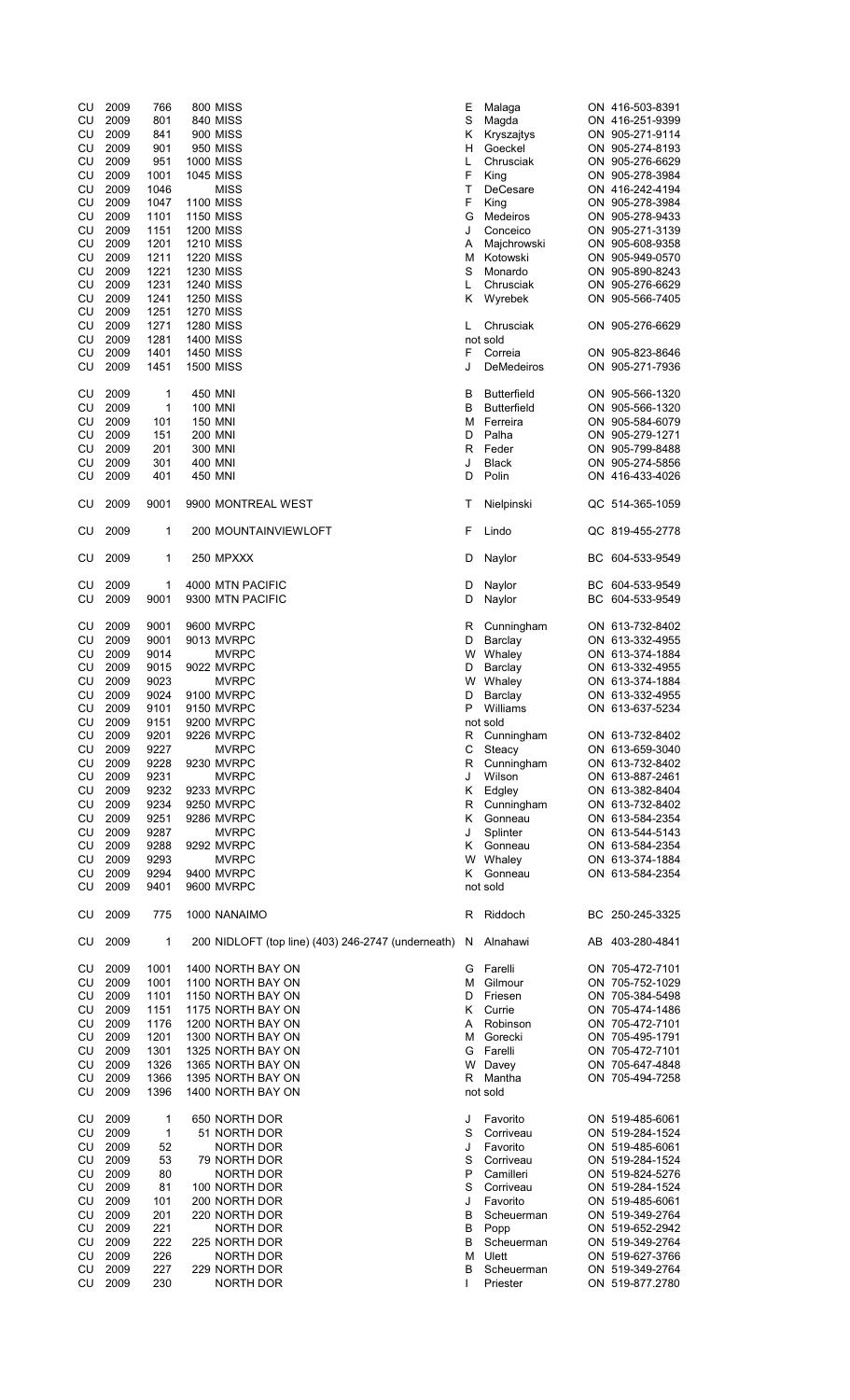| | | | | | | | | |
|---|---|---|---|---|---|---|---|---|
| CU | 2009 | 766 | 800 | MISS | E | Malaga | ON | 416-503-8391 |
| CU | 2009 | 801 | 840 | MISS | S | Magda | ON | 416-251-9399 |
| CU | 2009 | 841 | 900 | MISS | K | Kryszajtys | ON | 905-271-9114 |
| CU | 2009 | 901 | 950 | MISS | H | Goeckel | ON | 905-274-8193 |
| CU | 2009 | 951 | 1000 | MISS | L | Chrusciak | ON | 905-276-6629 |
| CU | 2009 | 1001 | 1045 | MISS | F | King | ON | 905-278-3984 |
| CU | 2009 | 1046 | | MISS | T | DeCesare | ON | 416-242-4194 |
| CU | 2009 | 1047 | 1100 | MISS | F | King | ON | 905-278-3984 |
| CU | 2009 | 1101 | 1150 | MISS | G | Medeiros | ON | 905-278-9433 |
| CU | 2009 | 1151 | 1200 | MISS | J | Conceico | ON | 905-271-3139 |
| CU | 2009 | 1201 | 1210 | MISS | A | Majchrowski | ON | 905-608-9358 |
| CU | 2009 | 1211 | 1220 | MISS | M | Kotowski | ON | 905-949-0570 |
| CU | 2009 | 1221 | 1230 | MISS | S | Monardo | ON | 905-890-8243 |
| CU | 2009 | 1231 | 1240 | MISS | L | Chrusciak | ON | 905-276-6629 |
| CU | 2009 | 1241 | 1250 | MISS | K | Wyrebek | ON | 905-566-7405 |
| CU | 2009 | 1251 | 1270 | MISS | | | | |
| CU | 2009 | 1271 | 1280 | MISS | L | Chrusciak | ON | 905-276-6629 |
| CU | 2009 | 1281 | 1400 | MISS | | not sold | | |
| CU | 2009 | 1401 | 1450 | MISS | F | Correia | ON | 905-823-8646 |
| CU | 2009 | 1451 | 1500 | MISS | J | DeMedeiros | ON | 905-271-7936 |
| | | | | | | | | |
| CU | 2009 | 1 | 450 | MNI | B | Butterfield | ON | 905-566-1320 |
| CU | 2009 | 1 | 100 | MNI | B | Butterfield | ON | 905-566-1320 |
| CU | 2009 | 101 | 150 | MNI | M | Ferreira | ON | 905-584-6079 |
| CU | 2009 | 151 | 200 | MNI | D | Palha | ON | 905-279-1271 |
| CU | 2009 | 201 | 300 | MNI | R | Feder | ON | 905-799-8488 |
| CU | 2009 | 301 | 400 | MNI | J | Black | ON | 905-274-5856 |
| CU | 2009 | 401 | 450 | MNI | D | Polin | ON | 416-433-4026 |
| | | | | | | | | |
| CU | 2009 | 9001 | 9900 | MONTREAL WEST | T | Nielpinski | QC | 514-365-1059 |
| | | | | | | | | |
| CU | 2009 | 1 | 200 | MOUNTAINVIEWLOFT | F | Lindo | QC | 819-455-2778 |
| | | | | | | | | |
| CU | 2009 | 1 | 250 | MPXXX | D | Naylor | BC | 604-533-9549 |
| | | | | | | | | |
| CU | 2009 | 1 | 4000 | MTN PACIFIC | D | Naylor | BC | 604-533-9549 |
| CU | 2009 | 9001 | 9300 | MTN PACIFIC | D | Naylor | BC | 604-533-9549 |
| | | | | | | | | |
| CU | 2009 | 9001 | 9600 | MVRPC | R | Cunningham | ON | 613-732-8402 |
| CU | 2009 | 9001 | 9013 | MVRPC | D | Barclay | ON | 613-332-4955 |
| CU | 2009 | 9014 | | MVRPC | W | Whaley | ON | 613-374-1884 |
| CU | 2009 | 9015 | 9022 | MVRPC | D | Barclay | ON | 613-332-4955 |
| CU | 2009 | 9023 | | MVRPC | W | Whaley | ON | 613-374-1884 |
| CU | 2009 | 9024 | 9100 | MVRPC | D | Barclay | ON | 613-332-4955 |
| CU | 2009 | 9101 | 9150 | MVRPC | P | Williams | ON | 613-637-5234 |
| CU | 2009 | 9151 | 9200 | MVRPC | | not sold | | |
| CU | 2009 | 9201 | 9226 | MVRPC | R | Cunningham | ON | 613-732-8402 |
| CU | 2009 | 9227 | | MVRPC | C | Steacy | ON | 613-659-3040 |
| CU | 2009 | 9228 | 9230 | MVRPC | R | Cunningham | ON | 613-732-8402 |
| CU | 2009 | 9231 | | MVRPC | J | Wilson | ON | 613-887-2461 |
| CU | 2009 | 9232 | 9233 | MVRPC | K | Edgley | ON | 613-382-8404 |
| CU | 2009 | 9234 | 9250 | MVRPC | R | Cunningham | ON | 613-732-8402 |
| CU | 2009 | 9251 | 9286 | MVRPC | K | Gonneau | ON | 613-584-2354 |
| CU | 2009 | 9287 | | MVRPC | J | Splinter | ON | 613-544-5143 |
| CU | 2009 | 9288 | 9292 | MVRPC | K | Gonneau | ON | 613-584-2354 |
| CU | 2009 | 9293 | | MVRPC | W | Whaley | ON | 613-374-1884 |
| CU | 2009 | 9294 | 9400 | MVRPC | K | Gonneau | ON | 613-584-2354 |
| CU | 2009 | 9401 | 9600 | MVRPC | | not sold | | |
| | | | | | | | | |
| CU | 2009 | 775 | 1000 | NANAIMO | R | Riddoch | BC | 250-245-3325 |
| | | | | | | | | |
| CU | 2009 | 1 | 200 | NIDLOFT (top line) (403) 246-2747 (underneath) | N | Alnahawi | AB | 403-280-4841 |
| | | | | | | | | |
| CU | 2009 | 1001 | 1400 | NORTH BAY ON | G | Farelli | ON | 705-472-7101 |
| CU | 2009 | 1001 | 1100 | NORTH BAY ON | M | Gilmour | ON | 705-752-1029 |
| CU | 2009 | 1101 | 1150 | NORTH BAY ON | D | Friesen | ON | 705-384-5498 |
| CU | 2009 | 1151 | 1175 | NORTH BAY ON | K | Currie | ON | 705-474-1486 |
| CU | 2009 | 1176 | 1200 | NORTH BAY ON | A | Robinson | ON | 705-472-7101 |
| CU | 2009 | 1201 | 1300 | NORTH BAY ON | M | Gorecki | ON | 705-495-1791 |
| CU | 2009 | 1301 | 1325 | NORTH BAY ON | G | Farelli | ON | 705-472-7101 |
| CU | 2009 | 1326 | 1365 | NORTH BAY ON | W | Davey | ON | 705-647-4848 |
| CU | 2009 | 1366 | 1395 | NORTH BAY ON | R | Mantha | ON | 705-494-7258 |
| CU | 2009 | 1396 | 1400 | NORTH BAY ON | | not sold | | |
| | | | | | | | | |
| CU | 2009 | 1 | 650 | NORTH DOR | J | Favorito | ON | 519-485-6061 |
| CU | 2009 | 1 | 51 | NORTH DOR | S | Corriveau | ON | 519-284-1524 |
| CU | 2009 | 52 | | NORTH DOR | J | Favorito | ON | 519-485-6061 |
| CU | 2009 | 53 | 79 | NORTH DOR | S | Corriveau | ON | 519-284-1524 |
| CU | 2009 | 80 | | NORTH DOR | P | Camilleri | ON | 519-824-5276 |
| CU | 2009 | 81 | 100 | NORTH DOR | S | Corriveau | ON | 519-284-1524 |
| CU | 2009 | 101 | 200 | NORTH DOR | J | Favorito | ON | 519-485-6061 |
| CU | 2009 | 201 | 220 | NORTH DOR | B | Scheuerman | ON | 519-349-2764 |
| CU | 2009 | 221 | | NORTH DOR | B | Popp | ON | 519-652-2942 |
| CU | 2009 | 222 | 225 | NORTH DOR | B | Scheuerman | ON | 519-349-2764 |
| CU | 2009 | 226 | | NORTH DOR | M | Ulett | ON | 519-627-3766 |
| CU | 2009 | 227 | 229 | NORTH DOR | B | Scheuerman | ON | 519-349-2764 |
| CU | 2009 | 230 | | NORTH DOR | I | Priester | ON | 519-877.2780 |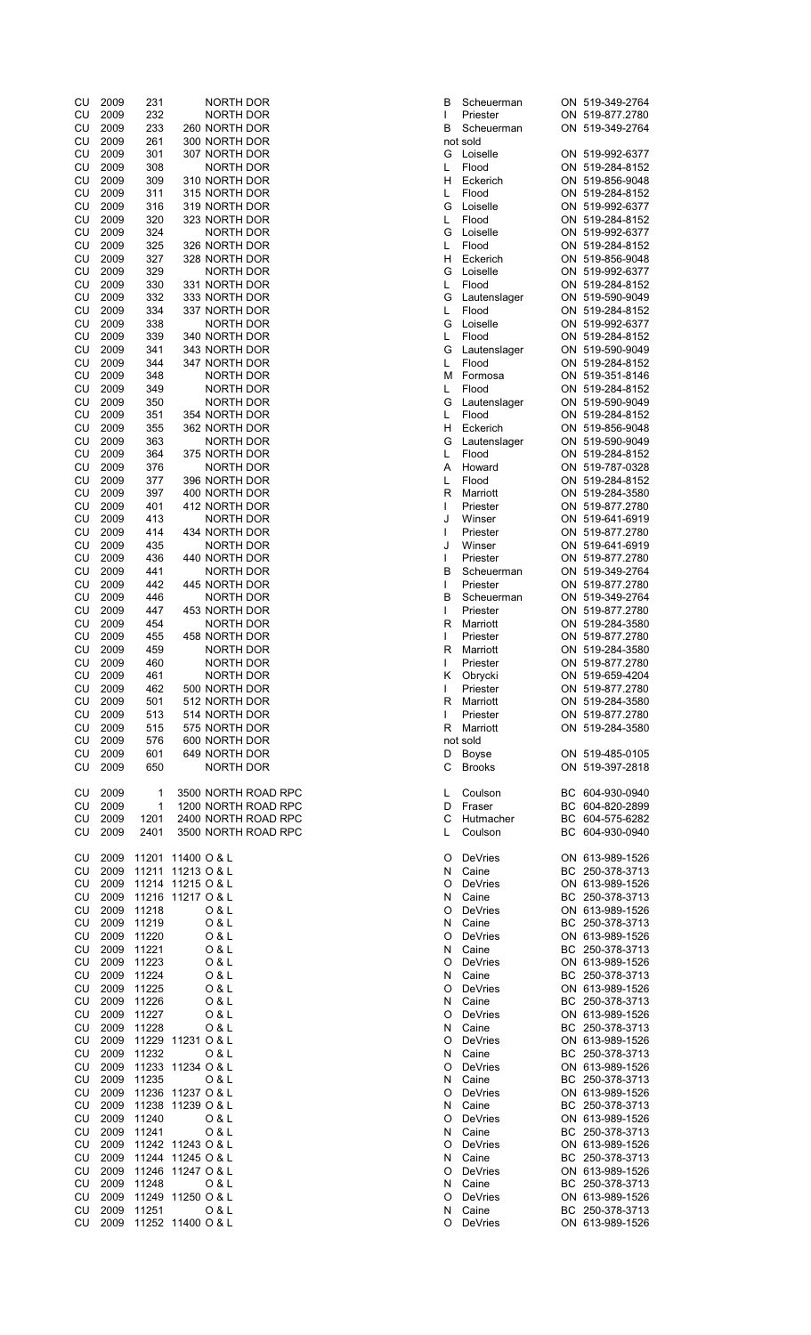| | | | | | | | |
|---|---|---|---|---|---|---|---|
| CU | 2009 | 231 | NORTH DOR | B | Scheuerman | ON | 519-349-2764 |
| CU | 2009 | 232 | NORTH DOR | I | Priester | ON | 519-877.2780 |
| CU | 2009 | 233 | 260 NORTH DOR | B | Scheuerman | ON | 519-349-2764 |
| CU | 2009 | 261 | 300 NORTH DOR | | not sold | | |
| CU | 2009 | 301 | 307 NORTH DOR | G | Loiselle | ON | 519-992-6377 |
| CU | 2009 | 308 | NORTH DOR | L | Flood | ON | 519-284-8152 |
| CU | 2009 | 309 | 310 NORTH DOR | H | Eckerich | ON | 519-856-9048 |
| CU | 2009 | 311 | 315 NORTH DOR | L | Flood | ON | 519-284-8152 |
| CU | 2009 | 316 | 319 NORTH DOR | G | Loiselle | ON | 519-992-6377 |
| CU | 2009 | 320 | 323 NORTH DOR | L | Flood | ON | 519-284-8152 |
| CU | 2009 | 324 | NORTH DOR | G | Loiselle | ON | 519-992-6377 |
| CU | 2009 | 325 | 326 NORTH DOR | L | Flood | ON | 519-284-8152 |
| CU | 2009 | 327 | 328 NORTH DOR | H | Eckerich | ON | 519-856-9048 |
| CU | 2009 | 329 | NORTH DOR | G | Loiselle | ON | 519-992-6377 |
| CU | 2009 | 330 | 331 NORTH DOR | L | Flood | ON | 519-284-8152 |
| CU | 2009 | 332 | 333 NORTH DOR | G | Lautenslager | ON | 519-590-9049 |
| CU | 2009 | 334 | 337 NORTH DOR | L | Flood | ON | 519-284-8152 |
| CU | 2009 | 338 | NORTH DOR | G | Loiselle | ON | 519-992-6377 |
| CU | 2009 | 339 | 340 NORTH DOR | L | Flood | ON | 519-284-8152 |
| CU | 2009 | 341 | 343 NORTH DOR | G | Lautenslager | ON | 519-590-9049 |
| CU | 2009 | 344 | 347 NORTH DOR | L | Flood | ON | 519-284-8152 |
| CU | 2009 | 348 | NORTH DOR | M | Formosa | ON | 519-351-8146 |
| CU | 2009 | 349 | NORTH DOR | L | Flood | ON | 519-284-8152 |
| CU | 2009 | 350 | NORTH DOR | G | Lautenslager | ON | 519-590-9049 |
| CU | 2009 | 351 | 354 NORTH DOR | L | Flood | ON | 519-284-8152 |
| CU | 2009 | 355 | 362 NORTH DOR | H | Eckerich | ON | 519-856-9048 |
| CU | 2009 | 363 | NORTH DOR | G | Lautenslager | ON | 519-590-9049 |
| CU | 2009 | 364 | 375 NORTH DOR | L | Flood | ON | 519-284-8152 |
| CU | 2009 | 376 | NORTH DOR | A | Howard | ON | 519-787-0328 |
| CU | 2009 | 377 | 396 NORTH DOR | L | Flood | ON | 519-284-8152 |
| CU | 2009 | 397 | 400 NORTH DOR | R | Marriott | ON | 519-284-3580 |
| CU | 2009 | 401 | 412 NORTH DOR | I | Priester | ON | 519-877.2780 |
| CU | 2009 | 413 | NORTH DOR | J | Winser | ON | 519-641-6919 |
| CU | 2009 | 414 | 434 NORTH DOR | I | Priester | ON | 519-877.2780 |
| CU | 2009 | 435 | NORTH DOR | J | Winser | ON | 519-641-6919 |
| CU | 2009 | 436 | 440 NORTH DOR | I | Priester | ON | 519-877.2780 |
| CU | 2009 | 441 | NORTH DOR | B | Scheuerman | ON | 519-349-2764 |
| CU | 2009 | 442 | 445 NORTH DOR | I | Priester | ON | 519-877.2780 |
| CU | 2009 | 446 | NORTH DOR | B | Scheuerman | ON | 519-349-2764 |
| CU | 2009 | 447 | 453 NORTH DOR | I | Priester | ON | 519-877.2780 |
| CU | 2009 | 454 | NORTH DOR | R | Marriott | ON | 519-284-3580 |
| CU | 2009 | 455 | 458 NORTH DOR | I | Priester | ON | 519-877.2780 |
| CU | 2009 | 459 | NORTH DOR | R | Marriott | ON | 519-284-3580 |
| CU | 2009 | 460 | NORTH DOR | I | Priester | ON | 519-877.2780 |
| CU | 2009 | 461 | NORTH DOR | K | Obrycki | ON | 519-659-4204 |
| CU | 2009 | 462 | 500 NORTH DOR | I | Priester | ON | 519-877.2780 |
| CU | 2009 | 501 | 512 NORTH DOR | R | Marriott | ON | 519-284-3580 |
| CU | 2009 | 513 | 514 NORTH DOR | I | Priester | ON | 519-877.2780 |
| CU | 2009 | 515 | 575 NORTH DOR | R | Marriott | ON | 519-284-3580 |
| CU | 2009 | 576 | 600 NORTH DOR | | not sold | | |
| CU | 2009 | 601 | 649 NORTH DOR | D | Boyse | ON | 519-485-0105 |
| CU | 2009 | 650 | NORTH DOR | C | Brooks | ON | 519-397-2818 |
| CU | 2009 | 1 | 3500 NORTH ROAD RPC | L | Coulson | BC | 604-930-0940 |
| CU | 2009 | 1 | 1200 NORTH ROAD RPC | D | Fraser | BC | 604-820-2899 |
| CU | 2009 | 1201 | 2400 NORTH ROAD RPC | C | Hutmacher | BC | 604-575-6282 |
| CU | 2009 | 2401 | 3500 NORTH ROAD RPC | L | Coulson | BC | 604-930-0940 |
| CU | 2009 | 11201 | 11400 O & L | O | DeVries | ON | 613-989-1526 |
| CU | 2009 | 11211 | 11213 O & L | N | Caine | BC | 250-378-3713 |
| CU | 2009 | 11214 | 11215 O & L | O | DeVries | ON | 613-989-1526 |
| CU | 2009 | 11216 | 11217 O & L | N | Caine | BC | 250-378-3713 |
| CU | 2009 | 11218 | O & L | O | DeVries | ON | 613-989-1526 |
| CU | 2009 | 11219 | O & L | N | Caine | BC | 250-378-3713 |
| CU | 2009 | 11220 | O & L | O | DeVries | ON | 613-989-1526 |
| CU | 2009 | 11221 | O & L | N | Caine | BC | 250-378-3713 |
| CU | 2009 | 11223 | O & L | O | DeVries | ON | 613-989-1526 |
| CU | 2009 | 11224 | O & L | N | Caine | BC | 250-378-3713 |
| CU | 2009 | 11225 | O & L | O | DeVries | ON | 613-989-1526 |
| CU | 2009 | 11226 | O & L | N | Caine | BC | 250-378-3713 |
| CU | 2009 | 11227 | O & L | O | DeVries | ON | 613-989-1526 |
| CU | 2009 | 11228 | O & L | N | Caine | BC | 250-378-3713 |
| CU | 2009 | 11229 | 11231 O & L | O | DeVries | ON | 613-989-1526 |
| CU | 2009 | 11232 | O & L | N | Caine | BC | 250-378-3713 |
| CU | 2009 | 11233 | 11234 O & L | O | DeVries | ON | 613-989-1526 |
| CU | 2009 | 11235 | O & L | N | Caine | BC | 250-378-3713 |
| CU | 2009 | 11236 | 11237 O & L | O | DeVries | ON | 613-989-1526 |
| CU | 2009 | 11238 | 11239 O & L | N | Caine | BC | 250-378-3713 |
| CU | 2009 | 11240 | O & L | O | DeVries | ON | 613-989-1526 |
| CU | 2009 | 11241 | O & L | N | Caine | BC | 250-378-3713 |
| CU | 2009 | 11242 | 11243 O & L | O | DeVries | ON | 613-989-1526 |
| CU | 2009 | 11244 | 11245 O & L | N | Caine | BC | 250-378-3713 |
| CU | 2009 | 11246 | 11247 O & L | O | DeVries | ON | 613-989-1526 |
| CU | 2009 | 11248 | O & L | N | Caine | BC | 250-378-3713 |
| CU | 2009 | 11249 | 11250 O & L | O | DeVries | ON | 613-989-1526 |
| CU | 2009 | 11251 | O & L | N | Caine | BC | 250-378-3713 |
| CU | 2009 | 11252 | 11400 O & L | O | DeVries | ON | 613-989-1526 |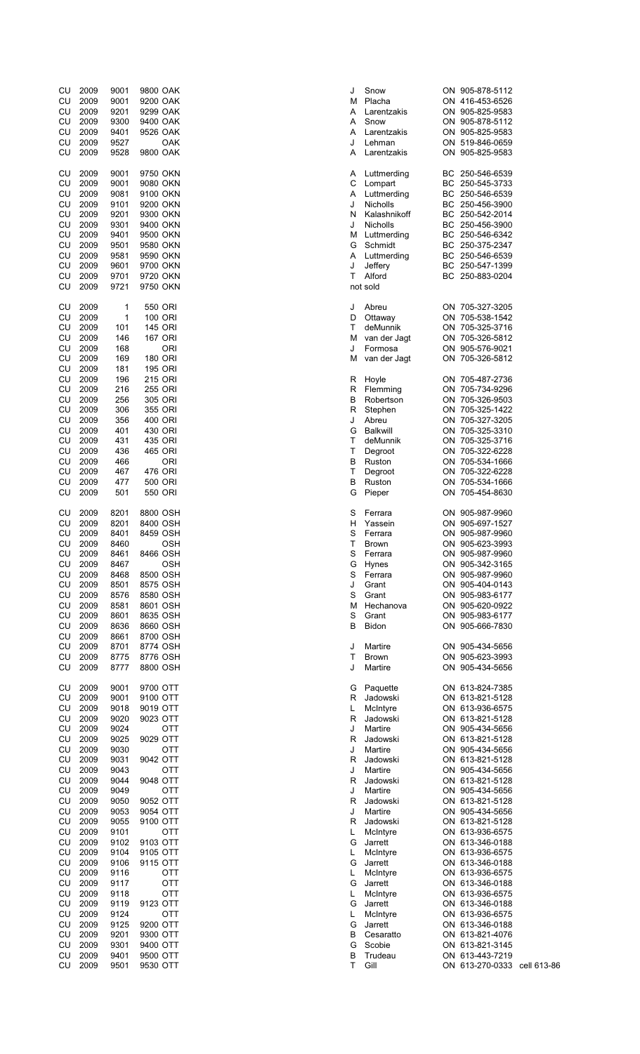| | | | | | | | | |
|---|---|---|---|---|---|---|---|---|
| CU | 2009 | 9001 | 9800 | OAK | J | Snow | ON | 905-878-5112 |
| CU | 2009 | 9001 | 9200 | OAK | M | Placha | ON | 416-453-6526 |
| CU | 2009 | 9201 | 9299 | OAK | A | Larentzakis | ON | 905-825-9583 |
| CU | 2009 | 9300 | 9400 | OAK | A | Snow | ON | 905-878-5112 |
| CU | 2009 | 9401 | 9526 | OAK | A | Larentzakis | ON | 905-825-9583 |
| CU | 2009 | 9527 | | OAK | J | Lehman | ON | 519-846-0659 |
| CU | 2009 | 9528 | 9800 | OAK | A | Larentzakis | ON | 905-825-9583 |
| | | | | | | | | |
| CU | 2009 | 9001 | 9750 | OKN | A | Luttmerding | BC | 250-546-6539 |
| CU | 2009 | 9001 | 9080 | OKN | C | Lompart | BC | 250-545-3733 |
| CU | 2009 | 9081 | 9100 | OKN | A | Luttmerding | BC | 250-546-6539 |
| CU | 2009 | 9101 | 9200 | OKN | J | Nicholls | BC | 250-456-3900 |
| CU | 2009 | 9201 | 9300 | OKN | N | Kalashnikoff | BC | 250-542-2014 |
| CU | 2009 | 9301 | 9400 | OKN | J | Nicholls | BC | 250-456-3900 |
| CU | 2009 | 9401 | 9500 | OKN | M | Luttmerding | BC | 250-546-6342 |
| CU | 2009 | 9501 | 9580 | OKN | G | Schmidt | BC | 250-375-2347 |
| CU | 2009 | 9581 | 9590 | OKN | A | Luttmerding | BC | 250-546-6539 |
| CU | 2009 | 9601 | 9700 | OKN | J | Jeffery | BC | 250-547-1399 |
| CU | 2009 | 9701 | 9720 | OKN | T | Alford | BC | 250-883-0204 |
| CU | 2009 | 9721 | 9750 | OKN | not sold | | | |
| | | | | | | | | |
| CU | 2009 | 1 | 550 | ORI | J | Abreu | ON | 705-327-3205 |
| CU | 2009 | 1 | 100 | ORI | D | Ottaway | ON | 705-538-1542 |
| CU | 2009 | 101 | 145 | ORI | T | deMunnik | ON | 705-325-3716 |
| CU | 2009 | 146 | 167 | ORI | M | van der Jagt | ON | 705-326-5812 |
| CU | 2009 | 168 | | ORI | J | Formosa | ON | 905-576-9021 |
| CU | 2009 | 169 | 180 | ORI | M | van der Jagt | ON | 705-326-5812 |
| CU | 2009 | 181 | 195 | ORI | | | | |
| CU | 2009 | 196 | 215 | ORI | R | Hoyle | ON | 705-487-2736 |
| CU | 2009 | 216 | 255 | ORI | R | Flemming | ON | 705-734-9296 |
| CU | 2009 | 256 | 305 | ORI | B | Robertson | ON | 705-326-9503 |
| CU | 2009 | 306 | 355 | ORI | R | Stephen | ON | 705-325-1422 |
| CU | 2009 | 356 | 400 | ORI | J | Abreu | ON | 705-327-3205 |
| CU | 2009 | 401 | 430 | ORI | G | Balkwill | ON | 705-325-3310 |
| CU | 2009 | 431 | 435 | ORI | T | deMunnik | ON | 705-325-3716 |
| CU | 2009 | 436 | 465 | ORI | T | Degroot | ON | 705-322-6228 |
| CU | 2009 | 466 | | ORI | B | Ruston | ON | 705-534-1666 |
| CU | 2009 | 467 | 476 | ORI | T | Degroot | ON | 705-322-6228 |
| CU | 2009 | 477 | 500 | ORI | B | Ruston | ON | 705-534-1666 |
| CU | 2009 | 501 | 550 | ORI | G | Pieper | ON | 705-454-8630 |
| | | | | | | | | |
| CU | 2009 | 8201 | 8800 | OSH | S | Ferrara | ON | 905-987-9960 |
| CU | 2009 | 8201 | 8400 | OSH | H | Yassein | ON | 905-697-1527 |
| CU | 2009 | 8401 | 8459 | OSH | S | Ferrara | ON | 905-987-9960 |
| CU | 2009 | 8460 | | OSH | T | Brown | ON | 905-623-3993 |
| CU | 2009 | 8461 | 8466 | OSH | S | Ferrara | ON | 905-987-9960 |
| CU | 2009 | 8467 | | OSH | G | Hynes | ON | 905-342-3165 |
| CU | 2009 | 8468 | 8500 | OSH | S | Ferrara | ON | 905-987-9960 |
| CU | 2009 | 8501 | 8575 | OSH | J | Grant | ON | 905-404-0143 |
| CU | 2009 | 8576 | 8580 | OSH | S | Grant | ON | 905-983-6177 |
| CU | 2009 | 8581 | 8601 | OSH | M | Hechanova | ON | 905-620-0922 |
| CU | 2009 | 8601 | 8635 | OSH | S | Grant | ON | 905-983-6177 |
| CU | 2009 | 8636 | 8660 | OSH | B | Bidon | ON | 905-666-7830 |
| CU | 2009 | 8661 | 8700 | OSH | | | | |
| CU | 2009 | 8701 | 8774 | OSH | J | Martire | ON | 905-434-5656 |
| CU | 2009 | 8775 | 8776 | OSH | T | Brown | ON | 905-623-3993 |
| CU | 2009 | 8777 | 8800 | OSH | J | Martire | ON | 905-434-5656 |
| | | | | | | | | |
| CU | 2009 | 9001 | 9700 | OTT | G | Paquette | ON | 613-824-7385 |
| CU | 2009 | 9001 | 9100 | OTT | R | Jadowski | ON | 613-821-5128 |
| CU | 2009 | 9018 | 9019 | OTT | L | McIntyre | ON | 613-936-6575 |
| CU | 2009 | 9020 | 9023 | OTT | R | Jadowski | ON | 613-821-5128 |
| CU | 2009 | 9024 | | OTT | J | Martire | ON | 905-434-5656 |
| CU | 2009 | 9025 | 9029 | OTT | R | Jadowski | ON | 613-821-5128 |
| CU | 2009 | 9030 | | OTT | J | Martire | ON | 905-434-5656 |
| CU | 2009 | 9031 | 9042 | OTT | R | Jadowski | ON | 613-821-5128 |
| CU | 2009 | 9043 | | OTT | J | Martire | ON | 905-434-5656 |
| CU | 2009 | 9044 | 9048 | OTT | R | Jadowski | ON | 613-821-5128 |
| CU | 2009 | 9049 | | OTT | J | Martire | ON | 905-434-5656 |
| CU | 2009 | 9050 | 9052 | OTT | R | Jadowski | ON | 613-821-5128 |
| CU | 2009 | 9053 | 9054 | OTT | J | Martire | ON | 905-434-5656 |
| CU | 2009 | 9055 | 9100 | OTT | R | Jadowski | ON | 613-821-5128 |
| CU | 2009 | 9101 | | OTT | L | McIntyre | ON | 613-936-6575 |
| CU | 2009 | 9102 | 9103 | OTT | G | Jarrett | ON | 613-346-0188 |
| CU | 2009 | 9104 | 9105 | OTT | L | McIntyre | ON | 613-936-6575 |
| CU | 2009 | 9106 | 9115 | OTT | G | Jarrett | ON | 613-346-0188 |
| CU | 2009 | 9116 | | OTT | L | McIntyre | ON | 613-936-6575 |
| CU | 2009 | 9117 | | OTT | G | Jarrett | ON | 613-346-0188 |
| CU | 2009 | 9118 | | OTT | L | McIntyre | ON | 613-936-6575 |
| CU | 2009 | 9119 | 9123 | OTT | G | Jarrett | ON | 613-346-0188 |
| CU | 2009 | 9124 | | OTT | L | McIntyre | ON | 613-936-6575 |
| CU | 2009 | 9125 | 9200 | OTT | G | Jarrett | ON | 613-346-0188 |
| CU | 2009 | 9201 | 9300 | OTT | B | Cesaratto | ON | 613-821-4076 |
| CU | 2009 | 9301 | 9400 | OTT | G | Scobie | ON | 613-821-3145 |
| CU | 2009 | 9401 | 9500 | OTT | B | Trudeau | ON | 613-443-7219 |
| CU | 2009 | 9501 | 9530 | OTT | T | Gill | ON | 613-270-0333 cell 613-86 |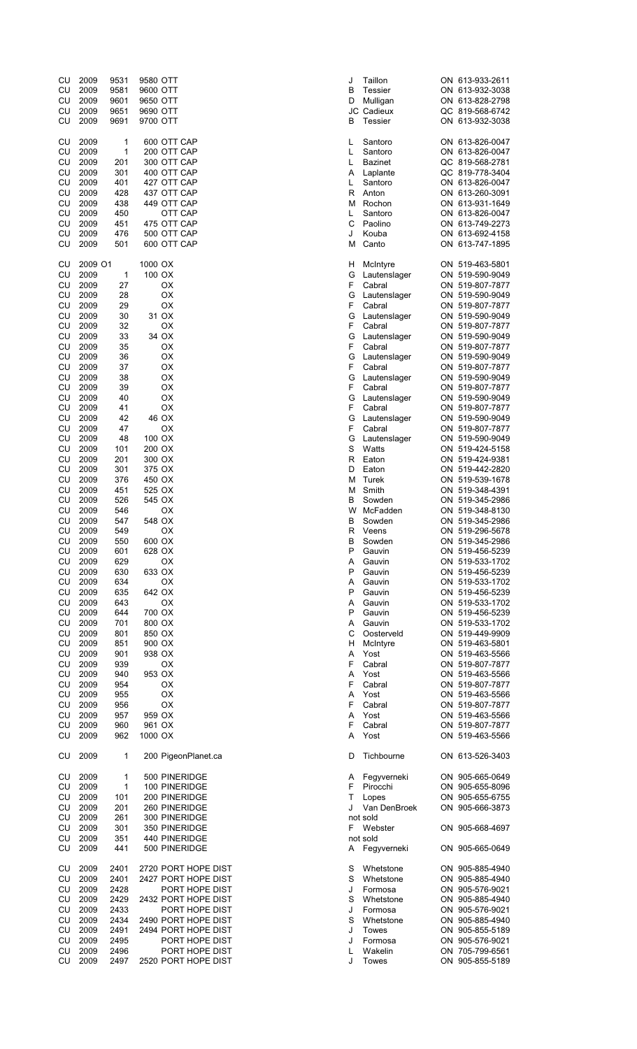| | | | | | | | |
|---|---|---|---|---|---|---|---|
| CU | 2009 | 9531 | 9580 | OTT | J | Taillon | ON 613-933-2611 |
| CU | 2009 | 9581 | 9600 | OTT | B | Tessier | ON 613-932-3038 |
| CU | 2009 | 9601 | 9650 | OTT | D | Mulligan | ON 613-828-2798 |
| CU | 2009 | 9651 | 9690 | OTT | JC | Cadieux | QC 819-568-6742 |
| CU | 2009 | 9691 | 9700 | OTT | B | Tessier | ON 613-932-3038 |
| | | | | | | | |
| CU | 2009 | 1 | 600 | OTT CAP | L | Santoro | ON 613-826-0047 |
| CU | 2009 | 1 | 200 | OTT CAP | L | Santoro | ON 613-826-0047 |
| CU | 2009 | 201 | 300 | OTT CAP | L | Bazinet | QC 819-568-2781 |
| CU | 2009 | 301 | 400 | OTT CAP | A | Laplante | QC 819-778-3404 |
| CU | 2009 | 401 | 427 | OTT CAP | L | Santoro | ON 613-826-0047 |
| CU | 2009 | 428 | 437 | OTT CAP | R | Anton | ON 613-260-3091 |
| CU | 2009 | 438 | 449 | OTT CAP | M | Rochon | ON 613-931-1649 |
| CU | 2009 | 450 | | OTT CAP | L | Santoro | ON 613-826-0047 |
| CU | 2009 | 451 | 475 | OTT CAP | C | Paolino | ON 613-749-2273 |
| CU | 2009 | 476 | 500 | OTT CAP | J | Kouba | ON 613-692-4158 |
| CU | 2009 | 501 | 600 | OTT CAP | M | Canto | ON 613-747-1895 |
| | | | | | | | |
| CU | 2009 O1 | | 1000 | OX | H | McIntyre | ON 519-463-5801 |
| CU | 2009 | 1 | 100 | OX | G | Lautenslager | ON 519-590-9049 |
| CU | 2009 | 27 | | OX | F | Cabral | ON 519-807-7877 |
| CU | 2009 | 28 | | OX | G | Lautenslager | ON 519-590-9049 |
| CU | 2009 | 29 | | OX | F | Cabral | ON 519-807-7877 |
| CU | 2009 | 30 | 31 | OX | G | Lautenslager | ON 519-590-9049 |
| CU | 2009 | 32 | | OX | F | Cabral | ON 519-807-7877 |
| CU | 2009 | 33 | 34 | OX | G | Lautenslager | ON 519-590-9049 |
| CU | 2009 | 35 | | OX | F | Cabral | ON 519-807-7877 |
| CU | 2009 | 36 | | OX | G | Lautenslager | ON 519-590-9049 |
| CU | 2009 | 37 | | OX | F | Cabral | ON 519-807-7877 |
| CU | 2009 | 38 | | OX | G | Lautenslager | ON 519-590-9049 |
| CU | 2009 | 39 | | OX | F | Cabral | ON 519-807-7877 |
| CU | 2009 | 40 | | OX | G | Lautenslager | ON 519-590-9049 |
| CU | 2009 | 41 | | OX | F | Cabral | ON 519-807-7877 |
| CU | 2009 | 42 | 46 | OX | G | Lautenslager | ON 519-590-9049 |
| CU | 2009 | 47 | | OX | F | Cabral | ON 519-807-7877 |
| CU | 2009 | 48 | 100 | OX | G | Lautenslager | ON 519-590-9049 |
| CU | 2009 | 101 | 200 | OX | S | Watts | ON 519-424-5158 |
| CU | 2009 | 201 | 300 | OX | R | Eaton | ON 519-424-9381 |
| CU | 2009 | 301 | 375 | OX | D | Eaton | ON 519-442-2820 |
| CU | 2009 | 376 | 450 | OX | M | Turek | ON 519-539-1678 |
| CU | 2009 | 451 | 525 | OX | M | Smith | ON 519-348-4391 |
| CU | 2009 | 526 | 545 | OX | B | Sowden | ON 519-345-2986 |
| CU | 2009 | 546 | | OX | W | McFadden | ON 519-348-8130 |
| CU | 2009 | 547 | 548 | OX | B | Sowden | ON 519-345-2986 |
| CU | 2009 | 549 | | OX | R | Veens | ON 519-296-5678 |
| CU | 2009 | 550 | 600 | OX | B | Sowden | ON 519-345-2986 |
| CU | 2009 | 601 | 628 | OX | P | Gauvin | ON 519-456-5239 |
| CU | 2009 | 629 | | OX | A | Gauvin | ON 519-533-1702 |
| CU | 2009 | 630 | 633 | OX | P | Gauvin | ON 519-456-5239 |
| CU | 2009 | 634 | | OX | A | Gauvin | ON 519-533-1702 |
| CU | 2009 | 635 | 642 | OX | P | Gauvin | ON 519-456-5239 |
| CU | 2009 | 643 | | OX | A | Gauvin | ON 519-533-1702 |
| CU | 2009 | 644 | 700 | OX | P | Gauvin | ON 519-456-5239 |
| CU | 2009 | 701 | 800 | OX | A | Gauvin | ON 519-533-1702 |
| CU | 2009 | 801 | 850 | OX | C | Oosterveld | ON 519-449-9909 |
| CU | 2009 | 851 | 900 | OX | H | McIntyre | ON 519-463-5801 |
| CU | 2009 | 901 | 938 | OX | A | Yost | ON 519-463-5566 |
| CU | 2009 | 939 | | OX | F | Cabral | ON 519-807-7877 |
| CU | 2009 | 940 | 953 | OX | A | Yost | ON 519-463-5566 |
| CU | 2009 | 954 | | OX | F | Cabral | ON 519-807-7877 |
| CU | 2009 | 955 | | OX | A | Yost | ON 519-463-5566 |
| CU | 2009 | 956 | | OX | F | Cabral | ON 519-807-7877 |
| CU | 2009 | 957 | 959 | OX | A | Yost | ON 519-463-5566 |
| CU | 2009 | 960 | 961 | OX | F | Cabral | ON 519-807-7877 |
| CU | 2009 | 962 | 1000 | OX | A | Yost | ON 519-463-5566 |
| | | | | | | | |
| CU | 2009 | 1 | 200 | PigeonPlanet.ca | D | Tichbourne | ON 613-526-3403 |
| | | | | | | | |
| CU | 2009 | 1 | 500 | PINERIDGE | A | Fegyverneki | ON 905-665-0649 |
| CU | 2009 | 1 | 100 | PINERIDGE | F | Pirocchi | ON 905-655-8096 |
| CU | 2009 | 101 | 200 | PINERIDGE | T | Lopes | ON 905-655-6755 |
| CU | 2009 | 201 | 260 | PINERIDGE | J | Van DenBroek | ON 905-666-3873 |
| CU | 2009 | 261 | 300 | PINERIDGE | | not sold | |
| CU | 2009 | 301 | 350 | PINERIDGE | F | Webster | ON 905-668-4697 |
| CU | 2009 | 351 | 440 | PINERIDGE | | not sold | |
| CU | 2009 | 441 | 500 | PINERIDGE | A | Fegyverneki | ON 905-665-0649 |
| | | | | | | | |
| CU | 2009 | 2401 | 2720 | PORT HOPE DIST | S | Whetstone | ON 905-885-4940 |
| CU | 2009 | 2401 | 2427 | PORT HOPE DIST | S | Whetstone | ON 905-885-4940 |
| CU | 2009 | 2428 | | PORT HOPE DIST | J | Formosa | ON 905-576-9021 |
| CU | 2009 | 2429 | 2432 | PORT HOPE DIST | S | Whetstone | ON 905-885-4940 |
| CU | 2009 | 2433 | | PORT HOPE DIST | J | Formosa | ON 905-576-9021 |
| CU | 2009 | 2434 | 2490 | PORT HOPE DIST | S | Whetstone | ON 905-885-4940 |
| CU | 2009 | 2491 | 2494 | PORT HOPE DIST | J | Towes | ON 905-855-5189 |
| CU | 2009 | 2495 | | PORT HOPE DIST | J | Formosa | ON 905-576-9021 |
| CU | 2009 | 2496 | | PORT HOPE DIST | L | Wakelin | ON 705-799-6561 |
| CU | 2009 | 2497 | 2520 | PORT HOPE DIST | J | Towes | ON 905-855-5189 |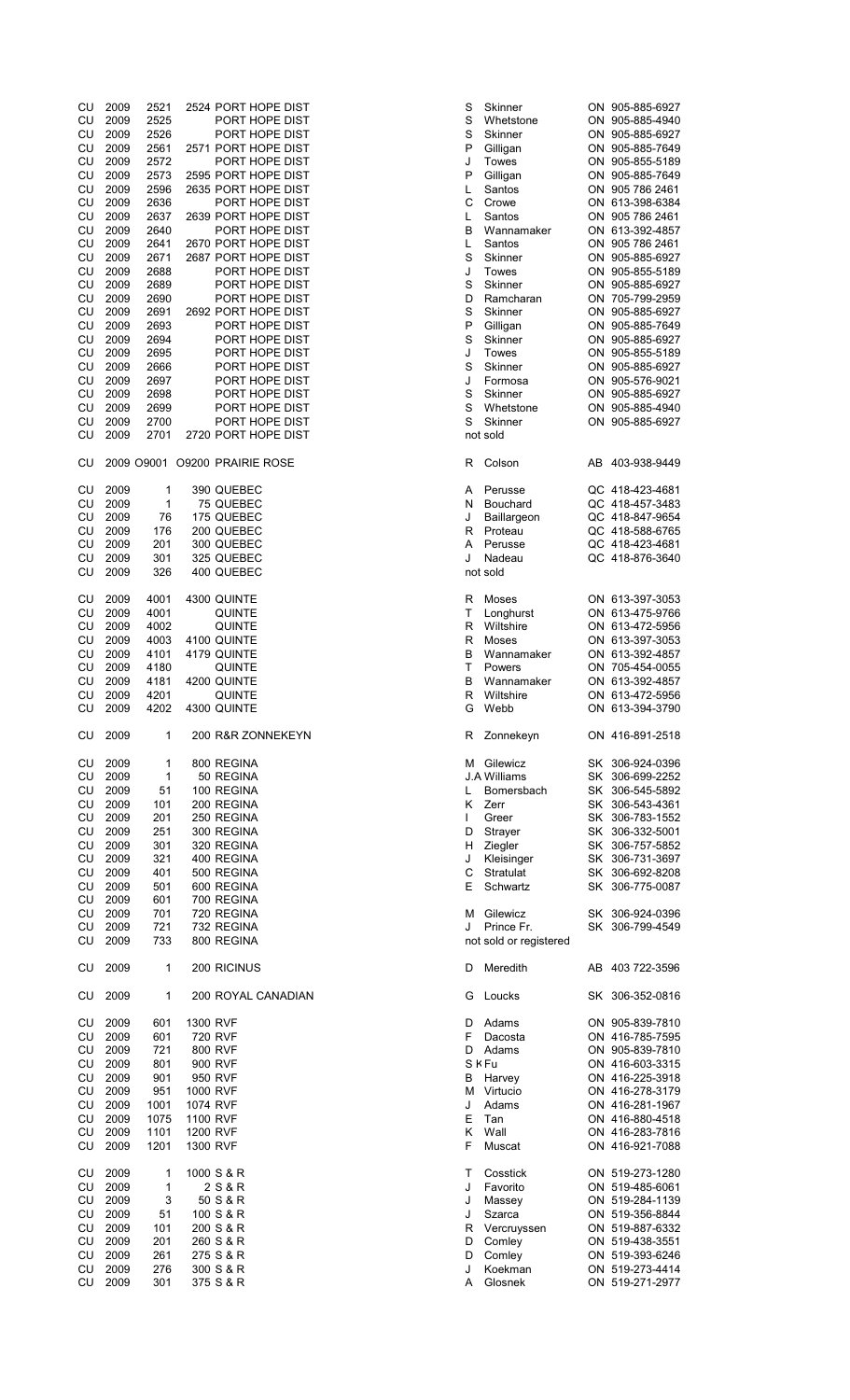| | | | | | | | |
|---|---|---|---|---|---|---|---|
| CU | 2009 | 2521 | 2524 PORT HOPE DIST | S | Skinner | ON | 905-885-6927 |
| CU | 2009 | 2525 | PORT HOPE DIST | S | Whetstone | ON | 905-885-4940 |
| CU | 2009 | 2526 | PORT HOPE DIST | S | Skinner | ON | 905-885-6927 |
| CU | 2009 | 2561 | 2571 PORT HOPE DIST | P | Gilligan | ON | 905-885-7649 |
| CU | 2009 | 2572 | PORT HOPE DIST | J | Towes | ON | 905-855-5189 |
| CU | 2009 | 2573 | 2595 PORT HOPE DIST | P | Gilligan | ON | 905-885-7649 |
| CU | 2009 | 2596 | 2635 PORT HOPE DIST | L | Santos | ON | 905 786 2461 |
| CU | 2009 | 2636 | PORT HOPE DIST | C | Crowe | ON | 613-398-6384 |
| CU | 2009 | 2637 | 2639 PORT HOPE DIST | L | Santos | ON | 905 786 2461 |
| CU | 2009 | 2640 | PORT HOPE DIST | B | Wannamaker | ON | 613-392-4857 |
| CU | 2009 | 2641 | 2670 PORT HOPE DIST | L | Santos | ON | 905 786 2461 |
| CU | 2009 | 2671 | 2687 PORT HOPE DIST | S | Skinner | ON | 905-885-6927 |
| CU | 2009 | 2688 | PORT HOPE DIST | J | Towes | ON | 905-855-5189 |
| CU | 2009 | 2689 | PORT HOPE DIST | S | Skinner | ON | 905-885-6927 |
| CU | 2009 | 2690 | PORT HOPE DIST | D | Ramcharan | ON | 705-799-2959 |
| CU | 2009 | 2691 | 2692 PORT HOPE DIST | S | Skinner | ON | 905-885-6927 |
| CU | 2009 | 2693 | PORT HOPE DIST | P | Gilligan | ON | 905-885-7649 |
| CU | 2009 | 2694 | PORT HOPE DIST | S | Skinner | ON | 905-885-6927 |
| CU | 2009 | 2695 | PORT HOPE DIST | J | Towes | ON | 905-855-5189 |
| CU | 2009 | 2666 | PORT HOPE DIST | S | Skinner | ON | 905-885-6927 |
| CU | 2009 | 2697 | PORT HOPE DIST | J | Formosa | ON | 905-576-9021 |
| CU | 2009 | 2698 | PORT HOPE DIST | S | Skinner | ON | 905-885-6927 |
| CU | 2009 | 2699 | PORT HOPE DIST | S | Whetstone | ON | 905-885-4940 |
| CU | 2009 | 2700 | PORT HOPE DIST | S | Skinner | ON | 905-885-6927 |
| CU | 2009 | 2701 | 2720 PORT HOPE DIST | | not sold | | |
| | | | | | | | |
| CU | 2009 | O9001 | O9200 PRAIRIE ROSE | R | Colson | AB | 403-938-9449 |
| | | | | | | | |
| CU | 2009 | 1 | 390 QUEBEC | A | Perusse | QC | 418-423-4681 |
| CU | 2009 | 1 | 75 QUEBEC | N | Bouchard | QC | 418-457-3483 |
| CU | 2009 | 76 | 175 QUEBEC | J | Baillargeon | QC | 418-847-9654 |
| CU | 2009 | 176 | 200 QUEBEC | R | Proteau | QC | 418-588-6765 |
| CU | 2009 | 201 | 300 QUEBEC | A | Perusse | QC | 418-423-4681 |
| CU | 2009 | 301 | 325 QUEBEC | J | Nadeau | QC | 418-876-3640 |
| CU | 2009 | 326 | 400 QUEBEC | | not sold | | |
| | | | | | | | |
| CU | 2009 | 4001 | 4300 QUINTE | R | Moses | ON | 613-397-3053 |
| CU | 2009 | 4001 | QUINTE | T | Longhurst | ON | 613-475-9766 |
| CU | 2009 | 4002 | QUINTE | R | Wiltshire | ON | 613-472-5956 |
| CU | 2009 | 4003 | 4100 QUINTE | R | Moses | ON | 613-397-3053 |
| CU | 2009 | 4101 | 4179 QUINTE | B | Wannamaker | ON | 613-392-4857 |
| CU | 2009 | 4180 | QUINTE | T | Powers | ON | 705-454-0055 |
| CU | 2009 | 4181 | 4200 QUINTE | B | Wannamaker | ON | 613-392-4857 |
| CU | 2009 | 4201 | QUINTE | R | Wiltshire | ON | 613-472-5956 |
| CU | 2009 | 4202 | 4300 QUINTE | G | Webb | ON | 613-394-3790 |
| | | | | | | | |
| CU | 2009 | 1 | 200 R&R ZONNEKEYN | R | Zonnekeyn | ON | 416-891-2518 |
| | | | | | | | |
| CU | 2009 | 1 | 800 REGINA | M | Gilewicz | SK | 306-924-0396 |
| CU | 2009 | 1 | 50 REGINA | | J.A Williams | SK | 306-699-2252 |
| CU | 2009 | 51 | 100 REGINA | L | Bomersbach | SK | 306-545-5892 |
| CU | 2009 | 101 | 200 REGINA | K | Zerr | SK | 306-543-4361 |
| CU | 2009 | 201 | 250 REGINA | I | Greer | SK | 306-783-1552 |
| CU | 2009 | 251 | 300 REGINA | D | Strayer | SK | 306-332-5001 |
| CU | 2009 | 301 | 320 REGINA | H | Ziegler | SK | 306-757-5852 |
| CU | 2009 | 321 | 400 REGINA | J | Kleisinger | SK | 306-731-3697 |
| CU | 2009 | 401 | 500 REGINA | C | Stratulat | SK | 306-692-8208 |
| CU | 2009 | 501 | 600 REGINA | E | Schwartz | SK | 306-775-0087 |
| CU | 2009 | 601 | 700 REGINA | | | | |
| CU | 2009 | 701 | 720 REGINA | M | Gilewicz | SK | 306-924-0396 |
| CU | 2009 | 721 | 732 REGINA | J | Prince Fr. | SK | 306-799-4549 |
| CU | 2009 | 733 | 800 REGINA | | not sold or registered | | |
| | | | | | | | |
| CU | 2009 | 1 | 200 RICINUS | D | Meredith | AB | 403 722-3596 |
| | | | | | | | |
| CU | 2009 | 1 | 200 ROYAL CANADIAN | G | Loucks | SK | 306-352-0816 |
| | | | | | | | |
| CU | 2009 | 601 | 1300 RVF | D | Adams | ON | 905-839-7810 |
| CU | 2009 | 601 | 720 RVF | F | Dacosta | ON | 416-785-7595 |
| CU | 2009 | 721 | 800 RVF | D | Adams | ON | 905-839-7810 |
| CU | 2009 | 801 | 900 RVF | | S K Fu | ON | 416-603-3315 |
| CU | 2009 | 901 | 950 RVF | B | Harvey | ON | 416-225-3918 |
| CU | 2009 | 951 | 1000 RVF | M | Virtucio | ON | 416-278-3179 |
| CU | 2009 | 1001 | 1074 RVF | J | Adams | ON | 416-281-1967 |
| CU | 2009 | 1075 | 1100 RVF | E | Tan | ON | 416-880-4518 |
| CU | 2009 | 1101 | 1200 RVF | K | Wall | ON | 416-283-7816 |
| CU | 2009 | 1201 | 1300 RVF | F | Muscat | ON | 416-921-7088 |
| | | | | | | | |
| CU | 2009 | 1 | 1000 S & R | T | Cosstick | ON | 519-273-1280 |
| CU | 2009 | 1 | 2 S & R | J | Favorito | ON | 519-485-6061 |
| CU | 2009 | 3 | 50 S & R | J | Massey | ON | 519-284-1139 |
| CU | 2009 | 51 | 100 S & R | J | Szarca | ON | 519-356-8844 |
| CU | 2009 | 101 | 200 S & R | R | Vercruyssen | ON | 519-887-6332 |
| CU | 2009 | 201 | 260 S & R | D | Comley | ON | 519-438-3551 |
| CU | 2009 | 261 | 275 S & R | D | Comley | ON | 519-393-6246 |
| CU | 2009 | 276 | 300 S & R | J | Koekman | ON | 519-273-4414 |
| CU | 2009 | 301 | 375 S & R | A | Glosnek | ON | 519-271-2977 |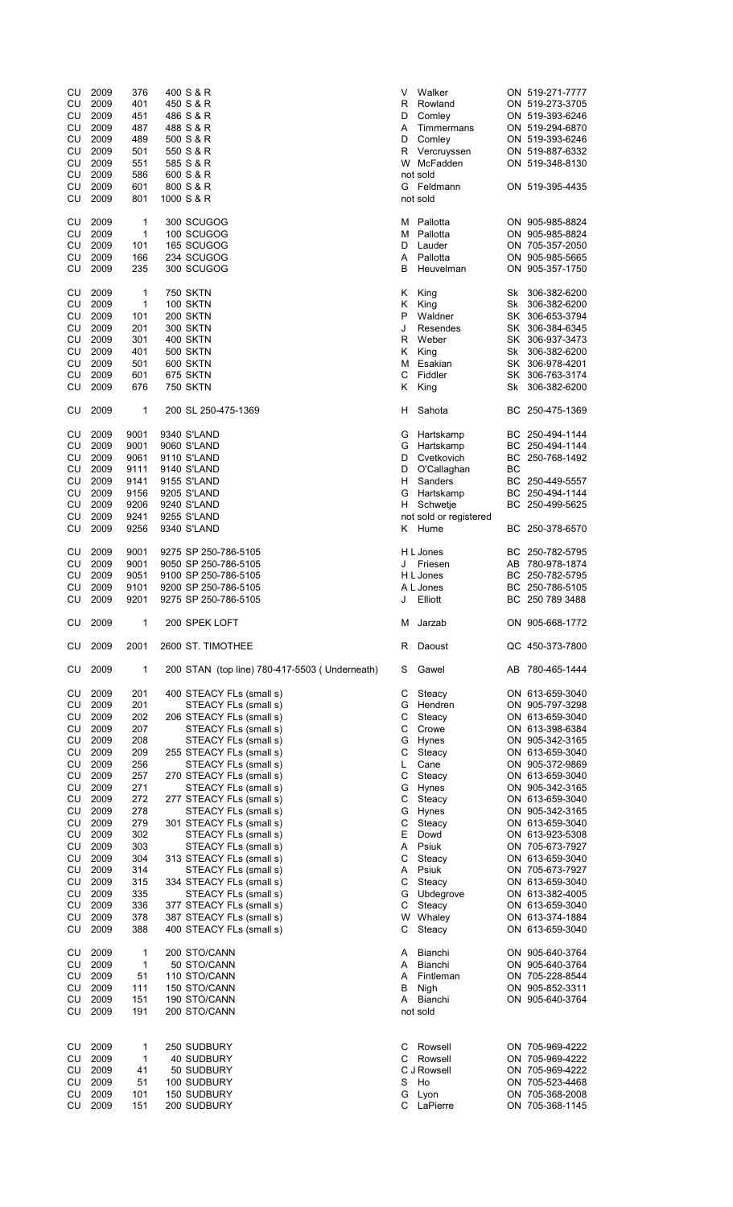| | | | | | | | |
|---|---|---|---|---|---|---|---|
| CU | 2009 | 376 | 400 S & R | V | Walker | ON | 519-271-7777 |
| CU | 2009 | 401 | 450 S & R | R | Rowland | ON | 519-273-3705 |
| CU | 2009 | 451 | 486 S & R | D | Comley | ON | 519-393-6246 |
| CU | 2009 | 487 | 488 S & R | A | Timmermans | ON | 519-294-6870 |
| CU | 2009 | 489 | 500 S & R | D | Comley | ON | 519-393-6246 |
| CU | 2009 | 501 | 550 S & R | R | Vercruyssen | ON | 519-887-6332 |
| CU | 2009 | 551 | 585 S & R | W | McFadden | ON | 519-348-8130 |
| CU | 2009 | 586 | 600 S & R | | not sold | | |
| CU | 2009 | 601 | 800 S & R | G | Feldmann | ON | 519-395-4435 |
| CU | 2009 | 801 | 1000 S & R | | not sold | | |
| | | | | | | | |
| CU | 2009 | 1 | 300 SCUGOG | M | Pallotta | ON | 905-985-8824 |
| CU | 2009 | 1 | 100 SCUGOG | M | Pallotta | ON | 905-985-8824 |
| CU | 2009 | 101 | 165 SCUGOG | D | Lauder | ON | 705-357-2050 |
| CU | 2009 | 166 | 234 SCUGOG | A | Pallotta | ON | 905-985-5665 |
| CU | 2009 | 235 | 300 SCUGOG | B | Heuvelman | ON | 905-357-1750 |
| | | | | | | | |
| CU | 2009 | 1 | 750 SKTN | K | King | Sk | 306-382-6200 |
| CU | 2009 | 1 | 100 SKTN | K | King | Sk | 306-382-6200 |
| CU | 2009 | 101 | 200 SKTN | P | Waldner | SK | 306-653-3794 |
| CU | 2009 | 201 | 300 SKTN | J | Resendes | SK | 306-384-6345 |
| CU | 2009 | 301 | 400 SKTN | R | Weber | SK | 306-937-3473 |
| CU | 2009 | 401 | 500 SKTN | K | King | Sk | 306-382-6200 |
| CU | 2009 | 501 | 600 SKTN | M | Esakian | SK | 306-978-4201 |
| CU | 2009 | 601 | 675 SKTN | C | Fiddler | SK | 306-763-3174 |
| CU | 2009 | 676 | 750 SKTN | K | King | Sk | 306-382-6200 |
| | | | | | | | |
| CU | 2009 | 1 | 200 SL 250-475-1369 | H | Sahota | BC | 250-475-1369 |
| | | | | | | | |
| CU | 2009 | 9001 | 9340 S'LAND | G | Hartskamp | BC | 250-494-1144 |
| CU | 2009 | 9001 | 9060 S'LAND | G | Hartskamp | BC | 250-494-1144 |
| CU | 2009 | 9061 | 9110 S'LAND | D | Cvetkovich | BC | 250-768-1492 |
| CU | 2009 | 9111 | 9140 S'LAND | D | O'Callaghan | BC | |
| CU | 2009 | 9141 | 9155 S'LAND | H | Sanders | BC | 250-449-5557 |
| CU | 2009 | 9156 | 9205 S'LAND | G | Hartskamp | BC | 250-494-1144 |
| CU | 2009 | 9206 | 9240 S'LAND | H | Schwetje | BC | 250-499-5625 |
| CU | 2009 | 9241 | 9255 S'LAND | | not sold or registered | | |
| CU | 2009 | 9256 | 9340 S'LAND | K | Hume | BC | 250-378-6570 |
| | | | | | | | |
| CU | 2009 | 9001 | 9275 SP 250-786-5105 | | H L Jones | BC | 250-782-5795 |
| CU | 2009 | 9001 | 9050 SP 250-786-5105 | J | Friesen | AB | 780-978-1874 |
| CU | 2009 | 9051 | 9100 SP 250-786-5105 | | H L Jones | BC | 250-782-5795 |
| CU | 2009 | 9101 | 9200 SP 250-786-5105 | | A L Jones | BC | 250-786-5105 |
| CU | 2009 | 9201 | 9275 SP 250-786-5105 | J | Elliott | BC | 250 789 3488 |
| | | | | | | | |
| CU | 2009 | 1 | 200 SPEK LOFT | M | Jarzab | ON | 905-668-1772 |
| | | | | | | | |
| CU | 2009 | 2001 | 2600 ST. TIMOTHEE | R | Daoust | QC | 450-373-7800 |
| | | | | | | | |
| CU | 2009 | 1 | 200 STAN (top line) 780-417-5503 ( Underneath) | S | Gawel | AB | 780-465-1444 |
| | | | | | | | |
| CU | 2009 | 201 | 400 STEACY FLs (small s) | C | Steacy | ON | 613-659-3040 |
| CU | 2009 | 201 | STEACY FLs (small s) | G | Hendren | ON | 905-797-3298 |
| CU | 2009 | 202 | 206 STEACY FLs (small s) | C | Steacy | ON | 613-659-3040 |
| CU | 2009 | 207 | STEACY FLs (small s) | C | Crowe | ON | 613-398-6384 |
| CU | 2009 | 208 | STEACY FLs (small s) | G | Hynes | ON | 905-342-3165 |
| CU | 2009 | 209 | 255 STEACY FLs (small s) | C | Steacy | ON | 613-659-3040 |
| CU | 2009 | 256 | STEACY FLs (small s) | L | Cane | ON | 905-372-9869 |
| CU | 2009 | 257 | 270 STEACY FLs (small s) | C | Steacy | ON | 613-659-3040 |
| CU | 2009 | 271 | STEACY FLs (small s) | G | Hynes | ON | 905-342-3165 |
| CU | 2009 | 272 | 277 STEACY FLs (small s) | C | Steacy | ON | 613-659-3040 |
| CU | 2009 | 278 | STEACY FLs (small s) | G | Hynes | ON | 905-342-3165 |
| CU | 2009 | 279 | 301 STEACY FLs (small s) | C | Steacy | ON | 613-659-3040 |
| CU | 2009 | 302 | STEACY FLs (small s) | E | Dowd | ON | 613-923-5308 |
| CU | 2009 | 303 | STEACY FLs (small s) | A | Psiuk | ON | 705-673-7927 |
| CU | 2009 | 304 | 313 STEACY FLs (small s) | C | Steacy | ON | 613-659-3040 |
| CU | 2009 | 314 | STEACY FLs (small s) | A | Psiuk | ON | 705-673-7927 |
| CU | 2009 | 315 | 334 STEACY FLs (small s) | C | Steacy | ON | 613-659-3040 |
| CU | 2009 | 335 | STEACY FLs (small s) | G | Ubdegrove | ON | 613-382-4005 |
| CU | 2009 | 336 | 377 STEACY FLs (small s) | C | Steacy | ON | 613-659-3040 |
| CU | 2009 | 378 | 387 STEACY FLs (small s) | W | Whaley | ON | 613-374-1884 |
| CU | 2009 | 388 | 400 STEACY FLs (small s) | C | Steacy | ON | 613-659-3040 |
| | | | | | | | |
| CU | 2009 | 1 | 200 STO/CANN | A | Bianchi | ON | 905-640-3764 |
| CU | 2009 | 1 | 50 STO/CANN | A | Bianchi | ON | 905-640-3764 |
| CU | 2009 | 51 | 110 STO/CANN | A | Fintleman | ON | 705-228-8544 |
| CU | 2009 | 111 | 150 STO/CANN | B | Nigh | ON | 905-852-3311 |
| CU | 2009 | 151 | 190 STO/CANN | A | Bianchi | ON | 905-640-3764 |
| CU | 2009 | 191 | 200 STO/CANN | | not sold | | |
| | | | | | | | |
| CU | 2009 | 1 | 250 SUDBURY | C | Rowsell | ON | 705-969-4222 |
| CU | 2009 | 1 | 40 SUDBURY | C | Rowsell | ON | 705-969-4222 |
| CU | 2009 | 41 | 50 SUDBURY | | C J Rowsell | ON | 705-969-4222 |
| CU | 2009 | 51 | 100 SUDBURY | S | Ho | ON | 705-523-4468 |
| CU | 2009 | 101 | 150 SUDBURY | G | Lyon | ON | 705-368-2008 |
| CU | 2009 | 151 | 200 SUDBURY | C | LaPierre | ON | 705-368-1145 |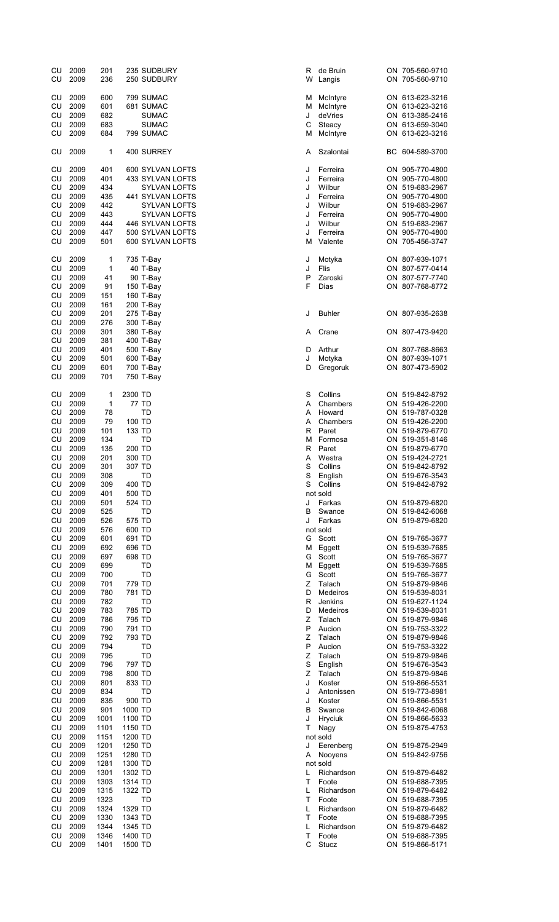| | | | | | | |
|---|---|---|---|---|---|---|
| CU | 2009 | 201 | 235 SUDBURY | R | de Bruin | ON 705-560-9710 |
| CU | 2009 | 236 | 250 SUDBURY | W | Langis | ON 705-560-9710 |
| | | | | | | |
| CU | 2009 | 600 | 799 SUMAC | M | McIntyre | ON 613-623-3216 |
| CU | 2009 | 601 | 681 SUMAC | M | McIntyre | ON 613-623-3216 |
| CU | 2009 | 682 | SUMAC | J | deVries | ON 613-385-2416 |
| CU | 2009 | 683 | SUMAC | C | Steacy | ON 613-659-3040 |
| CU | 2009 | 684 | 799 SUMAC | M | McIntyre | ON 613-623-3216 |
| | | | | | | |
| CU | 2009 | 1 | 400 SURREY | A | Szalontai | BC 604-589-3700 |
| | | | | | | |
| CU | 2009 | 401 | 600 SYLVAN LOFTS | J | Ferreira | ON 905-770-4800 |
| CU | 2009 | 401 | 433 SYLVAN LOFTS | J | Ferreira | ON 905-770-4800 |
| CU | 2009 | 434 | SYLVAN LOFTS | J | Wilbur | ON 519-683-2967 |
| CU | 2009 | 435 | 441 SYLVAN LOFTS | J | Ferreira | ON 905-770-4800 |
| CU | 2009 | 442 | SYLVAN LOFTS | J | Wilbur | ON 519-683-2967 |
| CU | 2009 | 443 | SYLVAN LOFTS | J | Ferreira | ON 905-770-4800 |
| CU | 2009 | 444 | 446 SYLVAN LOFTS | J | Wilbur | ON 519-683-2967 |
| CU | 2009 | 447 | 500 SYLVAN LOFTS | J | Ferreira | ON 905-770-4800 |
| CU | 2009 | 501 | 600 SYLVAN LOFTS | M | Valente | ON 705-456-3747 |
| | | | | | | |
| CU | 2009 | 1 | 735 T-Bay | J | Motyka | ON 807-939-1071 |
| CU | 2009 | 1 | 40 T-Bay | J | Flis | ON 807-577-0414 |
| CU | 2009 | 41 | 90 T-Bay | P | Zaroski | ON 807-577-7740 |
| CU | 2009 | 91 | 150 T-Bay | F | Dias | ON 807-768-8772 |
| CU | 2009 | 151 | 160 T-Bay | | | |
| CU | 2009 | 161 | 200 T-Bay | | | |
| CU | 2009 | 201 | 275 T-Bay | J | Buhler | ON 807-935-2638 |
| CU | 2009 | 276 | 300 T-Bay | | | |
| CU | 2009 | 301 | 380 T-Bay | A | Crane | ON 807-473-9420 |
| CU | 2009 | 381 | 400 T-Bay | | | |
| CU | 2009 | 401 | 500 T-Bay | D | Arthur | ON 807-768-8663 |
| CU | 2009 | 501 | 600 T-Bay | J | Motyka | ON 807-939-1071 |
| CU | 2009 | 601 | 700 T-Bay | D | Gregoruk | ON 807-473-5902 |
| CU | 2009 | 701 | 750 T-Bay | | | |
| | | | | | | |
| CU | 2009 | 1 | 2300 TD | S | Collins | ON 519-842-8792 |
| CU | 2009 | 1 | 77 TD | A | Chambers | ON 519-426-2200 |
| CU | 2009 | 78 | TD | A | Howard | ON 519-787-0328 |
| CU | 2009 | 79 | 100 TD | A | Chambers | ON 519-426-2200 |
| CU | 2009 | 101 | 133 TD | R | Paret | ON 519-879-6770 |
| CU | 2009 | 134 | TD | M | Formosa | ON 519-351-8146 |
| CU | 2009 | 135 | 200 TD | R | Paret | ON 519-879-6770 |
| CU | 2009 | 201 | 300 TD | A | Westra | ON 519-424-2721 |
| CU | 2009 | 301 | 307 TD | S | Collins | ON 519-842-8792 |
| CU | 2009 | 308 | TD | S | English | ON 519-676-3543 |
| CU | 2009 | 309 | 400 TD | S | Collins | ON 519-842-8792 |
| CU | 2009 | 401 | 500 TD | not sold | | |
| CU | 2009 | 501 | 524 TD | J | Farkas | ON 519-879-6820 |
| CU | 2009 | 525 | TD | B | Swance | ON 519-842-6068 |
| CU | 2009 | 526 | 575 TD | J | Farkas | ON 519-879-6820 |
| CU | 2009 | 576 | 600 TD | not sold | | |
| CU | 2009 | 601 | 691 TD | G | Scott | ON 519-765-3677 |
| CU | 2009 | 692 | 696 TD | M | Eggett | ON 519-539-7685 |
| CU | 2009 | 697 | 698 TD | G | Scott | ON 519-765-3677 |
| CU | 2009 | 699 | TD | M | Eggett | ON 519-539-7685 |
| CU | 2009 | 700 | TD | G | Scott | ON 519-765-3677 |
| CU | 2009 | 701 | 779 TD | Z | Talach | ON 519-879-9846 |
| CU | 2009 | 780 | 781 TD | D | Medeiros | ON 519-539-8031 |
| CU | 2009 | 782 | TD | R | Jenkins | ON 519-627-1124 |
| CU | 2009 | 783 | 785 TD | D | Medeiros | ON 519-539-8031 |
| CU | 2009 | 786 | 795 TD | Z | Talach | ON 519-879-9846 |
| CU | 2009 | 790 | 791 TD | P | Aucion | ON 519-753-3322 |
| CU | 2009 | 792 | 793 TD | Z | Talach | ON 519-879-9846 |
| CU | 2009 | 794 | TD | P | Aucion | ON 519-753-3322 |
| CU | 2009 | 795 | TD | Z | Talach | ON 519-879-9846 |
| CU | 2009 | 796 | 797 TD | S | English | ON 519-676-3543 |
| CU | 2009 | 798 | 800 TD | Z | Talach | ON 519-879-9846 |
| CU | 2009 | 801 | 833 TD | J | Koster | ON 519-866-5531 |
| CU | 2009 | 834 | TD | J | Antonissen | ON 519-773-8981 |
| CU | 2009 | 835 | 900 TD | J | Koster | ON 519-866-5531 |
| CU | 2009 | 901 | 1000 TD | B | Swance | ON 519-842-6068 |
| CU | 2009 | 1001 | 1100 TD | J | Hryciuk | ON 519-866-5633 |
| CU | 2009 | 1101 | 1150 TD | T | Nagy | ON 519-875-4753 |
| CU | 2009 | 1151 | 1200 TD | not sold | | |
| CU | 2009 | 1201 | 1250 TD | J | Eerenberg | ON 519-875-2949 |
| CU | 2009 | 1251 | 1280 TD | A | Nooyens | ON 519-842-9756 |
| CU | 2009 | 1281 | 1300 TD | not sold | | |
| CU | 2009 | 1301 | 1302 TD | L | Richardson | ON 519-879-6482 |
| CU | 2009 | 1303 | 1314 TD | T | Foote | ON 519-688-7395 |
| CU | 2009 | 1315 | 1322 TD | L | Richardson | ON 519-879-6482 |
| CU | 2009 | 1323 | TD | T | Foote | ON 519-688-7395 |
| CU | 2009 | 1324 | 1329 TD | L | Richardson | ON 519-879-6482 |
| CU | 2009 | 1330 | 1343 TD | T | Foote | ON 519-688-7395 |
| CU | 2009 | 1344 | 1345 TD | L | Richardson | ON 519-879-6482 |
| CU | 2009 | 1346 | 1400 TD | T | Foote | ON 519-688-7395 |
| CU | 2009 | 1401 | 1500 TD | C | Stucz | ON 519-866-5171 |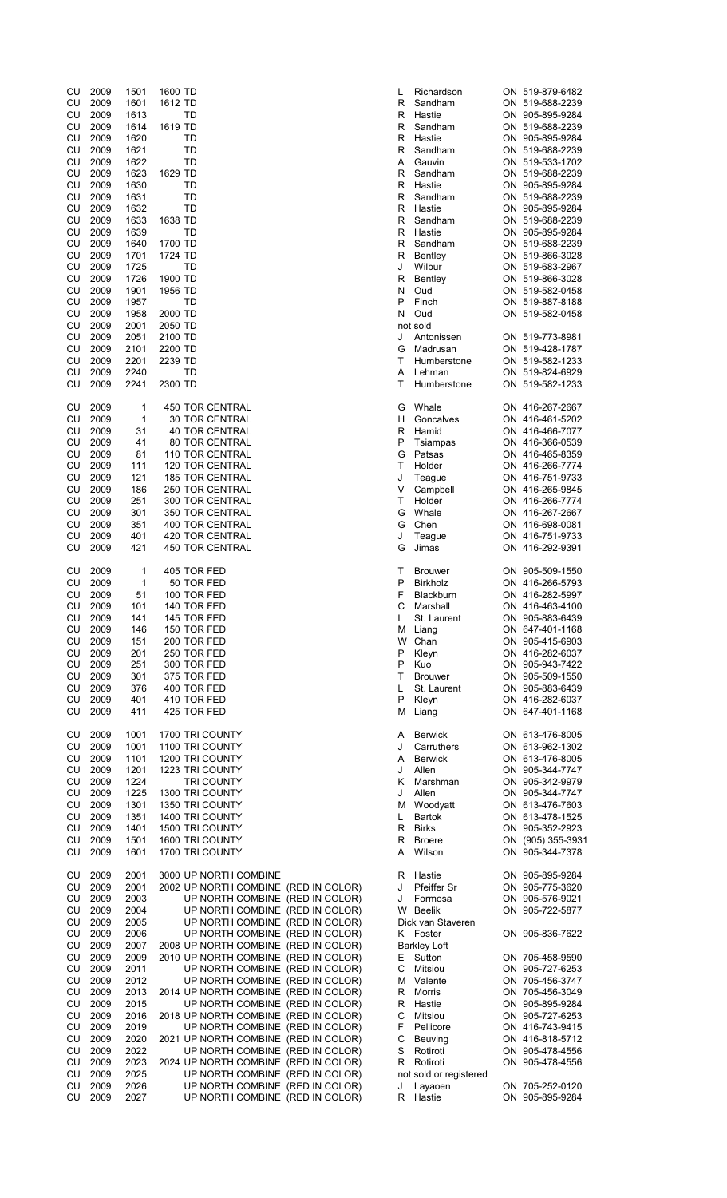| | | | | | | | |
|---|---|---|---|---|---|---|---|
| CU | 2009 | 1501 | 1600 TD | L | Richardson | ON | 519-879-6482 |
| CU | 2009 | 1601 | 1612 TD | R | Sandham | ON | 519-688-2239 |
| CU | 2009 | 1613 | TD | R | Hastie | ON | 905-895-9284 |
| CU | 2009 | 1614 | 1619 TD | R | Sandham | ON | 519-688-2239 |
| CU | 2009 | 1620 | TD | R | Hastie | ON | 905-895-9284 |
| CU | 2009 | 1621 | TD | R | Sandham | ON | 519-688-2239 |
| CU | 2009 | 1622 | TD | A | Gauvin | ON | 519-533-1702 |
| CU | 2009 | 1623 | 1629 TD | R | Sandham | ON | 519-688-2239 |
| CU | 2009 | 1630 | TD | R | Hastie | ON | 905-895-9284 |
| CU | 2009 | 1631 | TD | R | Sandham | ON | 519-688-2239 |
| CU | 2009 | 1632 | TD | R | Hastie | ON | 905-895-9284 |
| CU | 2009 | 1633 | 1638 TD | R | Sandham | ON | 519-688-2239 |
| CU | 2009 | 1639 | TD | R | Hastie | ON | 905-895-9284 |
| CU | 2009 | 1640 | 1700 TD | R | Sandham | ON | 519-688-2239 |
| CU | 2009 | 1701 | 1724 TD | R | Bentley | ON | 519-866-3028 |
| CU | 2009 | 1725 | TD | J | Wilbur | ON | 519-683-2967 |
| CU | 2009 | 1726 | 1900 TD | R | Bentley | ON | 519-866-3028 |
| CU | 2009 | 1901 | 1956 TD | N | Oud | ON | 519-582-0458 |
| CU | 2009 | 1957 | TD | P | Finch | ON | 519-887-8188 |
| CU | 2009 | 1958 | 2000 TD | N | Oud | ON | 519-582-0458 |
| CU | 2009 | 2001 | 2050 TD | | not sold | | |
| CU | 2009 | 2051 | 2100 TD | J | Antonissen | ON | 519-773-8981 |
| CU | 2009 | 2101 | 2200 TD | G | Madrusan | ON | 519-428-1787 |
| CU | 2009 | 2201 | 2239 TD | T | Humberstone | ON | 519-582-1233 |
| CU | 2009 | 2240 | TD | A | Lehman | ON | 519-824-6929 |
| CU | 2009 | 2241 | 2300 TD | T | Humberstone | ON | 519-582-1233 |
| | | | | | | | |
| CU | 2009 | 1 | 450 TOR CENTRAL | G | Whale | ON | 416-267-2667 |
| CU | 2009 | 1 | 30 TOR CENTRAL | H | Goncalves | ON | 416-461-5202 |
| CU | 2009 | 31 | 40 TOR CENTRAL | R | Hamid | ON | 416-466-7077 |
| CU | 2009 | 41 | 80 TOR CENTRAL | P | Tsiampas | ON | 416-366-0539 |
| CU | 2009 | 81 | 110 TOR CENTRAL | G | Patsas | ON | 416-465-8359 |
| CU | 2009 | 111 | 120 TOR CENTRAL | T | Holder | ON | 416-266-7774 |
| CU | 2009 | 121 | 185 TOR CENTRAL | J | Teague | ON | 416-751-9733 |
| CU | 2009 | 186 | 250 TOR CENTRAL | V | Campbell | ON | 416-265-9845 |
| CU | 2009 | 251 | 300 TOR CENTRAL | T | Holder | ON | 416-266-7774 |
| CU | 2009 | 301 | 350 TOR CENTRAL | G | Whale | ON | 416-267-2667 |
| CU | 2009 | 351 | 400 TOR CENTRAL | G | Chen | ON | 416-698-0081 |
| CU | 2009 | 401 | 420 TOR CENTRAL | J | Teague | ON | 416-751-9733 |
| CU | 2009 | 421 | 450 TOR CENTRAL | G | Jimas | ON | 416-292-9391 |
| | | | | | | | |
| CU | 2009 | 1 | 405 TOR FED | T | Brouwer | ON | 905-509-1550 |
| CU | 2009 | 1 | 50 TOR FED | P | Birkholz | ON | 416-266-5793 |
| CU | 2009 | 51 | 100 TOR FED | F | Blackburn | ON | 416-282-5997 |
| CU | 2009 | 101 | 140 TOR FED | C | Marshall | ON | 416-463-4100 |
| CU | 2009 | 141 | 145 TOR FED | L | St. Laurent | ON | 905-883-6439 |
| CU | 2009 | 146 | 150 TOR FED | M | Liang | ON | 647-401-1168 |
| CU | 2009 | 151 | 200 TOR FED | W | Chan | ON | 905-415-6903 |
| CU | 2009 | 201 | 250 TOR FED | P | Kleyn | ON | 416-282-6037 |
| CU | 2009 | 251 | 300 TOR FED | P | Kuo | ON | 905-943-7422 |
| CU | 2009 | 301 | 375 TOR FED | T | Brouwer | ON | 905-509-1550 |
| CU | 2009 | 376 | 400 TOR FED | L | St. Laurent | ON | 905-883-6439 |
| CU | 2009 | 401 | 410 TOR FED | P | Kleyn | ON | 416-282-6037 |
| CU | 2009 | 411 | 425 TOR FED | M | Liang | ON | 647-401-1168 |
| | | | | | | | |
| CU | 2009 | 1001 | 1700 TRI COUNTY | A | Berwick | ON | 613-476-8005 |
| CU | 2009 | 1001 | 1100 TRI COUNTY | J | Carruthers | ON | 613-962-1302 |
| CU | 2009 | 1101 | 1200 TRI COUNTY | A | Berwick | ON | 613-476-8005 |
| CU | 2009 | 1201 | 1223 TRI COUNTY | J | Allen | ON | 905-344-7747 |
| CU | 2009 | 1224 | TRI COUNTY | K | Marshman | ON | 905-342-9979 |
| CU | 2009 | 1225 | 1300 TRI COUNTY | J | Allen | ON | 905-344-7747 |
| CU | 2009 | 1301 | 1350 TRI COUNTY | M | Woodyatt | ON | 613-476-7603 |
| CU | 2009 | 1351 | 1400 TRI COUNTY | L | Bartok | ON | 613-478-1525 |
| CU | 2009 | 1401 | 1500 TRI COUNTY | R | Birks | ON | 905-352-2923 |
| CU | 2009 | 1501 | 1600 TRI COUNTY | R | Broere | ON | (905) 355-3931 |
| CU | 2009 | 1601 | 1700 TRI COUNTY | A | Wilson | ON | 905-344-7378 |
| | | | | | | | |
| CU | 2009 | 2001 | 3000 UP NORTH COMBINE | R | Hastie | ON | 905-895-9284 |
| CU | 2009 | 2001 | 2002 UP NORTH COMBINE (RED IN COLOR) | J | Pfeiffer Sr | ON | 905-775-3620 |
| CU | 2009 | 2003 | UP NORTH COMBINE (RED IN COLOR) | J | Formosa | ON | 905-576-9021 |
| CU | 2009 | 2004 | UP NORTH COMBINE (RED IN COLOR) | W | Beelik | ON | 905-722-5877 |
| CU | 2009 | 2005 | UP NORTH COMBINE (RED IN COLOR) | | Dick van Staveren | | |
| CU | 2009 | 2006 | UP NORTH COMBINE (RED IN COLOR) | K | Foster | ON | 905-836-7622 |
| CU | 2009 | 2007 | 2008 UP NORTH COMBINE (RED IN COLOR) | | Barkley Loft | | |
| CU | 2009 | 2009 | 2010 UP NORTH COMBINE (RED IN COLOR) | E | Sutton | ON | 705-458-9590 |
| CU | 2009 | 2011 | UP NORTH COMBINE (RED IN COLOR) | C | Mitsiou | ON | 905-727-6253 |
| CU | 2009 | 2012 | UP NORTH COMBINE (RED IN COLOR) | M | Valente | ON | 705-456-3747 |
| CU | 2009 | 2013 | 2014 UP NORTH COMBINE (RED IN COLOR) | R | Morris | ON | 705-456-3049 |
| CU | 2009 | 2015 | UP NORTH COMBINE (RED IN COLOR) | R | Hastie | ON | 905-895-9284 |
| CU | 2009 | 2016 | 2018 UP NORTH COMBINE (RED IN COLOR) | C | Mitsiou | ON | 905-727-6253 |
| CU | 2009 | 2019 | UP NORTH COMBINE (RED IN COLOR) | F | Pellicore | ON | 416-743-9415 |
| CU | 2009 | 2020 | 2021 UP NORTH COMBINE (RED IN COLOR) | C | Beuving | ON | 416-818-5712 |
| CU | 2009 | 2022 | UP NORTH COMBINE (RED IN COLOR) | S | Rotiroti | ON | 905-478-4556 |
| CU | 2009 | 2023 | 2024 UP NORTH COMBINE (RED IN COLOR) | R | Rotiroti | ON | 905-478-4556 |
| CU | 2009 | 2025 | UP NORTH COMBINE (RED IN COLOR) | | not sold or registered | | |
| CU | 2009 | 2026 | UP NORTH COMBINE (RED IN COLOR) | J | Layaoen | ON | 705-252-0120 |
| CU | 2009 | 2027 | UP NORTH COMBINE (RED IN COLOR) | R | Hastie | ON | 905-895-9284 |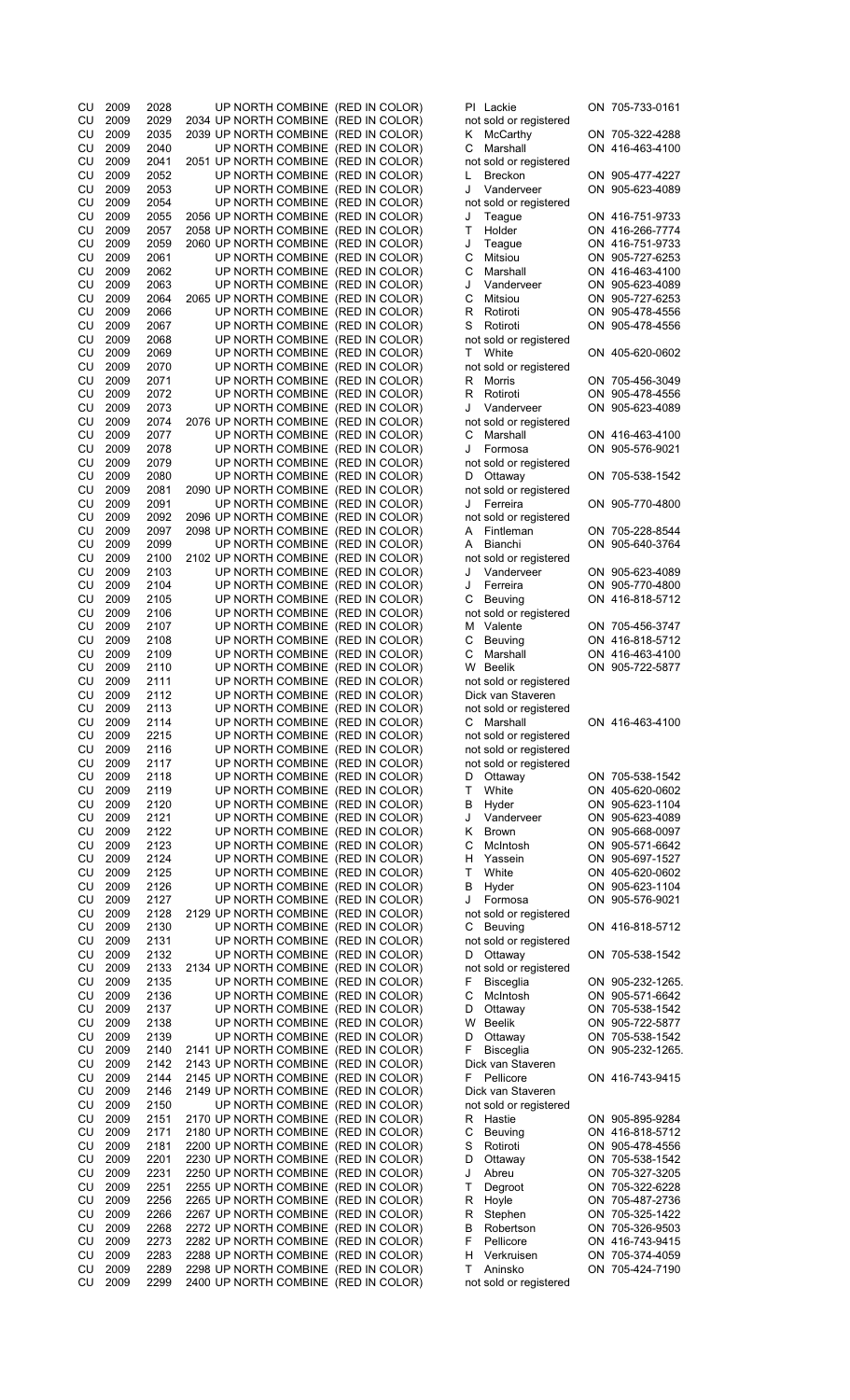| | | | | | | | |
|---|---|---|---|---|---|---|---|
| CU | 2009 | 2028 | | UP NORTH COMBINE (RED IN COLOR) | Pl Lackie | ON | 705-733-0161 |
| CU | 2009 | 2029 | 2034 | UP NORTH COMBINE (RED IN COLOR) | not sold or registered | | |
| CU | 2009 | 2035 | 2039 | UP NORTH COMBINE (RED IN COLOR) | K McCarthy | ON | 705-322-4288 |
| CU | 2009 | 2040 | | UP NORTH COMBINE (RED IN COLOR) | C Marshall | ON | 416-463-4100 |
| CU | 2009 | 2041 | 2051 | UP NORTH COMBINE (RED IN COLOR) | not sold or registered | | |
| CU | 2009 | 2052 | | UP NORTH COMBINE (RED IN COLOR) | L Breckon | ON | 905-477-4227 |
| CU | 2009 | 2053 | | UP NORTH COMBINE (RED IN COLOR) | J Vanderveer | ON | 905-623-4089 |
| CU | 2009 | 2054 | | UP NORTH COMBINE (RED IN COLOR) | not sold or registered | | |
| CU | 2009 | 2055 | 2056 | UP NORTH COMBINE (RED IN COLOR) | J Teague | ON | 416-751-9733 |
| CU | 2009 | 2057 | 2058 | UP NORTH COMBINE (RED IN COLOR) | T Holder | ON | 416-266-7774 |
| CU | 2009 | 2059 | 2060 | UP NORTH COMBINE (RED IN COLOR) | J Teague | ON | 416-751-9733 |
| CU | 2009 | 2061 | | UP NORTH COMBINE (RED IN COLOR) | C Mitsiou | ON | 905-727-6253 |
| CU | 2009 | 2062 | | UP NORTH COMBINE (RED IN COLOR) | C Marshall | ON | 416-463-4100 |
| CU | 2009 | 2063 | | UP NORTH COMBINE (RED IN COLOR) | J Vanderveer | ON | 905-623-4089 |
| CU | 2009 | 2064 | 2065 | UP NORTH COMBINE (RED IN COLOR) | C Mitsiou | ON | 905-727-6253 |
| CU | 2009 | 2066 | | UP NORTH COMBINE (RED IN COLOR) | R Rotiroti | ON | 905-478-4556 |
| CU | 2009 | 2067 | | UP NORTH COMBINE (RED IN COLOR) | S Rotiroti | ON | 905-478-4556 |
| CU | 2009 | 2068 | | UP NORTH COMBINE (RED IN COLOR) | not sold or registered | | |
| CU | 2009 | 2069 | | UP NORTH COMBINE (RED IN COLOR) | T White | ON | 405-620-0602 |
| CU | 2009 | 2070 | | UP NORTH COMBINE (RED IN COLOR) | not sold or registered | | |
| CU | 2009 | 2071 | | UP NORTH COMBINE (RED IN COLOR) | R Morris | ON | 705-456-3049 |
| CU | 2009 | 2072 | | UP NORTH COMBINE (RED IN COLOR) | R Rotiroti | ON | 905-478-4556 |
| CU | 2009 | 2073 | | UP NORTH COMBINE (RED IN COLOR) | J Vanderveer | ON | 905-623-4089 |
| CU | 2009 | 2074 | 2076 | UP NORTH COMBINE (RED IN COLOR) | not sold or registered | | |
| CU | 2009 | 2077 | | UP NORTH COMBINE (RED IN COLOR) | C Marshall | ON | 416-463-4100 |
| CU | 2009 | 2078 | | UP NORTH COMBINE (RED IN COLOR) | J Formosa | ON | 905-576-9021 |
| CU | 2009 | 2079 | | UP NORTH COMBINE (RED IN COLOR) | not sold or registered | | |
| CU | 2009 | 2080 | | UP NORTH COMBINE (RED IN COLOR) | D Ottaway | ON | 705-538-1542 |
| CU | 2009 | 2081 | 2090 | UP NORTH COMBINE (RED IN COLOR) | not sold or registered | | |
| CU | 2009 | 2091 | | UP NORTH COMBINE (RED IN COLOR) | J Ferreira | ON | 905-770-4800 |
| CU | 2009 | 2092 | 2096 | UP NORTH COMBINE (RED IN COLOR) | not sold or registered | | |
| CU | 2009 | 2097 | 2098 | UP NORTH COMBINE (RED IN COLOR) | A Fintleman | ON | 705-228-8544 |
| CU | 2009 | 2099 | | UP NORTH COMBINE (RED IN COLOR) | A Bianchi | ON | 905-640-3764 |
| CU | 2009 | 2100 | 2102 | UP NORTH COMBINE (RED IN COLOR) | not sold or registered | | |
| CU | 2009 | 2103 | | UP NORTH COMBINE (RED IN COLOR) | J Vanderveer | ON | 905-623-4089 |
| CU | 2009 | 2104 | | UP NORTH COMBINE (RED IN COLOR) | J Ferreira | ON | 905-770-4800 |
| CU | 2009 | 2105 | | UP NORTH COMBINE (RED IN COLOR) | C Beuving | ON | 416-818-5712 |
| CU | 2009 | 2106 | | UP NORTH COMBINE (RED IN COLOR) | not sold or registered | | |
| CU | 2009 | 2107 | | UP NORTH COMBINE (RED IN COLOR) | M Valente | ON | 705-456-3747 |
| CU | 2009 | 2108 | | UP NORTH COMBINE (RED IN COLOR) | C Beuving | ON | 416-818-5712 |
| CU | 2009 | 2109 | | UP NORTH COMBINE (RED IN COLOR) | C Marshall | ON | 416-463-4100 |
| CU | 2009 | 2110 | | UP NORTH COMBINE (RED IN COLOR) | W Beelik | ON | 905-722-5877 |
| CU | 2009 | 2111 | | UP NORTH COMBINE (RED IN COLOR) | not sold or registered | | |
| CU | 2009 | 2112 | | UP NORTH COMBINE (RED IN COLOR) | Dick van Staveren | | |
| CU | 2009 | 2113 | | UP NORTH COMBINE (RED IN COLOR) | not sold or registered | | |
| CU | 2009 | 2114 | | UP NORTH COMBINE (RED IN COLOR) | C Marshall | ON | 416-463-4100 |
| CU | 2009 | 2215 | | UP NORTH COMBINE (RED IN COLOR) | not sold or registered | | |
| CU | 2009 | 2116 | | UP NORTH COMBINE (RED IN COLOR) | not sold or registered | | |
| CU | 2009 | 2117 | | UP NORTH COMBINE (RED IN COLOR) | not sold or registered | | |
| CU | 2009 | 2118 | | UP NORTH COMBINE (RED IN COLOR) | D Ottaway | ON | 705-538-1542 |
| CU | 2009 | 2119 | | UP NORTH COMBINE (RED IN COLOR) | T White | ON | 405-620-0602 |
| CU | 2009 | 2120 | | UP NORTH COMBINE (RED IN COLOR) | B Hyder | ON | 905-623-1104 |
| CU | 2009 | 2121 | | UP NORTH COMBINE (RED IN COLOR) | J Vanderveer | ON | 905-623-4089 |
| CU | 2009 | 2122 | | UP NORTH COMBINE (RED IN COLOR) | K Brown | ON | 905-668-0097 |
| CU | 2009 | 2123 | | UP NORTH COMBINE (RED IN COLOR) | C McIntosh | ON | 905-571-6642 |
| CU | 2009 | 2124 | | UP NORTH COMBINE (RED IN COLOR) | H Yassein | ON | 905-697-1527 |
| CU | 2009 | 2125 | | UP NORTH COMBINE (RED IN COLOR) | T White | ON | 405-620-0602 |
| CU | 2009 | 2126 | | UP NORTH COMBINE (RED IN COLOR) | B Hyder | ON | 905-623-1104 |
| CU | 2009 | 2127 | | UP NORTH COMBINE (RED IN COLOR) | J Formosa | ON | 905-576-9021 |
| CU | 2009 | 2128 | 2129 | UP NORTH COMBINE (RED IN COLOR) | not sold or registered | | |
| CU | 2009 | 2130 | | UP NORTH COMBINE (RED IN COLOR) | C Beuving | ON | 416-818-5712 |
| CU | 2009 | 2131 | | UP NORTH COMBINE (RED IN COLOR) | not sold or registered | | |
| CU | 2009 | 2132 | | UP NORTH COMBINE (RED IN COLOR) | D Ottaway | ON | 705-538-1542 |
| CU | 2009 | 2133 | 2134 | UP NORTH COMBINE (RED IN COLOR) | not sold or registered | | |
| CU | 2009 | 2135 | | UP NORTH COMBINE (RED IN COLOR) | F Bisceglia | ON | 905-232-1265. |
| CU | 2009 | 2136 | | UP NORTH COMBINE (RED IN COLOR) | C McIntosh | ON | 905-571-6642 |
| CU | 2009 | 2137 | | UP NORTH COMBINE (RED IN COLOR) | D Ottaway | ON | 705-538-1542 |
| CU | 2009 | 2138 | | UP NORTH COMBINE (RED IN COLOR) | W Beelik | ON | 905-722-5877 |
| CU | 2009 | 2139 | | UP NORTH COMBINE (RED IN COLOR) | D Ottaway | ON | 705-538-1542 |
| CU | 2009 | 2140 | 2141 | UP NORTH COMBINE (RED IN COLOR) | F Bisceglia | ON | 905-232-1265. |
| CU | 2009 | 2142 | 2143 | UP NORTH COMBINE (RED IN COLOR) | Dick van Staveren | | |
| CU | 2009 | 2144 | 2145 | UP NORTH COMBINE (RED IN COLOR) | F Pellicore | ON | 416-743-9415 |
| CU | 2009 | 2146 | 2149 | UP NORTH COMBINE (RED IN COLOR) | Dick van Staveren | | |
| CU | 2009 | 2150 | | UP NORTH COMBINE (RED IN COLOR) | not sold or registered | | |
| CU | 2009 | 2151 | 2170 | UP NORTH COMBINE (RED IN COLOR) | R Hastie | ON | 905-895-9284 |
| CU | 2009 | 2171 | 2180 | UP NORTH COMBINE (RED IN COLOR) | C Beuving | ON | 416-818-5712 |
| CU | 2009 | 2181 | 2200 | UP NORTH COMBINE (RED IN COLOR) | S Rotiroti | ON | 905-478-4556 |
| CU | 2009 | 2201 | 2230 | UP NORTH COMBINE (RED IN COLOR) | D Ottaway | ON | 705-538-1542 |
| CU | 2009 | 2231 | 2250 | UP NORTH COMBINE (RED IN COLOR) | J Abreu | ON | 705-327-3205 |
| CU | 2009 | 2251 | 2255 | UP NORTH COMBINE (RED IN COLOR) | T Degroot | ON | 705-322-6228 |
| CU | 2009 | 2256 | 2265 | UP NORTH COMBINE (RED IN COLOR) | R Hoyle | ON | 705-487-2736 |
| CU | 2009 | 2266 | 2267 | UP NORTH COMBINE (RED IN COLOR) | R Stephen | ON | 705-325-1422 |
| CU | 2009 | 2268 | 2272 | UP NORTH COMBINE (RED IN COLOR) | B Robertson | ON | 705-326-9503 |
| CU | 2009 | 2273 | 2282 | UP NORTH COMBINE (RED IN COLOR) | F Pellicore | ON | 416-743-9415 |
| CU | 2009 | 2283 | 2288 | UP NORTH COMBINE (RED IN COLOR) | H Verkruisen | ON | 705-374-4059 |
| CU | 2009 | 2289 | 2298 | UP NORTH COMBINE (RED IN COLOR) | T Aninsko | ON | 705-424-7190 |
| CU | 2009 | 2299 | 2400 | UP NORTH COMBINE (RED IN COLOR) | not sold or registered | | |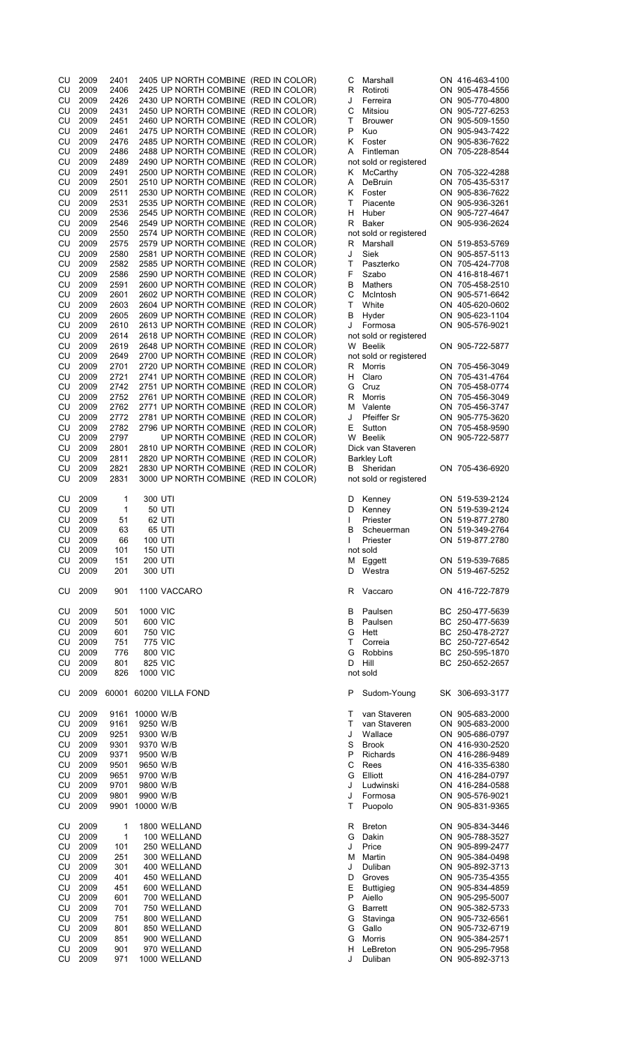| | | | | | | | |
|---|---|---|---|---|---|---|---|
| CU | 2009 | 2401 | 2405 UP NORTH COMBINE (RED IN COLOR) | C | Marshall | ON | 416-463-4100 |
| CU | 2009 | 2406 | 2425 UP NORTH COMBINE (RED IN COLOR) | R | Rotiroti | ON | 905-478-4556 |
| CU | 2009 | 2426 | 2430 UP NORTH COMBINE (RED IN COLOR) | J | Ferreira | ON | 905-770-4800 |
| CU | 2009 | 2431 | 2450 UP NORTH COMBINE (RED IN COLOR) | C | Mitsiou | ON | 905-727-6253 |
| CU | 2009 | 2451 | 2460 UP NORTH COMBINE (RED IN COLOR) | T | Brouwer | ON | 905-509-1550 |
| CU | 2009 | 2461 | 2475 UP NORTH COMBINE (RED IN COLOR) | P | Kuo | ON | 905-943-7422 |
| CU | 2009 | 2476 | 2485 UP NORTH COMBINE (RED IN COLOR) | K | Foster | ON | 905-836-7622 |
| CU | 2009 | 2486 | 2488 UP NORTH COMBINE (RED IN COLOR) | A | Fintleman | ON | 705-228-8544 |
| CU | 2009 | 2489 | 2490 UP NORTH COMBINE (RED IN COLOR) | | not sold or registered | | |
| CU | 2009 | 2491 | 2500 UP NORTH COMBINE (RED IN COLOR) | K | McCarthy | ON | 705-322-4288 |
| CU | 2009 | 2501 | 2510 UP NORTH COMBINE (RED IN COLOR) | A | DeBruin | ON | 705-435-5317 |
| CU | 2009 | 2511 | 2530 UP NORTH COMBINE (RED IN COLOR) | K | Foster | ON | 905-836-7622 |
| CU | 2009 | 2531 | 2535 UP NORTH COMBINE (RED IN COLOR) | T | Piacente | ON | 905-936-3261 |
| CU | 2009 | 2536 | 2545 UP NORTH COMBINE (RED IN COLOR) | H | Huber | ON | 905-727-4647 |
| CU | 2009 | 2546 | 2549 UP NORTH COMBINE (RED IN COLOR) | R | Baker | ON | 905-936-2624 |
| CU | 2009 | 2550 | 2574 UP NORTH COMBINE (RED IN COLOR) | | not sold or registered | | |
| CU | 2009 | 2575 | 2579 UP NORTH COMBINE (RED IN COLOR) | R | Marshall | ON | 519-853-5769 |
| CU | 2009 | 2580 | 2581 UP NORTH COMBINE (RED IN COLOR) | J | Siek | ON | 905-857-5113 |
| CU | 2009 | 2582 | 2585 UP NORTH COMBINE (RED IN COLOR) | T | Paszterko | ON | 705-424-7708 |
| CU | 2009 | 2586 | 2590 UP NORTH COMBINE (RED IN COLOR) | F | Szabo | ON | 416-818-4671 |
| CU | 2009 | 2591 | 2600 UP NORTH COMBINE (RED IN COLOR) | B | Mathers | ON | 705-458-2510 |
| CU | 2009 | 2601 | 2602 UP NORTH COMBINE (RED IN COLOR) | C | McIntosh | ON | 905-571-6642 |
| CU | 2009 | 2603 | 2604 UP NORTH COMBINE (RED IN COLOR) | T | White | ON | 405-620-0602 |
| CU | 2009 | 2605 | 2609 UP NORTH COMBINE (RED IN COLOR) | B | Hyder | ON | 905-623-1104 |
| CU | 2009 | 2610 | 2613 UP NORTH COMBINE (RED IN COLOR) | J | Formosa | ON | 905-576-9021 |
| CU | 2009 | 2614 | 2618 UP NORTH COMBINE (RED IN COLOR) | | not sold or registered | | |
| CU | 2009 | 2619 | 2648 UP NORTH COMBINE (RED IN COLOR) | W | Beelik | ON | 905-722-5877 |
| CU | 2009 | 2649 | 2700 UP NORTH COMBINE (RED IN COLOR) | | not sold or registered | | |
| CU | 2009 | 2701 | 2720 UP NORTH COMBINE (RED IN COLOR) | R | Morris | ON | 705-456-3049 |
| CU | 2009 | 2721 | 2741 UP NORTH COMBINE (RED IN COLOR) | H | Claro | ON | 705-431-4764 |
| CU | 2009 | 2742 | 2751 UP NORTH COMBINE (RED IN COLOR) | G | Cruz | ON | 705-458-0774 |
| CU | 2009 | 2752 | 2761 UP NORTH COMBINE (RED IN COLOR) | R | Morris | ON | 705-456-3049 |
| CU | 2009 | 2762 | 2771 UP NORTH COMBINE (RED IN COLOR) | M | Valente | ON | 705-456-3747 |
| CU | 2009 | 2772 | 2781 UP NORTH COMBINE (RED IN COLOR) | J | Pfeiffer Sr | ON | 905-775-3620 |
| CU | 2009 | 2782 | 2796 UP NORTH COMBINE (RED IN COLOR) | E | Sutton | ON | 705-458-9590 |
| CU | 2009 | 2797 | UP NORTH COMBINE (RED IN COLOR) | W | Beelik | ON | 905-722-5877 |
| CU | 2009 | 2801 | 2810 UP NORTH COMBINE (RED IN COLOR) | | Dick van Staveren | | |
| CU | 2009 | 2811 | 2820 UP NORTH COMBINE (RED IN COLOR) | | Barkley Loft | | |
| CU | 2009 | 2821 | 2830 UP NORTH COMBINE (RED IN COLOR) | B | Sheridan | ON | 705-436-6920 |
| CU | 2009 | 2831 | 3000 UP NORTH COMBINE (RED IN COLOR) | | not sold or registered | | |
| | | | | | | | |
| CU | 2009 | 1 | 300 UTI | D | Kenney | ON | 519-539-2124 |
| CU | 2009 | 1 | 50 UTI | D | Kenney | ON | 519-539-2124 |
| CU | 2009 | 51 | 62 UTI | I | Priester | ON | 519-877.2780 |
| CU | 2009 | 63 | 65 UTI | B | Scheuerman | ON | 519-349-2764 |
| CU | 2009 | 66 | 100 UTI | I | Priester | ON | 519-877.2780 |
| CU | 2009 | 101 | 150 UTI | | not sold | | |
| CU | 2009 | 151 | 200 UTI | M | Eggett | ON | 519-539-7685 |
| CU | 2009 | 201 | 300 UTI | D | Westra | ON | 519-467-5252 |
| | | | | | | | |
| CU | 2009 | 901 | 1100 VACCARO | R | Vaccaro | ON | 416-722-7879 |
| | | | | | | | |
| CU | 2009 | 501 | 1000 VIC | B | Paulsen | BC | 250-477-5639 |
| CU | 2009 | 501 | 600 VIC | B | Paulsen | BC | 250-477-5639 |
| CU | 2009 | 601 | 750 VIC | G | Hett | BC | 250-478-2727 |
| CU | 2009 | 751 | 775 VIC | T | Correia | BC | 250-727-6542 |
| CU | 2009 | 776 | 800 VIC | G | Robbins | BC | 250-595-1870 |
| CU | 2009 | 801 | 825 VIC | D | Hill | BC | 250-652-2657 |
| CU | 2009 | 826 | 1000 VIC | | not sold | | |
| | | | | | | | |
| CU | 2009 | 60001 | 60200 VILLA FOND | P | Sudom-Young | SK | 306-693-3177 |
| | | | | | | | |
| CU | 2009 | 9161 | 10000 W/B | T | van Staveren | ON | 905-683-2000 |
| CU | 2009 | 9161 | 9250 W/B | T | van Staveren | ON | 905-683-2000 |
| CU | 2009 | 9251 | 9300 W/B | J | Wallace | ON | 905-686-0797 |
| CU | 2009 | 9301 | 9370 W/B | S | Brook | ON | 416-930-2520 |
| CU | 2009 | 9371 | 9500 W/B | P | Richards | ON | 416-286-9489 |
| CU | 2009 | 9501 | 9650 W/B | C | Rees | ON | 416-335-6380 |
| CU | 2009 | 9651 | 9700 W/B | G | Elliott | ON | 416-284-0797 |
| CU | 2009 | 9701 | 9800 W/B | J | Ludwinski | ON | 416-284-0588 |
| CU | 2009 | 9801 | 9900 W/B | J | Formosa | ON | 905-576-9021 |
| CU | 2009 | 9901 | 10000 W/B | T | Puopolo | ON | 905-831-9365 |
| | | | | | | | |
| CU | 2009 | 1 | 1800 WELLAND | R | Breton | ON | 905-834-3446 |
| CU | 2009 | 1 | 100 WELLAND | G | Dakin | ON | 905-788-3527 |
| CU | 2009 | 101 | 250 WELLAND | J | Price | ON | 905-899-2477 |
| CU | 2009 | 251 | 300 WELLAND | M | Martin | ON | 905-384-0498 |
| CU | 2009 | 301 | 400 WELLAND | J | Duliban | ON | 905-892-3713 |
| CU | 2009 | 401 | 450 WELLAND | D | Groves | ON | 905-735-4355 |
| CU | 2009 | 451 | 600 WELLAND | E | Buttigieg | ON | 905-834-4859 |
| CU | 2009 | 601 | 700 WELLAND | P | Aiello | ON | 905-295-5007 |
| CU | 2009 | 701 | 750 WELLAND | G | Barrett | ON | 905-382-5733 |
| CU | 2009 | 751 | 800 WELLAND | G | Stavinga | ON | 905-732-6561 |
| CU | 2009 | 801 | 850 WELLAND | G | Gallo | ON | 905-732-6719 |
| CU | 2009 | 851 | 900 WELLAND | G | Morris | ON | 905-384-2571 |
| CU | 2009 | 901 | 970 WELLAND | H | LeBreton | ON | 905-295-7958 |
| CU | 2009 | 971 | 1000 WELLAND | J | Duliban | ON | 905-892-3713 |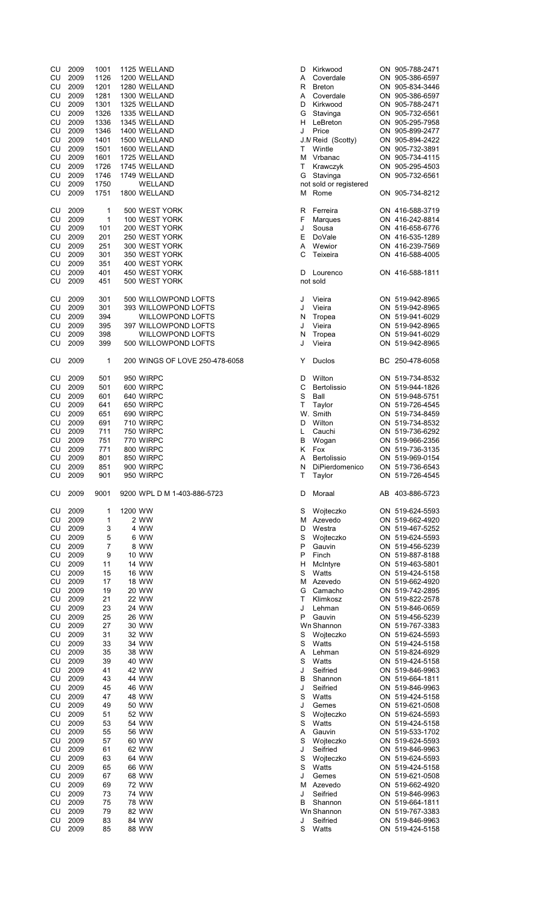| | | | | | | | |
|---|---|---|---|---|---|---|---|
| CU | 2009 | 1001 | 1125 WELLAND | D | Kirkwood | ON | 905-788-2471 |
| CU | 2009 | 1126 | 1200 WELLAND | A | Coverdale | ON | 905-386-6597 |
| CU | 2009 | 1201 | 1280 WELLAND | R | Breton | ON | 905-834-3446 |
| CU | 2009 | 1281 | 1300 WELLAND | A | Coverdale | ON | 905-386-6597 |
| CU | 2009 | 1301 | 1325 WELLAND | D | Kirkwood | ON | 905-788-2471 |
| CU | 2009 | 1326 | 1335 WELLAND | G | Stavinga | ON | 905-732-6561 |
| CU | 2009 | 1336 | 1345 WELLAND | H | LeBreton | ON | 905-295-7958 |
| CU | 2009 | 1346 | 1400 WELLAND | J | Price | ON | 905-899-2477 |
| CU | 2009 | 1401 | 1500 WELLAND | J.M | Reid (Scotty) | ON | 905-894-2422 |
| CU | 2009 | 1501 | 1600 WELLAND | T | Wintle | ON | 905-732-3891 |
| CU | 2009 | 1601 | 1725 WELLAND | M | Vrbanac | ON | 905-734-4115 |
| CU | 2009 | 1726 | 1745 WELLAND | T | Krawczyk | ON | 905-295-4503 |
| CU | 2009 | 1746 | 1749 WELLAND | G | Stavinga | ON | 905-732-6561 |
| CU | 2009 | 1750 | WELLAND | | not sold or registered | | |
| CU | 2009 | 1751 | 1800 WELLAND | M | Rome | ON | 905-734-8212 |
| CU | 2009 | 1 | 500 WEST YORK | R | Ferreira | ON | 416-588-3719 |
| CU | 2009 | 1 | 100 WEST YORK | F | Marques | ON | 416-242-8814 |
| CU | 2009 | 101 | 200 WEST YORK | J | Sousa | ON | 416-658-6776 |
| CU | 2009 | 201 | 250 WEST YORK | E | DoVale | ON | 416-535-1289 |
| CU | 2009 | 251 | 300 WEST YORK | A | Wewior | ON | 416-239-7569 |
| CU | 2009 | 301 | 350 WEST YORK | C | Teixeira | ON | 416-588-4005 |
| CU | 2009 | 351 | 400 WEST YORK | | | | |
| CU | 2009 | 401 | 450 WEST YORK | D | Lourenco | ON | 416-588-1811 |
| CU | 2009 | 451 | 500 WEST YORK | | not sold | | |
| CU | 2009 | 301 | 500 WILLOWPOND LOFTS | J | Vieira | ON | 519-942-8965 |
| CU | 2009 | 301 | 393 WILLOWPOND LOFTS | J | Vieira | ON | 519-942-8965 |
| CU | 2009 | 394 | WILLOWPOND LOFTS | N | Tropea | ON | 519-941-6029 |
| CU | 2009 | 395 | 397 WILLOWPOND LOFTS | J | Vieira | ON | 519-942-8965 |
| CU | 2009 | 398 | WILLOWPOND LOFTS | N | Tropea | ON | 519-941-6029 |
| CU | 2009 | 399 | 500 WILLOWPOND LOFTS | J | Vieira | ON | 519-942-8965 |
| CU | 2009 | 1 | 200 WINGS OF LOVE 250-478-6058 | Y | Duclos | BC | 250-478-6058 |
| CU | 2009 | 501 | 950 WIRPC | D | Wilton | ON | 519-734-8532 |
| CU | 2009 | 501 | 600 WIRPC | C | Bertolissio | ON | 519-944-1826 |
| CU | 2009 | 601 | 640 WIRPC | S | Ball | ON | 519-948-5751 |
| CU | 2009 | 641 | 650 WIRPC | T | Taylor | ON | 519-726-4545 |
| CU | 2009 | 651 | 690 WIRPC | W. | Smith | ON | 519-734-8459 |
| CU | 2009 | 691 | 710 WIRPC | D | Wilton | ON | 519-734-8532 |
| CU | 2009 | 711 | 750 WIRPC | L | Cauchi | ON | 519-736-6292 |
| CU | 2009 | 751 | 770 WIRPC | B | Wogan | ON | 519-966-2356 |
| CU | 2009 | 771 | 800 WIRPC | K | Fox | ON | 519-736-3135 |
| CU | 2009 | 801 | 850 WIRPC | A | Bertolissio | ON | 519-969-0154 |
| CU | 2009 | 851 | 900 WIRPC | N | DiPierdomenico | ON | 519-736-6543 |
| CU | 2009 | 901 | 950 WIRPC | T | Taylor | ON | 519-726-4545 |
| CU | 2009 | 9001 | 9200 WPL D M 1-403-886-5723 | D | Moraal | AB | 403-886-5723 |
| CU | 2009 | 1 | 1200 WW | S | Wojteczko | ON | 519-624-5593 |
| CU | 2009 | 1 | 2 WW | M | Azevedo | ON | 519-662-4920 |
| CU | 2009 | 3 | 4 WW | D | Westra | ON | 519-467-5252 |
| CU | 2009 | 5 | 6 WW | S | Wojteczko | ON | 519-624-5593 |
| CU | 2009 | 7 | 8 WW | P | Gauvin | ON | 519-456-5239 |
| CU | 2009 | 9 | 10 WW | P | Finch | ON | 519-887-8188 |
| CU | 2009 | 11 | 14 WW | H | McIntyre | ON | 519-463-5801 |
| CU | 2009 | 15 | 16 WW | S | Watts | ON | 519-424-5158 |
| CU | 2009 | 17 | 18 WW | M | Azevedo | ON | 519-662-4920 |
| CU | 2009 | 19 | 20 WW | G | Camacho | ON | 519-742-2895 |
| CU | 2009 | 21 | 22 WW | T | Klimkosz | ON | 519-822-2578 |
| CU | 2009 | 23 | 24 WW | J | Lehman | ON | 519-846-0659 |
| CU | 2009 | 25 | 26 WW | P | Gauvin | ON | 519-456-5239 |
| CU | 2009 | 27 | 30 WW | Wn | Shannon | ON | 519-767-3383 |
| CU | 2009 | 31 | 32 WW | S | Wojteczko | ON | 519-624-5593 |
| CU | 2009 | 33 | 34 WW | S | Watts | ON | 519-424-5158 |
| CU | 2009 | 35 | 38 WW | A | Lehman | ON | 519-824-6929 |
| CU | 2009 | 39 | 40 WW | S | Watts | ON | 519-424-5158 |
| CU | 2009 | 41 | 42 WW | J | Seifried | ON | 519-846-9963 |
| CU | 2009 | 43 | 44 WW | B | Shannon | ON | 519-664-1811 |
| CU | 2009 | 45 | 46 WW | J | Seifried | ON | 519-846-9963 |
| CU | 2009 | 47 | 48 WW | S | Watts | ON | 519-424-5158 |
| CU | 2009 | 49 | 50 WW | J | Gemes | ON | 519-621-0508 |
| CU | 2009 | 51 | 52 WW | S | Wojteczko | ON | 519-624-5593 |
| CU | 2009 | 53 | 54 WW | S | Watts | ON | 519-424-5158 |
| CU | 2009 | 55 | 56 WW | A | Gauvin | ON | 519-533-1702 |
| CU | 2009 | 57 | 60 WW | S | Wojteczko | ON | 519-624-5593 |
| CU | 2009 | 61 | 62 WW | J | Seifried | ON | 519-846-9963 |
| CU | 2009 | 63 | 64 WW | S | Wojteczko | ON | 519-624-5593 |
| CU | 2009 | 65 | 66 WW | S | Watts | ON | 519-424-5158 |
| CU | 2009 | 67 | 68 WW | J | Gemes | ON | 519-621-0508 |
| CU | 2009 | 69 | 72 WW | M | Azevedo | ON | 519-662-4920 |
| CU | 2009 | 73 | 74 WW | J | Seifried | ON | 519-846-9963 |
| CU | 2009 | 75 | 78 WW | B | Shannon | ON | 519-664-1811 |
| CU | 2009 | 79 | 82 WW | Wn | Shannon | ON | 519-767-3383 |
| CU | 2009 | 83 | 84 WW | J | Seifried | ON | 519-846-9963 |
| CU | 2009 | 85 | 88 WW | S | Watts | ON | 519-424-5158 |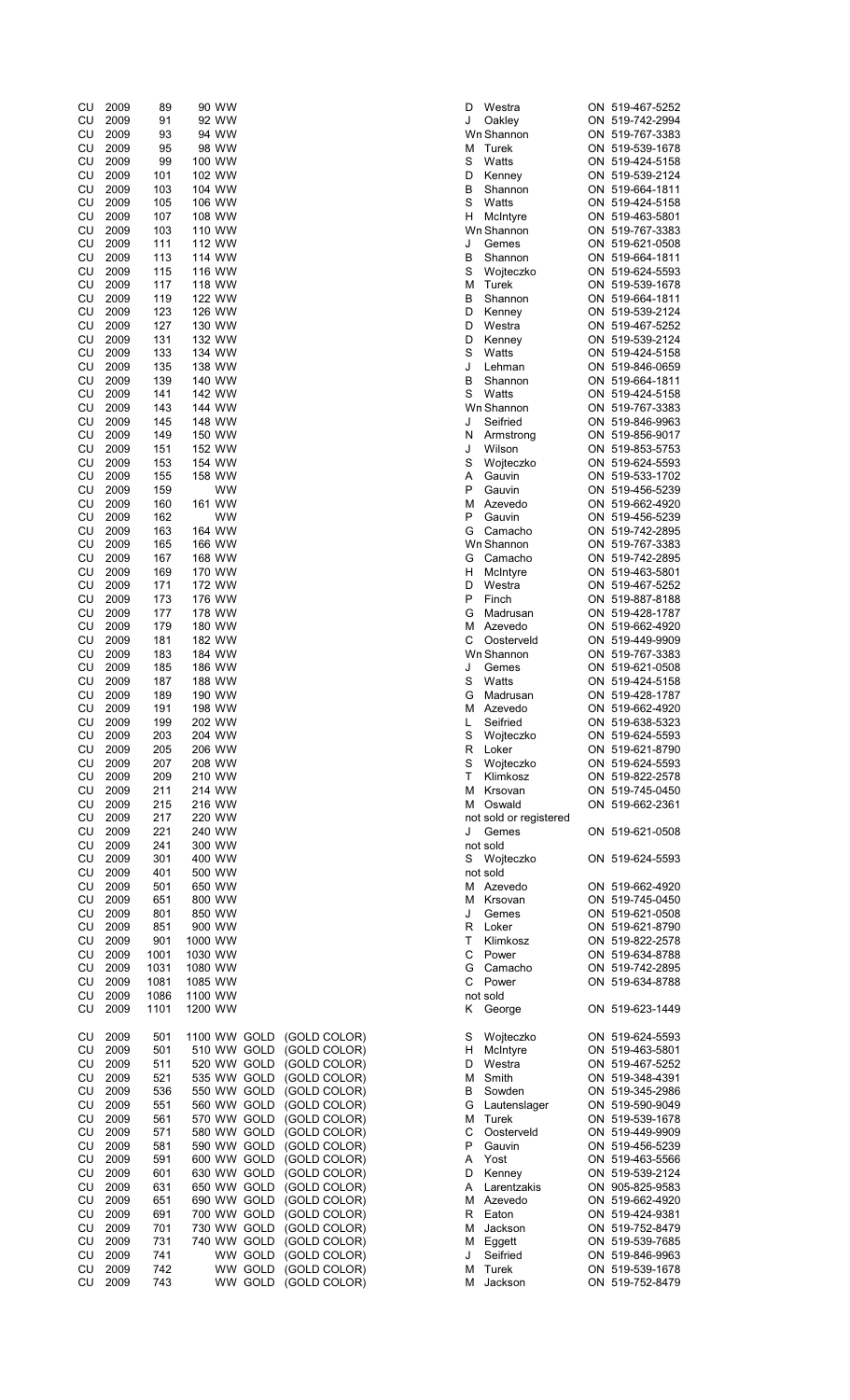| | | | | | | | | | |
|---|---|---|---|---|---|---|---|---|---|
| CU | 2009 | 89 | 90 WW | | D | Westra | ON | 519-467-5252 |
| CU | 2009 | 91 | 92 WW | | J | Oakley | ON | 519-742-2994 |
| CU | 2009 | 93 | 94 WW | | Wn | Shannon | ON | 519-767-3383 |
| CU | 2009 | 95 | 98 WW | | M | Turek | ON | 519-539-1678 |
| CU | 2009 | 99 | 100 WW | | S | Watts | ON | 519-424-5158 |
| CU | 2009 | 101 | 102 WW | | D | Kenney | ON | 519-539-2124 |
| CU | 2009 | 103 | 104 WW | | B | Shannon | ON | 519-664-1811 |
| CU | 2009 | 105 | 106 WW | | S | Watts | ON | 519-424-5158 |
| CU | 2009 | 107 | 108 WW | | H | McIntyre | ON | 519-463-5801 |
| CU | 2009 | 103 | 110 WW | | Wn | Shannon | ON | 519-767-3383 |
| CU | 2009 | 111 | 112 WW | | J | Gemes | ON | 519-621-0508 |
| CU | 2009 | 113 | 114 WW | | B | Shannon | ON | 519-664-1811 |
| CU | 2009 | 115 | 116 WW | | S | Wojteczko | ON | 519-624-5593 |
| CU | 2009 | 117 | 118 WW | | M | Turek | ON | 519-539-1678 |
| CU | 2009 | 119 | 122 WW | | B | Shannon | ON | 519-664-1811 |
| CU | 2009 | 123 | 126 WW | | D | Kenney | ON | 519-539-2124 |
| CU | 2009 | 127 | 130 WW | | D | Westra | ON | 519-467-5252 |
| CU | 2009 | 131 | 132 WW | | D | Kenney | ON | 519-539-2124 |
| CU | 2009 | 133 | 134 WW | | S | Watts | ON | 519-424-5158 |
| CU | 2009 | 135 | 138 WW | | J | Lehman | ON | 519-846-0659 |
| CU | 2009 | 139 | 140 WW | | B | Shannon | ON | 519-664-1811 |
| CU | 2009 | 141 | 142 WW | | S | Watts | ON | 519-424-5158 |
| CU | 2009 | 143 | 144 WW | | Wn | Shannon | ON | 519-767-3383 |
| CU | 2009 | 145 | 148 WW | | J | Seifried | ON | 519-846-9963 |
| CU | 2009 | 149 | 150 WW | | N | Armstrong | ON | 519-856-9017 |
| CU | 2009 | 151 | 152 WW | | J | Wilson | ON | 519-853-5753 |
| CU | 2009 | 153 | 154 WW | | S | Wojteczko | ON | 519-624-5593 |
| CU | 2009 | 155 | 158 WW | | A | Gauvin | ON | 519-533-1702 |
| CU | 2009 | 159 | WW | | P | Gauvin | ON | 519-456-5239 |
| CU | 2009 | 160 | 161 WW | | M | Azevedo | ON | 519-662-4920 |
| CU | 2009 | 162 | WW | | P | Gauvin | ON | 519-456-5239 |
| CU | 2009 | 163 | 164 WW | | G | Camacho | ON | 519-742-2895 |
| CU | 2009 | 165 | 166 WW | | Wn | Shannon | ON | 519-767-3383 |
| CU | 2009 | 167 | 168 WW | | G | Camacho | ON | 519-742-2895 |
| CU | 2009 | 169 | 170 WW | | H | McIntyre | ON | 519-463-5801 |
| CU | 2009 | 171 | 172 WW | | D | Westra | ON | 519-467-5252 |
| CU | 2009 | 173 | 176 WW | | P | Finch | ON | 519-887-8188 |
| CU | 2009 | 177 | 178 WW | | G | Madrusan | ON | 519-428-1787 |
| CU | 2009 | 179 | 180 WW | | M | Azevedo | ON | 519-662-4920 |
| CU | 2009 | 181 | 182 WW | | C | Oosterveld | ON | 519-449-9909 |
| CU | 2009 | 183 | 184 WW | | Wn | Shannon | ON | 519-767-3383 |
| CU | 2009 | 185 | 186 WW | | J | Gemes | ON | 519-621-0508 |
| CU | 2009 | 187 | 188 WW | | S | Watts | ON | 519-424-5158 |
| CU | 2009 | 189 | 190 WW | | G | Madrusan | ON | 519-428-1787 |
| CU | 2009 | 191 | 198 WW | | M | Azevedo | ON | 519-662-4920 |
| CU | 2009 | 199 | 202 WW | | L | Seifried | ON | 519-638-5323 |
| CU | 2009 | 203 | 204 WW | | S | Wojteczko | ON | 519-624-5593 |
| CU | 2009 | 205 | 206 WW | | R | Loker | ON | 519-621-8790 |
| CU | 2009 | 207 | 208 WW | | S | Wojteczko | ON | 519-624-5593 |
| CU | 2009 | 209 | 210 WW | | T | Klimkosz | ON | 519-822-2578 |
| CU | 2009 | 211 | 214 WW | | M | Krsovan | ON | 519-745-0450 |
| CU | 2009 | 215 | 216 WW | | M | Oswald | ON | 519-662-2361 |
| CU | 2009 | 217 | 220 WW | | not sold or registered | | | |
| CU | 2009 | 221 | 240 WW | | J | Gemes | ON | 519-621-0508 |
| CU | 2009 | 241 | 300 WW | | not sold | | | |
| CU | 2009 | 301 | 400 WW | | S | Wojteczko | ON | 519-624-5593 |
| CU | 2009 | 401 | 500 WW | | not sold | | | |
| CU | 2009 | 501 | 650 WW | | M | Azevedo | ON | 519-662-4920 |
| CU | 2009 | 651 | 800 WW | | M | Krsovan | ON | 519-745-0450 |
| CU | 2009 | 801 | 850 WW | | J | Gemes | ON | 519-621-0508 |
| CU | 2009 | 851 | 900 WW | | R | Loker | ON | 519-621-8790 |
| CU | 2009 | 901 | 1000 WW | | T | Klimkosz | ON | 519-822-2578 |
| CU | 2009 | 1001 | 1030 WW | | C | Power | ON | 519-634-8788 |
| CU | 2009 | 1031 | 1080 WW | | G | Camacho | ON | 519-742-2895 |
| CU | 2009 | 1081 | 1085 WW | | C | Power | ON | 519-634-8788 |
| CU | 2009 | 1086 | 1100 WW | | not sold | | | |
| CU | 2009 | 1101 | 1200 WW | | K | George | ON | 519-623-1449 |
| | | | | | | | | |
| CU | 2009 | 501 | 1100 WW GOLD | (GOLD COLOR) | S | Wojteczko | ON | 519-624-5593 |
| CU | 2009 | 501 | 510 WW GOLD | (GOLD COLOR) | H | McIntyre | ON | 519-463-5801 |
| CU | 2009 | 511 | 520 WW GOLD | (GOLD COLOR) | D | Westra | ON | 519-467-5252 |
| CU | 2009 | 521 | 535 WW GOLD | (GOLD COLOR) | M | Smith | ON | 519-348-4391 |
| CU | 2009 | 536 | 550 WW GOLD | (GOLD COLOR) | B | Sowden | ON | 519-345-2986 |
| CU | 2009 | 551 | 560 WW GOLD | (GOLD COLOR) | G | Lautenslager | ON | 519-590-9049 |
| CU | 2009 | 561 | 570 WW GOLD | (GOLD COLOR) | M | Turek | ON | 519-539-1678 |
| CU | 2009 | 571 | 580 WW GOLD | (GOLD COLOR) | C | Oosterveld | ON | 519-449-9909 |
| CU | 2009 | 581 | 590 WW GOLD | (GOLD COLOR) | P | Gauvin | ON | 519-456-5239 |
| CU | 2009 | 591 | 600 WW GOLD | (GOLD COLOR) | A | Yost | ON | 519-463-5566 |
| CU | 2009 | 601 | 630 WW GOLD | (GOLD COLOR) | D | Kenney | ON | 519-539-2124 |
| CU | 2009 | 631 | 650 WW GOLD | (GOLD COLOR) | A | Larentzakis | ON | 905-825-9583 |
| CU | 2009 | 651 | 690 WW GOLD | (GOLD COLOR) | M | Azevedo | ON | 519-662-4920 |
| CU | 2009 | 691 | 700 WW GOLD | (GOLD COLOR) | R | Eaton | ON | 519-424-9381 |
| CU | 2009 | 701 | 730 WW GOLD | (GOLD COLOR) | M | Jackson | ON | 519-752-8479 |
| CU | 2009 | 731 | 740 WW GOLD | (GOLD COLOR) | M | Eggett | ON | 519-539-7685 |
| CU | 2009 | 741 | WW GOLD | (GOLD COLOR) | J | Seifried | ON | 519-846-9963 |
| CU | 2009 | 742 | WW GOLD | (GOLD COLOR) | M | Turek | ON | 519-539-1678 |
| CU | 2009 | 743 | WW GOLD | (GOLD COLOR) | M | Jackson | ON | 519-752-8479 |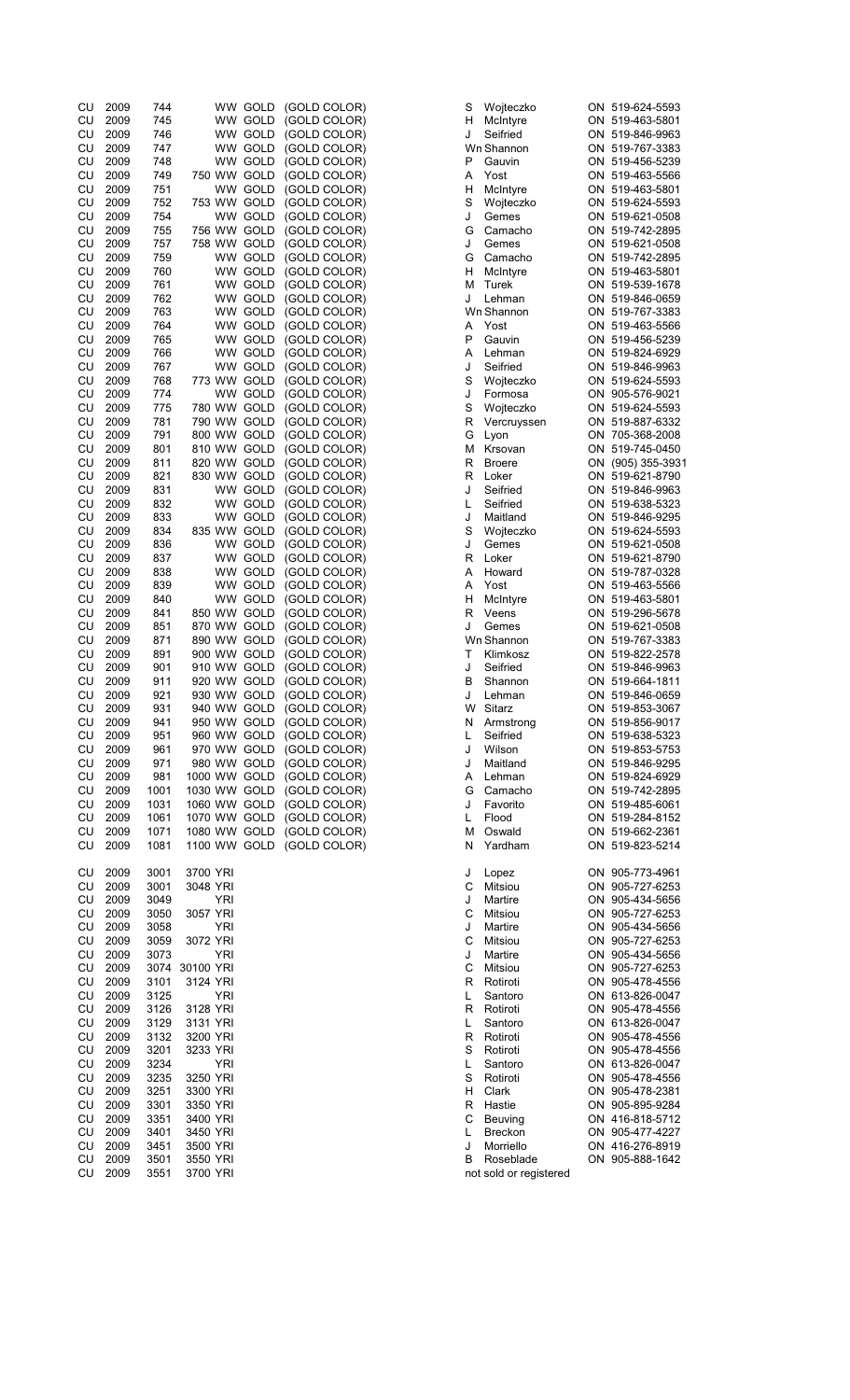| | | | | | | | | | | |
|---|---|---|---|---|---|---|---|---|---|---|
| CU | 2009 | 744 | | WW | GOLD | (GOLD COLOR) | S | Wojteczko | ON | 519-624-5593 |
| CU | 2009 | 745 | | WW | GOLD | (GOLD COLOR) | H | McIntyre | ON | 519-463-5801 |
| CU | 2009 | 746 | | WW | GOLD | (GOLD COLOR) | J | Seifried | ON | 519-846-9963 |
| CU | 2009 | 747 | | WW | GOLD | (GOLD COLOR) | Wn | Shannon | ON | 519-767-3383 |
| CU | 2009 | 748 | | WW | GOLD | (GOLD COLOR) | P | Gauvin | ON | 519-456-5239 |
| CU | 2009 | 749 | 750 | WW | GOLD | (GOLD COLOR) | A | Yost | ON | 519-463-5566 |
| CU | 2009 | 751 | | WW | GOLD | (GOLD COLOR) | H | McIntyre | ON | 519-463-5801 |
| CU | 2009 | 752 | 753 | WW | GOLD | (GOLD COLOR) | S | Wojteczko | ON | 519-624-5593 |
| CU | 2009 | 754 | | WW | GOLD | (GOLD COLOR) | J | Gemes | ON | 519-621-0508 |
| CU | 2009 | 755 | 756 | WW | GOLD | (GOLD COLOR) | G | Camacho | ON | 519-742-2895 |
| CU | 2009 | 757 | 758 | WW | GOLD | (GOLD COLOR) | J | Gemes | ON | 519-621-0508 |
| CU | 2009 | 759 | | WW | GOLD | (GOLD COLOR) | G | Camacho | ON | 519-742-2895 |
| CU | 2009 | 760 | | WW | GOLD | (GOLD COLOR) | H | McIntyre | ON | 519-463-5801 |
| CU | 2009 | 761 | | WW | GOLD | (GOLD COLOR) | M | Turek | ON | 519-539-1678 |
| CU | 2009 | 762 | | WW | GOLD | (GOLD COLOR) | J | Lehman | ON | 519-846-0659 |
| CU | 2009 | 763 | | WW | GOLD | (GOLD COLOR) | Wn | Shannon | ON | 519-767-3383 |
| CU | 2009 | 764 | | WW | GOLD | (GOLD COLOR) | A | Yost | ON | 519-463-5566 |
| CU | 2009 | 765 | | WW | GOLD | (GOLD COLOR) | P | Gauvin | ON | 519-456-5239 |
| CU | 2009 | 766 | | WW | GOLD | (GOLD COLOR) | A | Lehman | ON | 519-824-6929 |
| CU | 2009 | 767 | | WW | GOLD | (GOLD COLOR) | J | Seifried | ON | 519-846-9963 |
| CU | 2009 | 768 | 773 | WW | GOLD | (GOLD COLOR) | S | Wojteczko | ON | 519-624-5593 |
| CU | 2009 | 774 | | WW | GOLD | (GOLD COLOR) | J | Formosa | ON | 905-576-9021 |
| CU | 2009 | 775 | 780 | WW | GOLD | (GOLD COLOR) | S | Wojteczko | ON | 519-624-5593 |
| CU | 2009 | 781 | 790 | WW | GOLD | (GOLD COLOR) | R | Vercruyssen | ON | 519-887-6332 |
| CU | 2009 | 791 | 800 | WW | GOLD | (GOLD COLOR) | G | Lyon | ON | 705-368-2008 |
| CU | 2009 | 801 | 810 | WW | GOLD | (GOLD COLOR) | M | Krsovan | ON | 519-745-0450 |
| CU | 2009 | 811 | 820 | WW | GOLD | (GOLD COLOR) | R | Broere | ON | (905) 355-3931 |
| CU | 2009 | 821 | 830 | WW | GOLD | (GOLD COLOR) | R | Loker | ON | 519-621-8790 |
| CU | 2009 | 831 | | WW | GOLD | (GOLD COLOR) | J | Seifried | ON | 519-846-9963 |
| CU | 2009 | 832 | | WW | GOLD | (GOLD COLOR) | L | Seifried | ON | 519-638-5323 |
| CU | 2009 | 833 | | WW | GOLD | (GOLD COLOR) | J | Maitland | ON | 519-846-9295 |
| CU | 2009 | 834 | 835 | WW | GOLD | (GOLD COLOR) | S | Wojteczko | ON | 519-624-5593 |
| CU | 2009 | 836 | | WW | GOLD | (GOLD COLOR) | J | Gemes | ON | 519-621-0508 |
| CU | 2009 | 837 | | WW | GOLD | (GOLD COLOR) | R | Loker | ON | 519-621-8790 |
| CU | 2009 | 838 | | WW | GOLD | (GOLD COLOR) | A | Howard | ON | 519-787-0328 |
| CU | 2009 | 839 | | WW | GOLD | (GOLD COLOR) | A | Yost | ON | 519-463-5566 |
| CU | 2009 | 840 | | WW | GOLD | (GOLD COLOR) | H | McIntyre | ON | 519-463-5801 |
| CU | 2009 | 841 | 850 | WW | GOLD | (GOLD COLOR) | R | Veens | ON | 519-296-5678 |
| CU | 2009 | 851 | 870 | WW | GOLD | (GOLD COLOR) | J | Gemes | ON | 519-621-0508 |
| CU | 2009 | 871 | 890 | WW | GOLD | (GOLD COLOR) | Wn | Shannon | ON | 519-767-3383 |
| CU | 2009 | 891 | 900 | WW | GOLD | (GOLD COLOR) | T | Klimkosz | ON | 519-822-2578 |
| CU | 2009 | 901 | 910 | WW | GOLD | (GOLD COLOR) | J | Seifried | ON | 519-846-9963 |
| CU | 2009 | 911 | 920 | WW | GOLD | (GOLD COLOR) | B | Shannon | ON | 519-664-1811 |
| CU | 2009 | 921 | 930 | WW | GOLD | (GOLD COLOR) | J | Lehman | ON | 519-846-0659 |
| CU | 2009 | 931 | 940 | WW | GOLD | (GOLD COLOR) | W | Sitarz | ON | 519-853-3067 |
| CU | 2009 | 941 | 950 | WW | GOLD | (GOLD COLOR) | N | Armstrong | ON | 519-856-9017 |
| CU | 2009 | 951 | 960 | WW | GOLD | (GOLD COLOR) | L | Seifried | ON | 519-638-5323 |
| CU | 2009 | 961 | 970 | WW | GOLD | (GOLD COLOR) | J | Wilson | ON | 519-853-5753 |
| CU | 2009 | 971 | 980 | WW | GOLD | (GOLD COLOR) | J | Maitland | ON | 519-846-9295 |
| CU | 2009 | 981 | 1000 | WW | GOLD | (GOLD COLOR) | A | Lehman | ON | 519-824-6929 |
| CU | 2009 | 1001 | 1030 | WW | GOLD | (GOLD COLOR) | G | Camacho | ON | 519-742-2895 |
| CU | 2009 | 1031 | 1060 | WW | GOLD | (GOLD COLOR) | J | Favorito | ON | 519-485-6061 |
| CU | 2009 | 1061 | 1070 | WW | GOLD | (GOLD COLOR) | L | Flood | ON | 519-284-8152 |
| CU | 2009 | 1071 | 1080 | WW | GOLD | (GOLD COLOR) | M | Oswald | ON | 519-662-2361 |
| CU | 2009 | 1081 | 1100 | WW | GOLD | (GOLD COLOR) | N | Yardham | ON | 519-823-5214 |

| | | | | | | | | |
|---|---|---|---|---|---|---|---|---|
| CU | 2009 | 3001 | 3700 | YRI | J | Lopez | ON | 905-773-4961 |
| CU | 2009 | 3001 | 3048 | YRI | C | Mitsiou | ON | 905-727-6253 |
| CU | 2009 | 3049 | | YRI | J | Martire | ON | 905-434-5656 |
| CU | 2009 | 3050 | 3057 | YRI | C | Mitsiou | ON | 905-727-6253 |
| CU | 2009 | 3058 | | YRI | J | Martire | ON | 905-434-5656 |
| CU | 2009 | 3059 | 3072 | YRI | C | Mitsiou | ON | 905-727-6253 |
| CU | 2009 | 3073 | | YRI | J | Martire | ON | 905-434-5656 |
| CU | 2009 | 3074 | 30100 | YRI | C | Mitsiou | ON | 905-727-6253 |
| CU | 2009 | 3101 | 3124 | YRI | R | Rotiroti | ON | 905-478-4556 |
| CU | 2009 | 3125 | | YRI | L | Santoro | ON | 613-826-0047 |
| CU | 2009 | 3126 | 3128 | YRI | R | Rotiroti | ON | 905-478-4556 |
| CU | 2009 | 3129 | 3131 | YRI | L | Santoro | ON | 613-826-0047 |
| CU | 2009 | 3132 | 3200 | YRI | R | Rotiroti | ON | 905-478-4556 |
| CU | 2009 | 3201 | 3233 | YRI | S | Rotiroti | ON | 905-478-4556 |
| CU | 2009 | 3234 | | YRI | L | Santoro | ON | 613-826-0047 |
| CU | 2009 | 3235 | 3250 | YRI | S | Rotiroti | ON | 905-478-4556 |
| CU | 2009 | 3251 | 3300 | YRI | H | Clark | ON | 905-478-2381 |
| CU | 2009 | 3301 | 3350 | YRI | R | Hastie | ON | 905-895-9284 |
| CU | 2009 | 3351 | 3400 | YRI | C | Beuving | ON | 416-818-5712 |
| CU | 2009 | 3401 | 3450 | YRI | L | Breckon | ON | 905-477-4227 |
| CU | 2009 | 3451 | 3500 | YRI | J | Morriello | ON | 416-276-8919 |
| CU | 2009 | 3501 | 3550 | YRI | B | Roseblade | ON | 905-888-1642 |
| CU | 2009 | 3551 | 3700 | YRI | not sold or registered | | | |